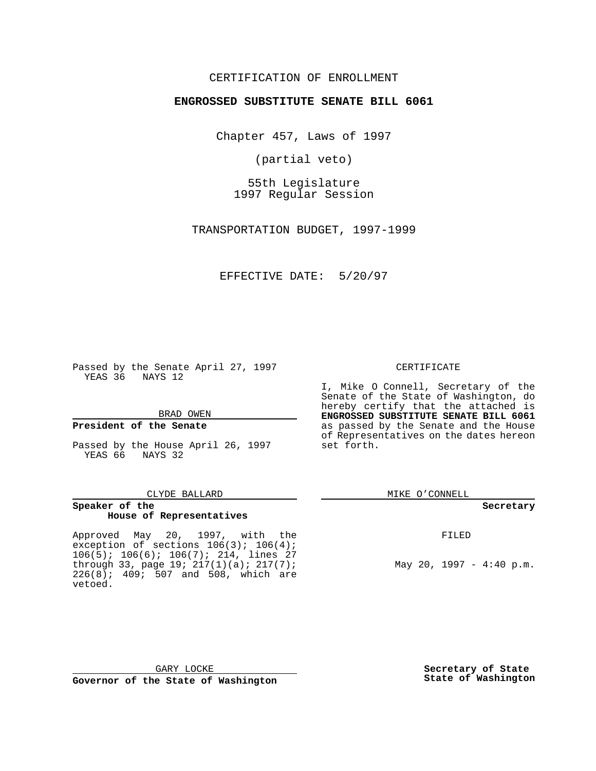CERTIFICATION OF ENROLLMENT

**ENGROSSED SUBSTITUTE SENATE BILL 6061**

Chapter 457, Laws of 1997

(partial veto)

55th Legislature
1997 Regular Session

TRANSPORTATION BUDGET, 1997-1999

EFFECTIVE DATE: 5/20/97

Passed by the Senate April 27, 1997
YEAS 36 NAYS 12

BRAD OWEN

**President of the Senate**

Passed by the House April 26, 1997
YEAS 66 NAYS 32

CLYDE BALLARD

**Speaker of the House of Representatives**

CERTIFICATE

I, Mike O Connell, Secretary of the Senate of the State of Washington, do hereby certify that the attached is **ENGROSSED SUBSTITUTE SENATE BILL 6061** as passed by the Senate and the House of Representatives on the dates hereon set forth.

MIKE O'CONNELL

**Secretary**

Approved May 20, 1997, with the exception of sections 106(3); 106(4); 106(5); 106(6); 106(7); 214, lines 27 through 33, page 19; 217(1)(a); 217(7); 226(8); 409; 507 and 508, which are vetoed.

FILED

May 20, 1997 - 4:40 p.m.

GARY LOCKE

**Governor of the State of Washington**

**Secretary of State**
**State of Washington**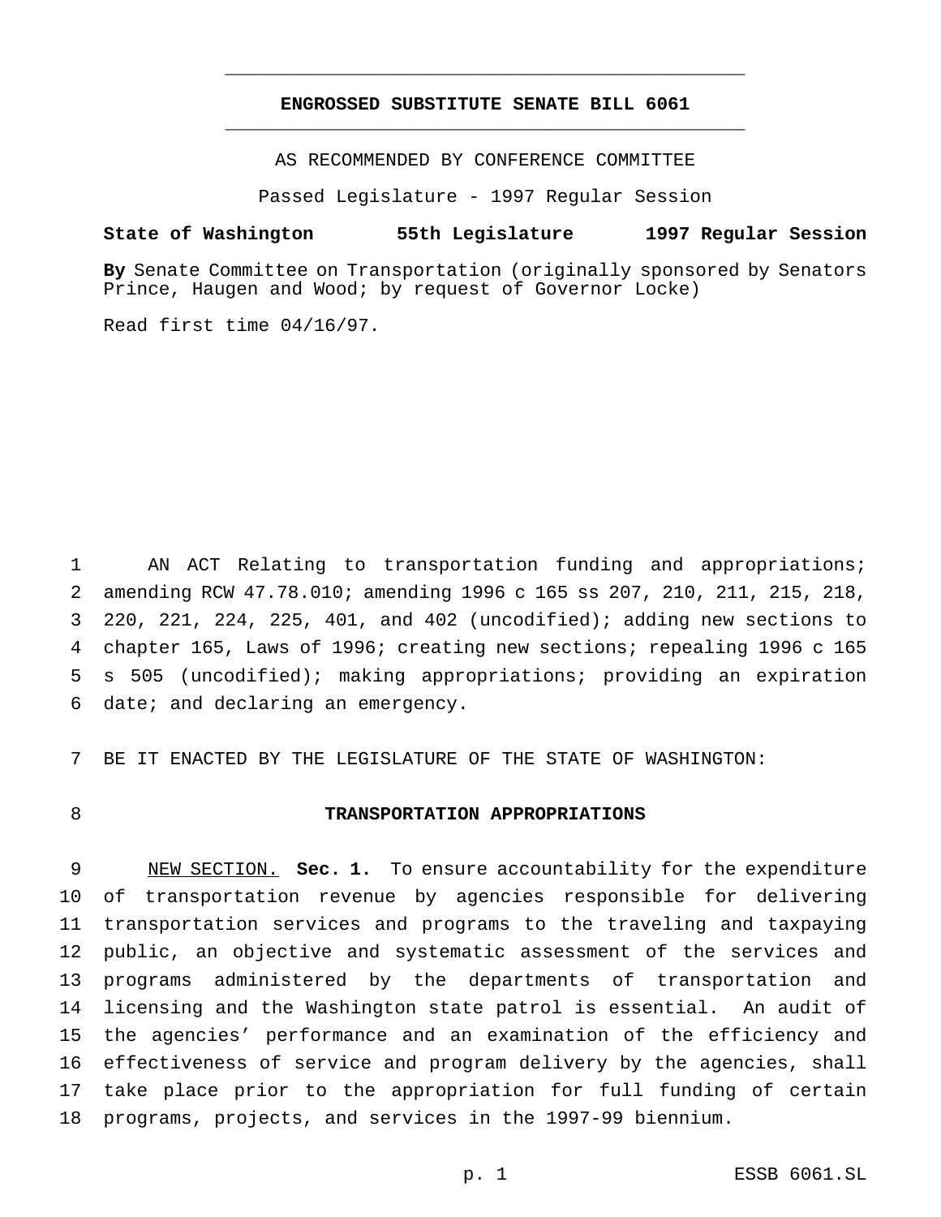# ENGROSSED SUBSTITUTE SENATE BILL 6061

AS RECOMMENDED BY CONFERENCE COMMITTEE

Passed Legislature - 1997 Regular Session

**State of Washington 55th Legislature 1997 Regular Session**

**By** Senate Committee on Transportation (originally sponsored by Senators Prince, Haugen and Wood; by request of Governor Locke)

Read first time 04/16/97.

AN ACT Relating to transportation funding and appropriations; amending RCW 47.78.010; amending 1996 c 165 ss 207, 210, 211, 215, 218, 220, 221, 224, 225, 401, and 402 (uncodified); adding new sections to chapter 165, Laws of 1996; creating new sections; repealing 1996 c 165 s 505 (uncodified); making appropriations; providing an expiration date; and declaring an emergency.

BE IT ENACTED BY THE LEGISLATURE OF THE STATE OF WASHINGTON:

## TRANSPORTATION APPROPRIATIONS

NEW SECTION. **Sec. 1.** To ensure accountability for the expenditure of transportation revenue by agencies responsible for delivering transportation services and programs to the traveling and taxpaying public, an objective and systematic assessment of the services and programs administered by the departments of transportation and licensing and the Washington state patrol is essential. An audit of the agencies' performance and an examination of the efficiency and effectiveness of service and program delivery by the agencies, shall take place prior to the appropriation for full funding of certain programs, projects, and services in the 1997-99 biennium.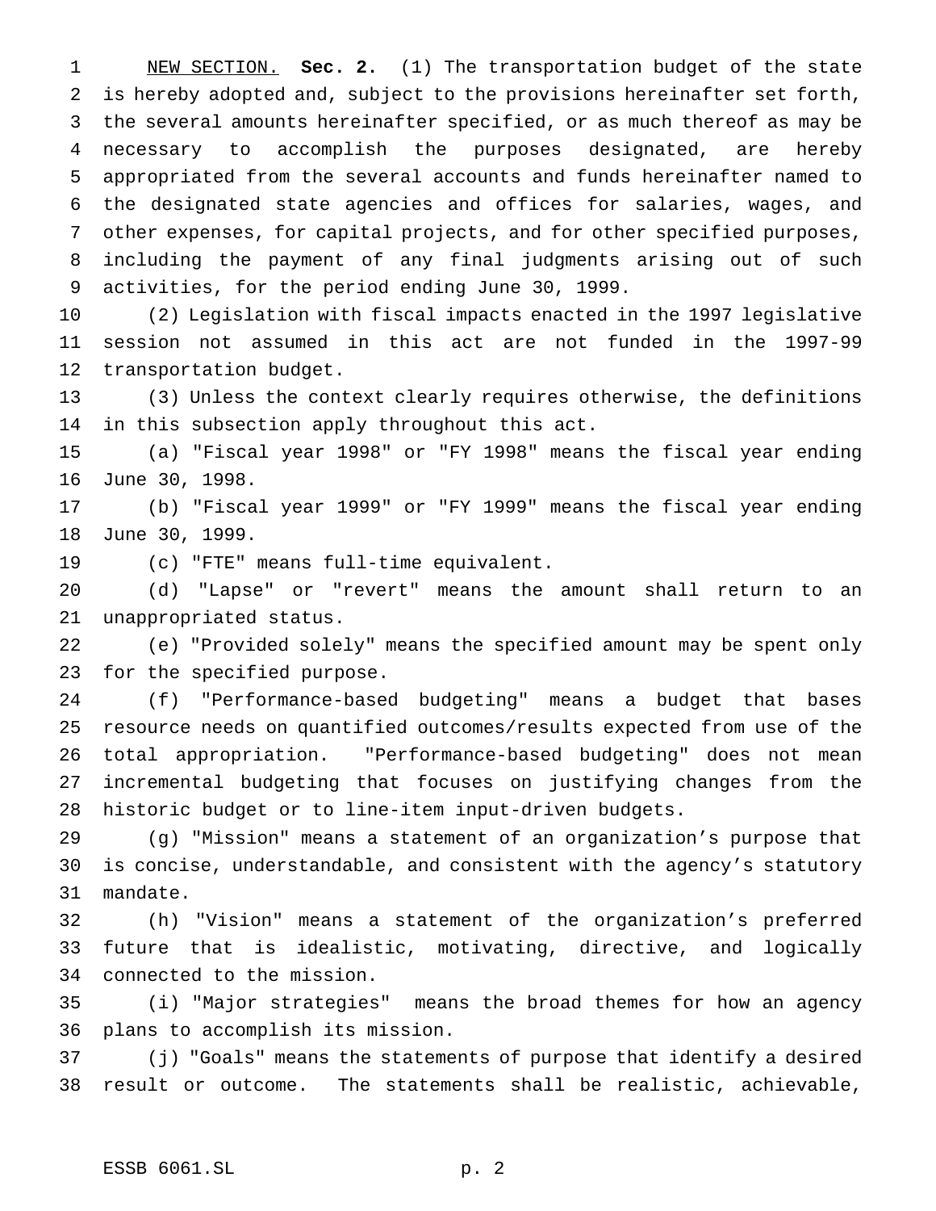NEW SECTION. **Sec. 2.** (1) The transportation budget of the state is hereby adopted and, subject to the provisions hereinafter set forth, the several amounts hereinafter specified, or as much thereof as may be necessary to accomplish the purposes designated, are hereby appropriated from the several accounts and funds hereinafter named to the designated state agencies and offices for salaries, wages, and other expenses, for capital projects, and for other specified purposes, including the payment of any final judgments arising out of such activities, for the period ending June 30, 1999.

(2) Legislation with fiscal impacts enacted in the 1997 legislative session not assumed in this act are not funded in the 1997-99 transportation budget.

(3) Unless the context clearly requires otherwise, the definitions in this subsection apply throughout this act.

(a) "Fiscal year 1998" or "FY 1998" means the fiscal year ending June 30, 1998.

(b) "Fiscal year 1999" or "FY 1999" means the fiscal year ending June 30, 1999.

(c) "FTE" means full-time equivalent.

(d) "Lapse" or "revert" means the amount shall return to an unappropriated status.

(e) "Provided solely" means the specified amount may be spent only for the specified purpose.

(f) "Performance-based budgeting" means a budget that bases resource needs on quantified outcomes/results expected from use of the total appropriation. "Performance-based budgeting" does not mean incremental budgeting that focuses on justifying changes from the historic budget or to line-item input-driven budgets.

(g) "Mission" means a statement of an organization's purpose that is concise, understandable, and consistent with the agency's statutory mandate.

(h) "Vision" means a statement of the organization's preferred future that is idealistic, motivating, directive, and logically connected to the mission.

(i) "Major strategies" means the broad themes for how an agency plans to accomplish its mission.

(j) "Goals" means the statements of purpose that identify a desired result or outcome. The statements shall be realistic, achievable,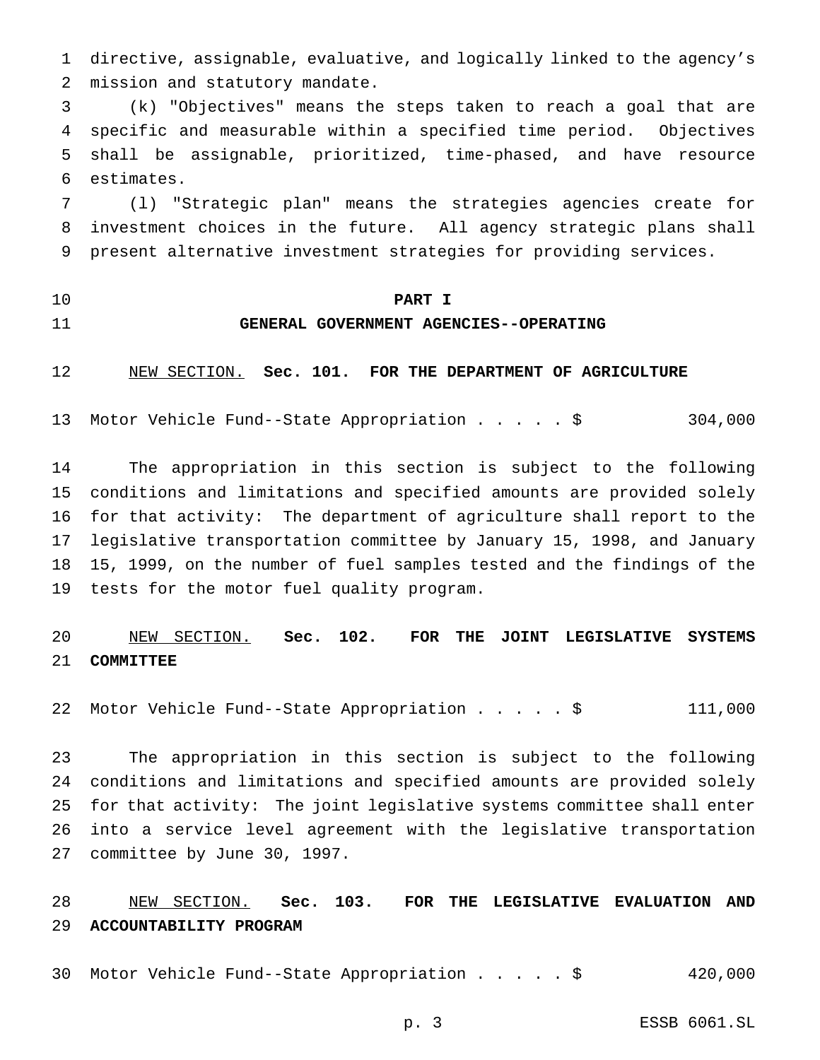directive, assignable, evaluative, and logically linked to the agency's mission and statutory mandate.

(k) "Objectives" means the steps taken to reach a goal that are specific and measurable within a specified time period. Objectives shall be assignable, prioritized, time-phased, and have resource estimates.

(l) "Strategic plan" means the strategies agencies create for investment choices in the future. All agency strategic plans shall present alternative investment strategies for providing services.

# PART I
## GENERAL GOVERNMENT AGENCIES--OPERATING

NEW SECTION. **Sec. 101. FOR THE DEPARTMENT OF AGRICULTURE**

Motor Vehicle Fund--State Appropriation . . . . . $ 304,000

The appropriation in this section is subject to the following conditions and limitations and specified amounts are provided solely for that activity: The department of agriculture shall report to the legislative transportation committee by January 15, 1998, and January 15, 1999, on the number of fuel samples tested and the findings of the tests for the motor fuel quality program.

NEW SECTION. **Sec. 102. FOR THE JOINT LEGISLATIVE SYSTEMS COMMITTEE**

Motor Vehicle Fund--State Appropriation . . . . . $ 111,000

The appropriation in this section is subject to the following conditions and limitations and specified amounts are provided solely for that activity: The joint legislative systems committee shall enter into a service level agreement with the legislative transportation committee by June 30, 1997.

NEW SECTION. **Sec. 103. FOR THE LEGISLATIVE EVALUATION AND ACCOUNTABILITY PROGRAM**

Motor Vehicle Fund--State Appropriation . . . . . $ 420,000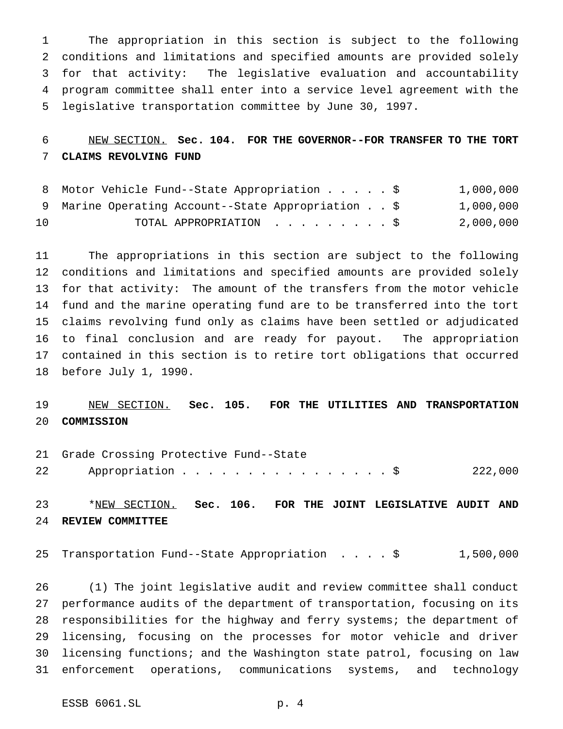The appropriation in this section is subject to the following conditions and limitations and specified amounts are provided solely for that activity: The legislative evaluation and accountability program committee shall enter into a service level agreement with the legislative transportation committee by June 30, 1997.

NEW SECTION. **Sec. 104. FOR THE GOVERNOR--FOR TRANSFER TO THE TORT CLAIMS REVOLVING FUND**

| | | |
|---|---|---|
| Motor Vehicle Fund--State Appropriation . . . . . | $ | 1,000,000 |
| Marine Operating Account--State Appropriation . . | $ | 1,000,000 |
| TOTAL APPROPRIATION . . . . . . . . . | $ | 2,000,000 |

The appropriations in this section are subject to the following conditions and limitations and specified amounts are provided solely for that activity: The amount of the transfers from the motor vehicle fund and the marine operating fund are to be transferred into the tort claims revolving fund only as claims have been settled or adjudicated to final conclusion and are ready for payout. The appropriation contained in this section is to retire tort obligations that occurred before July 1, 1990.

NEW SECTION. **Sec. 105. FOR THE UTILITIES AND TRANSPORTATION COMMISSION**

| | | |
|---|---|---|
| Grade Crossing Protective Fund--State Appropriation . . . . . . . . . . . . . . . . . | $ | 222,000 |

*NEW SECTION. **Sec. 106. FOR THE JOINT LEGISLATIVE AUDIT AND REVIEW COMMITTEE**

| | | |
|---|---|---|
| Transportation Fund--State Appropriation . . . . | $ | 1,500,000 |

(1) The joint legislative audit and review committee shall conduct performance audits of the department of transportation, focusing on its responsibilities for the highway and ferry systems; the department of licensing, focusing on the processes for motor vehicle and driver licensing functions; and the Washington state patrol, focusing on law enforcement operations, communications systems, and technology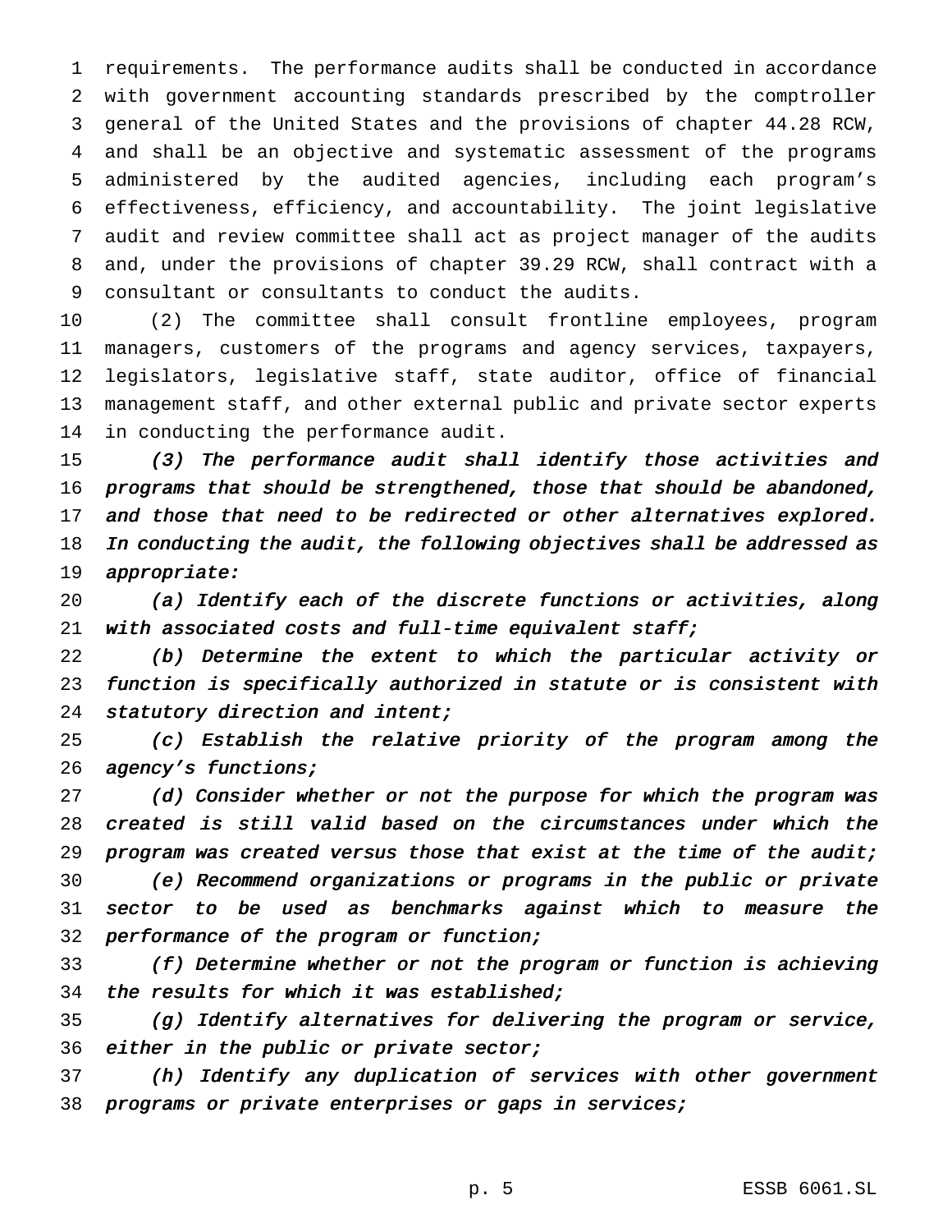requirements. The performance audits shall be conducted in accordance with government accounting standards prescribed by the comptroller general of the United States and the provisions of chapter 44.28 RCW, and shall be an objective and systematic assessment of the programs administered by the audited agencies, including each program's effectiveness, efficiency, and accountability. The joint legislative audit and review committee shall act as project manager of the audits and, under the provisions of chapter 39.29 RCW, shall contract with a consultant or consultants to conduct the audits.

(2) The committee shall consult frontline employees, program managers, customers of the programs and agency services, taxpayers, legislators, legislative staff, state auditor, office of financial management staff, and other external public and private sector experts in conducting the performance audit.

*(3) The performance audit shall identify those activities and programs that should be strengthened, those that should be abandoned, and those that need to be redirected or other alternatives explored. In conducting the audit, the following objectives shall be addressed as appropriate:*

*(a) Identify each of the discrete functions or activities, along with associated costs and full-time equivalent staff;*

*(b) Determine the extent to which the particular activity or function is specifically authorized in statute or is consistent with statutory direction and intent;*

*(c) Establish the relative priority of the program among the agency's functions;*

*(d) Consider whether or not the purpose for which the program was created is still valid based on the circumstances under which the program was created versus those that exist at the time of the audit;*

*(e) Recommend organizations or programs in the public or private sector to be used as benchmarks against which to measure the performance of the program or function;*

*(f) Determine whether or not the program or function is achieving the results for which it was established;*

*(g) Identify alternatives for delivering the program or service, either in the public or private sector;*

*(h) Identify any duplication of services with other government programs or private enterprises or gaps in services;*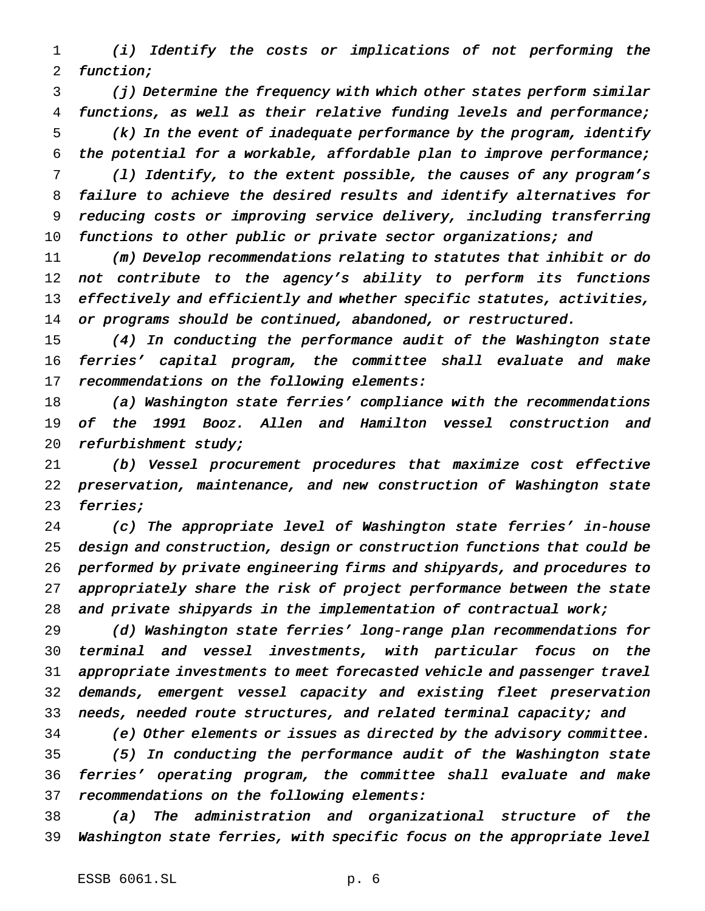*(i) Identify the costs or implications of not performing the function;*

*(j) Determine the frequency with which other states perform similar functions, as well as their relative funding levels and performance;*

*(k) In the event of inadequate performance by the program, identify the potential for a workable, affordable plan to improve performance;*

*(l) Identify, to the extent possible, the causes of any program's failure to achieve the desired results and identify alternatives for reducing costs or improving service delivery, including transferring functions to other public or private sector organizations; and*

*(m) Develop recommendations relating to statutes that inhibit or do not contribute to the agency's ability to perform its functions effectively and efficiently and whether specific statutes, activities, or programs should be continued, abandoned, or restructured.*

*(4) In conducting the performance audit of the Washington state ferries' capital program, the committee shall evaluate and make recommendations on the following elements:*

*(a) Washington state ferries' compliance with the recommendations of the 1991 Booz. Allen and Hamilton vessel construction and refurbishment study;*

*(b) Vessel procurement procedures that maximize cost effective preservation, maintenance, and new construction of Washington state ferries;*

*(c) The appropriate level of Washington state ferries' in-house design and construction, design or construction functions that could be performed by private engineering firms and shipyards, and procedures to appropriately share the risk of project performance between the state and private shipyards in the implementation of contractual work;*

*(d) Washington state ferries' long-range plan recommendations for terminal and vessel investments, with particular focus on the appropriate investments to meet forecasted vehicle and passenger travel demands, emergent vessel capacity and existing fleet preservation needs, needed route structures, and related terminal capacity; and*

*(e) Other elements or issues as directed by the advisory committee.*

*(5) In conducting the performance audit of the Washington state ferries' operating program, the committee shall evaluate and make recommendations on the following elements:*

*(a) The administration and organizational structure of the Washington state ferries, with specific focus on the appropriate level*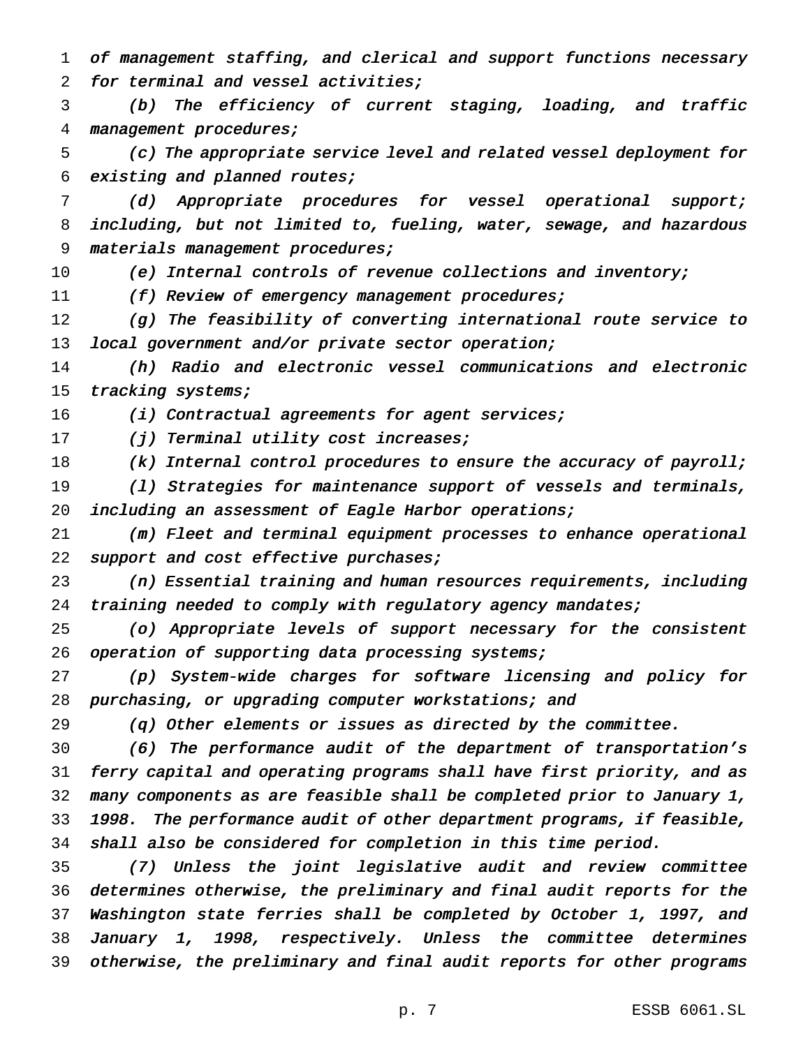*of management staffing, and clerical and support functions necessary for terminal and vessel activities;*

*(b) The efficiency of current staging, loading, and traffic management procedures;*

*(c) The appropriate service level and related vessel deployment for existing and planned routes;*

*(d) Appropriate procedures for vessel operational support; including, but not limited to, fueling, water, sewage, and hazardous materials management procedures;*

*(e) Internal controls of revenue collections and inventory;*

*(f) Review of emergency management procedures;*

*(g) The feasibility of converting international route service to local government and/or private sector operation;*

*(h) Radio and electronic vessel communications and electronic tracking systems;*

*(i) Contractual agreements for agent services;*

*(j) Terminal utility cost increases;*

*(k) Internal control procedures to ensure the accuracy of payroll;*

*(l) Strategies for maintenance support of vessels and terminals, including an assessment of Eagle Harbor operations;*

*(m) Fleet and terminal equipment processes to enhance operational support and cost effective purchases;*

*(n) Essential training and human resources requirements, including training needed to comply with regulatory agency mandates;*

*(o) Appropriate levels of support necessary for the consistent operation of supporting data processing systems;*

*(p) System-wide charges for software licensing and policy for purchasing, or upgrading computer workstations; and*

*(q) Other elements or issues as directed by the committee.*

*(6) The performance audit of the department of transportation's ferry capital and operating programs shall have first priority, and as many components as are feasible shall be completed prior to January 1, 1998. The performance audit of other department programs, if feasible, shall also be considered for completion in this time period.*

*(7) Unless the joint legislative audit and review committee determines otherwise, the preliminary and final audit reports for the Washington state ferries shall be completed by October 1, 1997, and January 1, 1998, respectively. Unless the committee determines otherwise, the preliminary and final audit reports for other programs*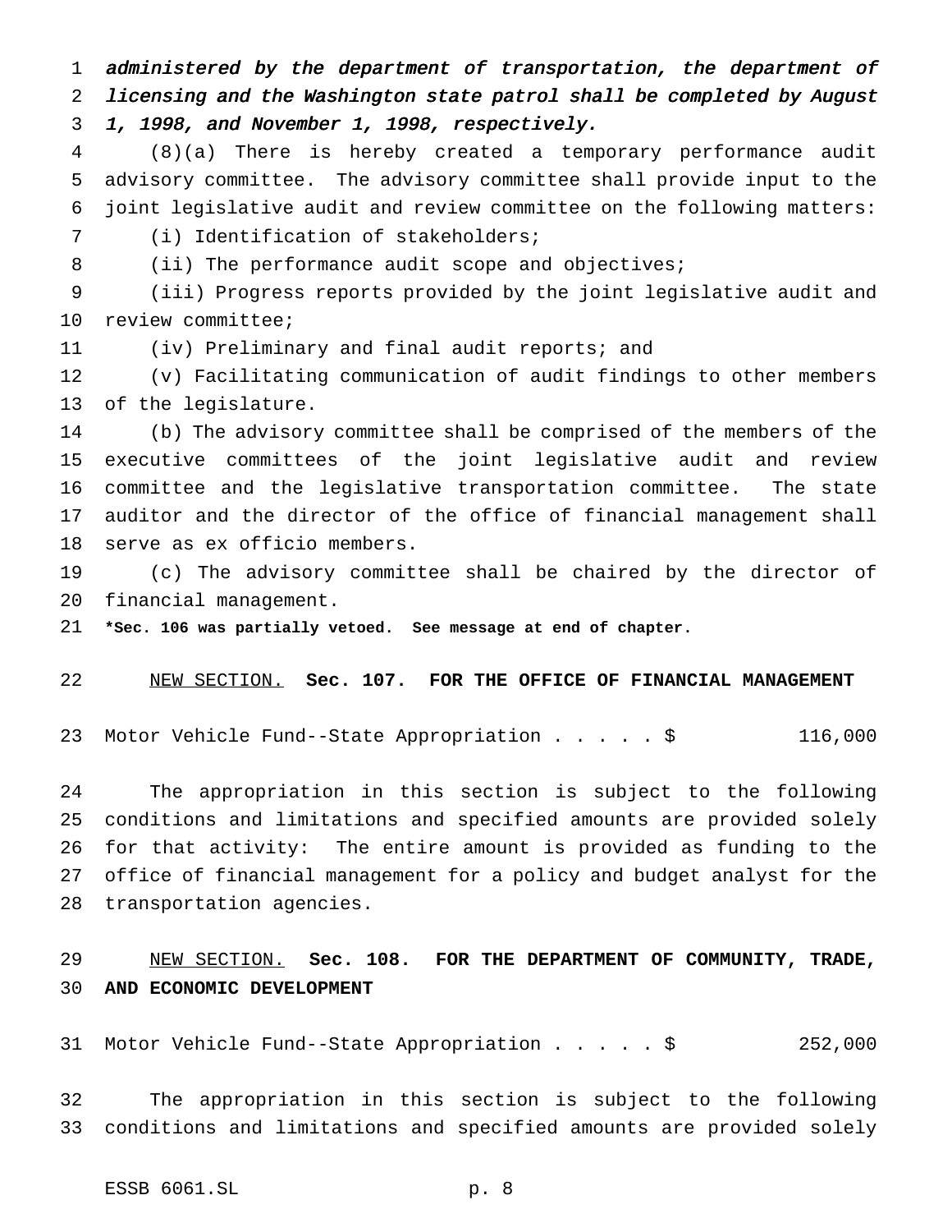*administered by the department of transportation, the department of licensing and the Washington state patrol shall be completed by August 1, 1998, and November 1, 1998, respectively.*

(8)(a) There is hereby created a temporary performance audit advisory committee. The advisory committee shall provide input to the joint legislative audit and review committee on the following matters:

(i) Identification of stakeholders;

(ii) The performance audit scope and objectives;

(iii) Progress reports provided by the joint legislative audit and review committee;

(iv) Preliminary and final audit reports; and

(v) Facilitating communication of audit findings to other members of the legislature.

(b) The advisory committee shall be comprised of the members of the executive committees of the joint legislative audit and review committee and the legislative transportation committee. The state auditor and the director of the office of financial management shall serve as ex officio members.

(c) The advisory committee shall be chaired by the director of financial management.

**\*Sec. 106 was partially vetoed. See message at end of chapter.**

NEW SECTION. **Sec. 107. FOR THE OFFICE OF FINANCIAL MANAGEMENT**

Motor Vehicle Fund--State Appropriation . . . . . $ 116,000

The appropriation in this section is subject to the following conditions and limitations and specified amounts are provided solely for that activity: The entire amount is provided as funding to the office of financial management for a policy and budget analyst for the transportation agencies.

NEW SECTION. **Sec. 108. FOR THE DEPARTMENT OF COMMUNITY, TRADE, AND ECONOMIC DEVELOPMENT**

Motor Vehicle Fund--State Appropriation . . . . . $ 252,000

The appropriation in this section is subject to the following conditions and limitations and specified amounts are provided solely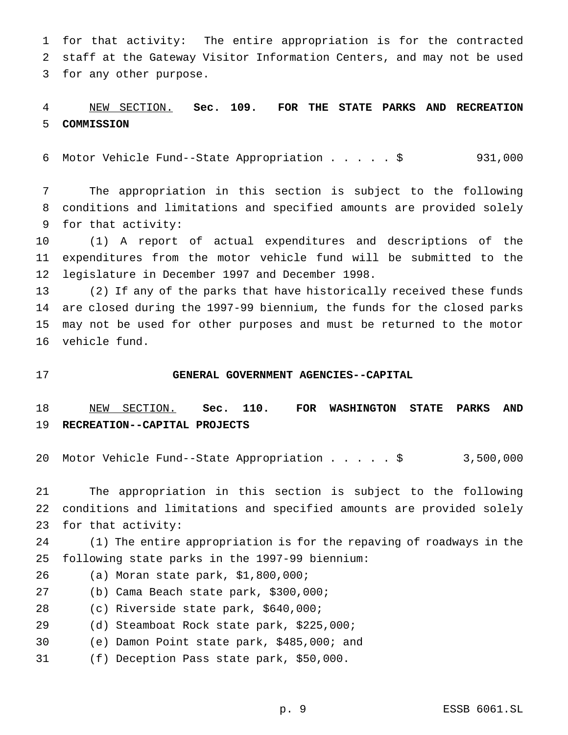for that activity: The entire appropriation is for the contracted staff at the Gateway Visitor Information Centers, and may not be used for any other purpose.

NEW SECTION. **Sec. 109. FOR THE STATE PARKS AND RECREATION COMMISSION**

Motor Vehicle Fund--State Appropriation . . . . . $ 931,000

The appropriation in this section is subject to the following conditions and limitations and specified amounts are provided solely for that activity:

(1) A report of actual expenditures and descriptions of the expenditures from the motor vehicle fund will be submitted to the legislature in December 1997 and December 1998.

(2) If any of the parks that have historically received these funds are closed during the 1997-99 biennium, the funds for the closed parks may not be used for other purposes and must be returned to the motor vehicle fund.

**GENERAL GOVERNMENT AGENCIES--CAPITAL**

NEW SECTION. **Sec. 110. FOR WASHINGTON STATE PARKS AND RECREATION--CAPITAL PROJECTS**

Motor Vehicle Fund--State Appropriation . . . . . $ 3,500,000

The appropriation in this section is subject to the following conditions and limitations and specified amounts are provided solely for that activity:

(1) The entire appropriation is for the repaving of roadways in the following state parks in the 1997-99 biennium:

(a) Moran state park, $1,800,000;

(b) Cama Beach state park, $300,000;

(c) Riverside state park, $640,000;

(d) Steamboat Rock state park, $225,000;

(e) Damon Point state park, $485,000; and

(f) Deception Pass state park, $50,000.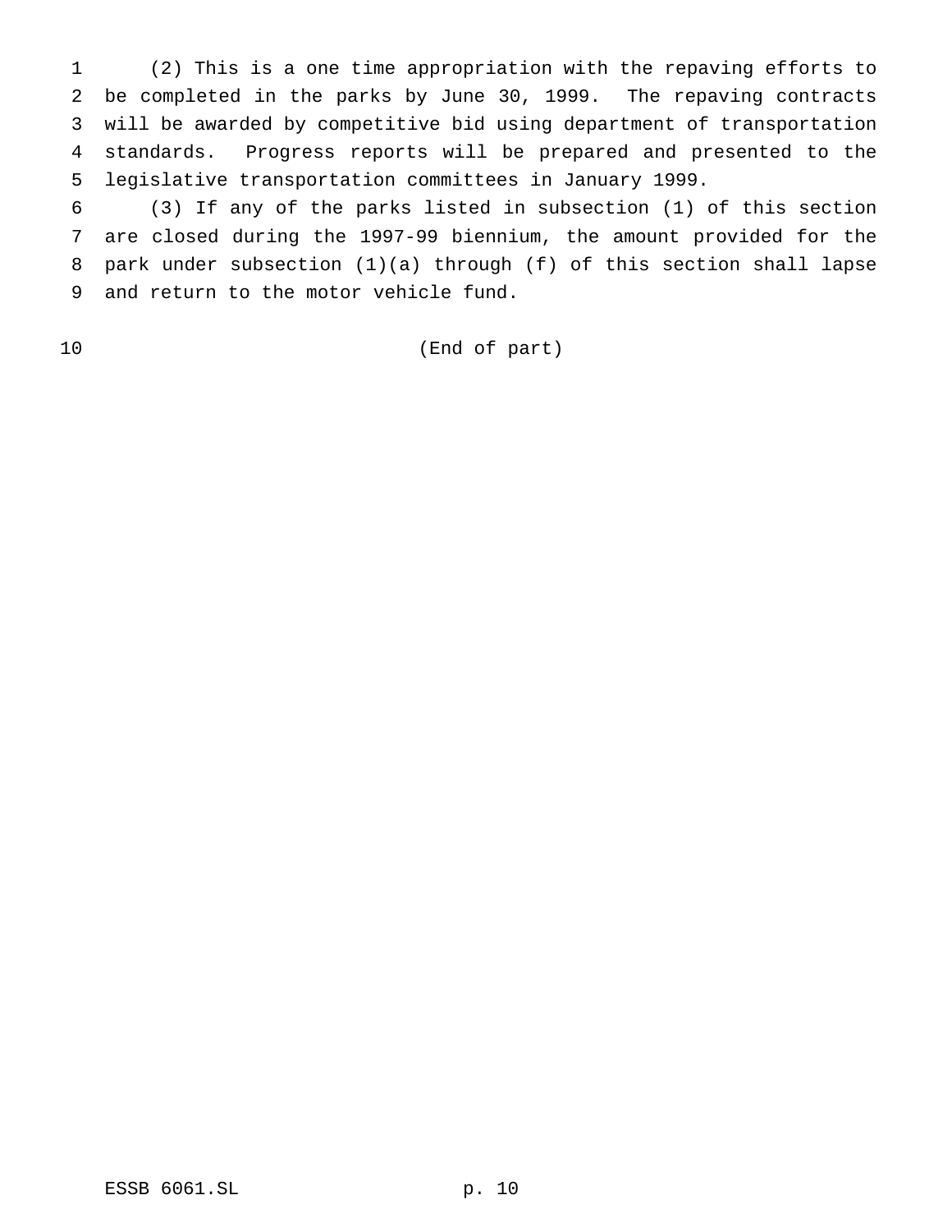(2) This is a one time appropriation with the repaving efforts to be completed in the parks by June 30, 1999. The repaving contracts will be awarded by competitive bid using department of transportation standards. Progress reports will be prepared and presented to the legislative transportation committees in January 1999.

(3) If any of the parks listed in subsection (1) of this section are closed during the 1997-99 biennium, the amount provided for the park under subsection (1)(a) through (f) of this section shall lapse and return to the motor vehicle fund.

(End of part)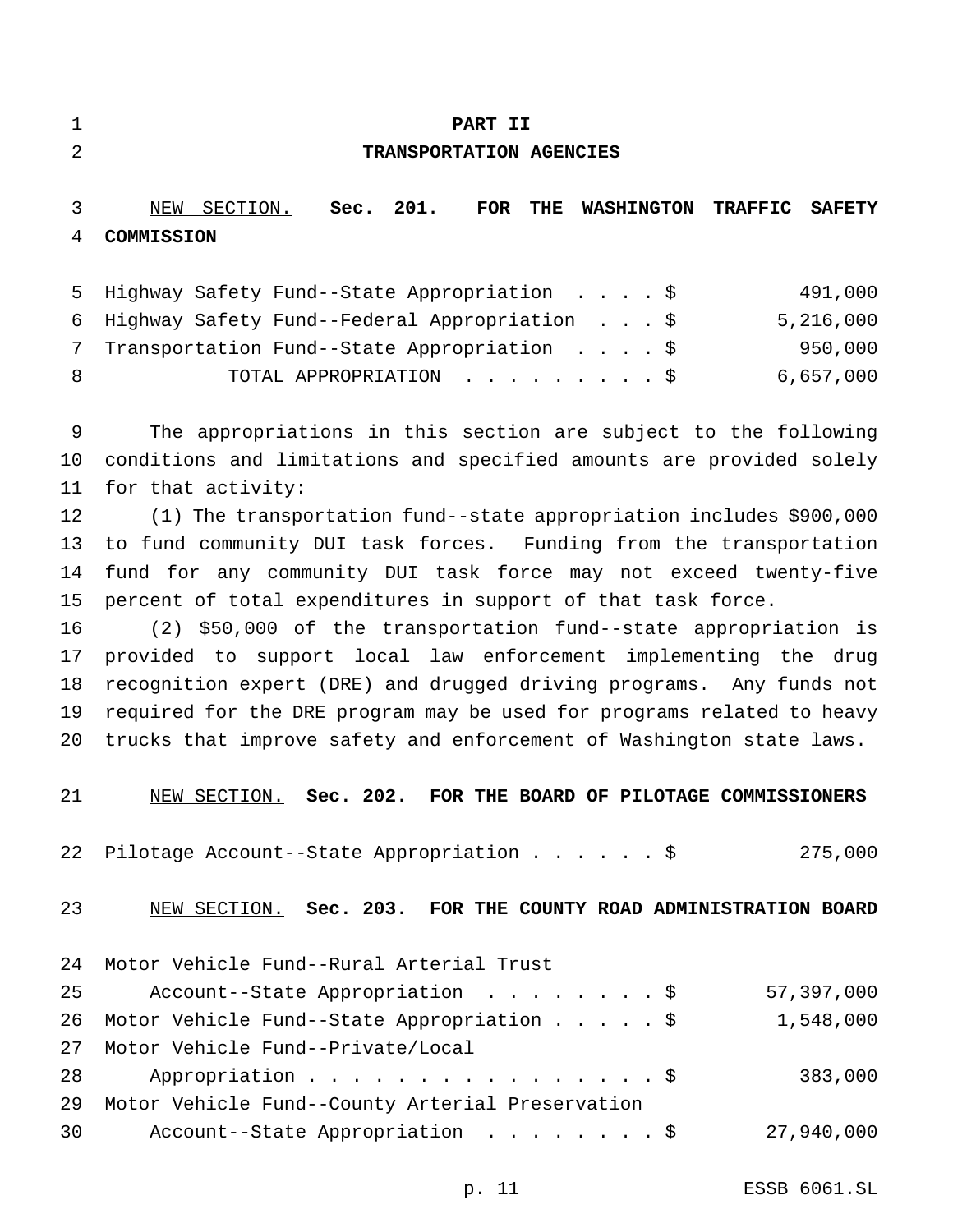# PART II
## TRANSPORTATION AGENCIES

NEW SECTION. **Sec. 201. FOR THE WASHINGTON TRAFFIC SAFETY COMMISSION**

| | |
|---|---|
| Highway Safety Fund--State Appropriation . . . . $ | 491,000 |
| Highway Safety Fund--Federal Appropriation . . . $ | 5,216,000 |
| Transportation Fund--State Appropriation . . . . $ | 950,000 |
| TOTAL APPROPRIATION . . . . . . . . . $ | 6,657,000 |

The appropriations in this section are subject to the following conditions and limitations and specified amounts are provided solely for that activity:

(1) The transportation fund--state appropriation includes $900,000 to fund community DUI task forces. Funding from the transportation fund for any community DUI task force may not exceed twenty-five percent of total expenditures in support of that task force.

(2) $50,000 of the transportation fund--state appropriation is provided to support local law enforcement implementing the drug recognition expert (DRE) and drugged driving programs. Any funds not required for the DRE program may be used for programs related to heavy trucks that improve safety and enforcement of Washington state laws.

NEW SECTION. **Sec. 202. FOR THE BOARD OF PILOTAGE COMMISSIONERS**

| | |
|---|---|
| Pilotage Account--State Appropriation . . . . . . $ | 275,000 |

NEW SECTION. **Sec. 203. FOR THE COUNTY ROAD ADMINISTRATION BOARD**

| | |
|---|---|
| Motor Vehicle Fund--Rural Arterial Trust Account--State Appropriation . . . . . . . . $ | 57,397,000 |
| Motor Vehicle Fund--State Appropriation . . . . . $ | 1,548,000 |
| Motor Vehicle Fund--Private/Local Appropriation . . . . . . . . . . . . . . . . . $ | 383,000 |
| Motor Vehicle Fund--County Arterial Preservation Account--State Appropriation . . . . . . . . $ | 27,940,000 |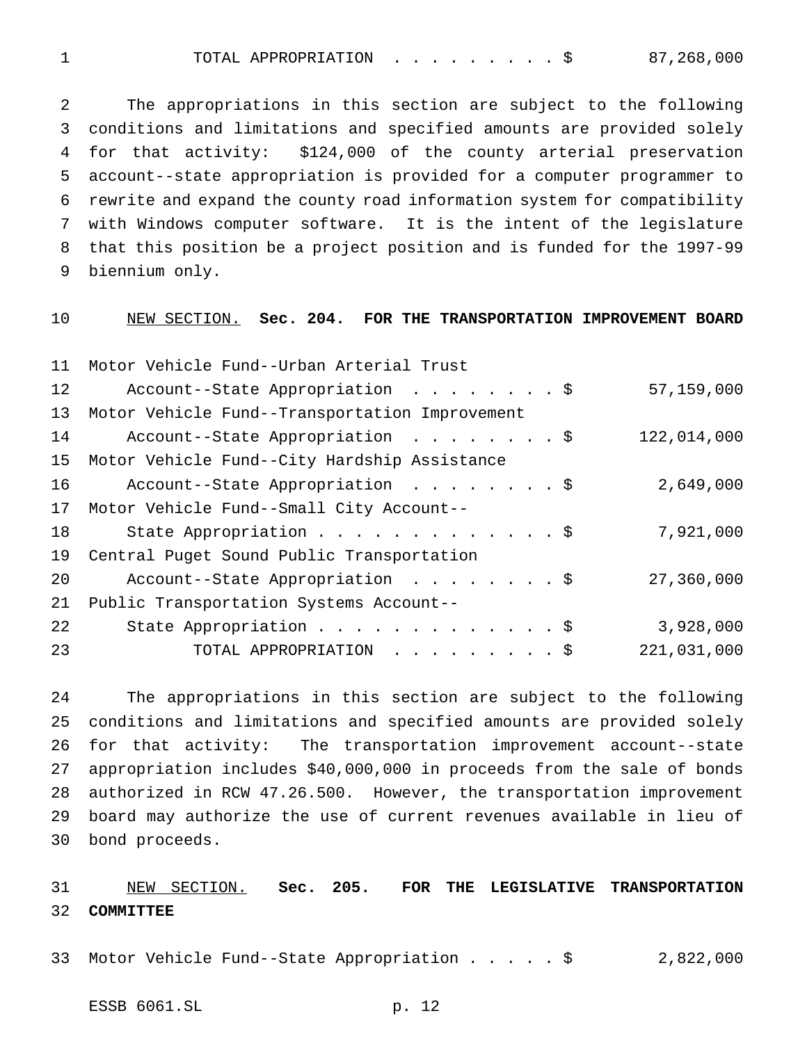TOTAL APPROPRIATION . . . . . . . . . $ 87,268,000

The appropriations in this section are subject to the following conditions and limitations and specified amounts are provided solely for that activity: $124,000 of the county arterial preservation account--state appropriation is provided for a computer programmer to rewrite and expand the county road information system for compatibility with Windows computer software. It is the intent of the legislature that this position be a project position and is funded for the 1997-99 biennium only.

NEW SECTION. **Sec. 204. FOR THE TRANSPORTATION IMPROVEMENT BOARD**

| | |
|---|---|
| Motor Vehicle Fund--Urban Arterial Trust Account--State Appropriation . . . . . . . . $ | 57,159,000 |
| Motor Vehicle Fund--Transportation Improvement Account--State Appropriation . . . . . . . . $ | 122,014,000 |
| Motor Vehicle Fund--City Hardship Assistance Account--State Appropriation . . . . . . . . $ | 2,649,000 |
| Motor Vehicle Fund--Small City Account--State Appropriation . . . . . . . . . . . . . $ | 7,921,000 |
| Central Puget Sound Public Transportation Account--State Appropriation . . . . . . . . $ | 27,360,000 |
| Public Transportation Systems Account--State Appropriation . . . . . . . . . . . . . $ | 3,928,000 |
| TOTAL APPROPRIATION . . . . . . . . . $ | 221,031,000 |

The appropriations in this section are subject to the following conditions and limitations and specified amounts are provided solely for that activity: The transportation improvement account--state appropriation includes $40,000,000 in proceeds from the sale of bonds authorized in RCW 47.26.500. However, the transportation improvement board may authorize the use of current revenues available in lieu of bond proceeds.

NEW SECTION. **Sec. 205. FOR THE LEGISLATIVE TRANSPORTATION COMMITTEE**

Motor Vehicle Fund--State Appropriation . . . . . $ 2,822,000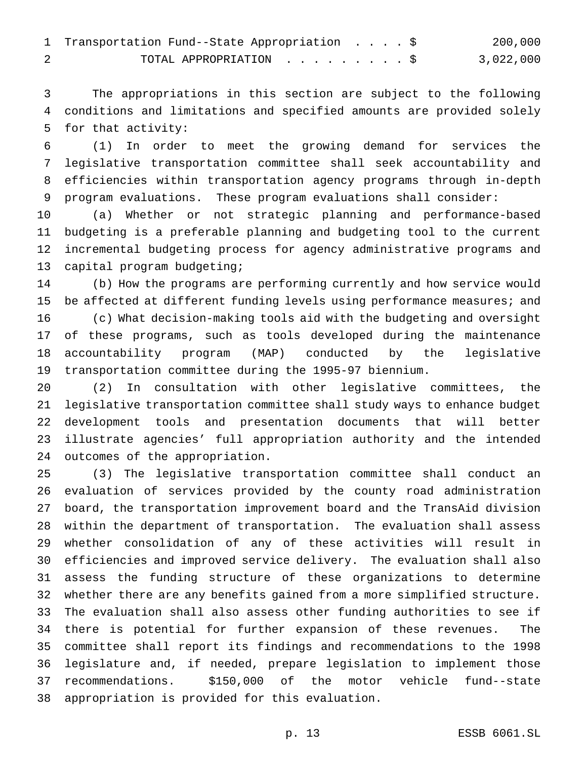| | | |
|---|---|---|
| Transportation Fund--State Appropriation | $ | 200,000 |
| TOTAL APPROPRIATION | $ | 3,022,000 |

The appropriations in this section are subject to the following conditions and limitations and specified amounts are provided solely for that activity:

(1) In order to meet the growing demand for services the legislative transportation committee shall seek accountability and efficiencies within transportation agency programs through in-depth program evaluations. These program evaluations shall consider:

(a) Whether or not strategic planning and performance-based budgeting is a preferable planning and budgeting tool to the current incremental budgeting process for agency administrative programs and capital program budgeting;

(b) How the programs are performing currently and how service would be affected at different funding levels using performance measures; and

(c) What decision-making tools aid with the budgeting and oversight of these programs, such as tools developed during the maintenance accountability program (MAP) conducted by the legislative transportation committee during the 1995-97 biennium.

(2) In consultation with other legislative committees, the legislative transportation committee shall study ways to enhance budget development tools and presentation documents that will better illustrate agencies' full appropriation authority and the intended outcomes of the appropriation.

(3) The legislative transportation committee shall conduct an evaluation of services provided by the county road administration board, the transportation improvement board and the TransAid division within the department of transportation. The evaluation shall assess whether consolidation of any of these activities will result in efficiencies and improved service delivery. The evaluation shall also assess the funding structure of these organizations to determine whether there are any benefits gained from a more simplified structure. The evaluation shall also assess other funding authorities to see if there is potential for further expansion of these revenues. The committee shall report its findings and recommendations to the 1998 legislature and, if needed, prepare legislation to implement those recommendations. $150,000 of the motor vehicle fund--state appropriation is provided for this evaluation.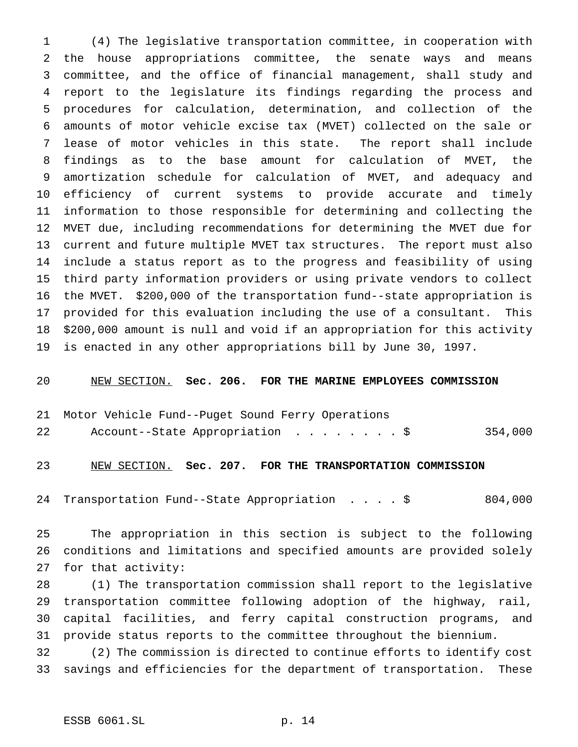(4) The legislative transportation committee, in cooperation with the house appropriations committee, the senate ways and means committee, and the office of financial management, shall study and report to the legislature its findings regarding the process and procedures for calculation, determination, and collection of the amounts of motor vehicle excise tax (MVET) collected on the sale or lease of motor vehicles in this state. The report shall include findings as to the base amount for calculation of MVET, the amortization schedule for calculation of MVET, and adequacy and efficiency of current systems to provide accurate and timely information to those responsible for determining and collecting the MVET due, including recommendations for determining the MVET due for current and future multiple MVET tax structures. The report must also include a status report as to the progress and feasibility of using third party information providers or using private vendors to collect the MVET. $200,000 of the transportation fund--state appropriation is provided for this evaluation including the use of a consultant. This $200,000 amount is null and void if an appropriation for this activity is enacted in any other appropriations bill by June 30, 1997.

NEW SECTION. **Sec. 206. FOR THE MARINE EMPLOYEES COMMISSION**

Motor Vehicle Fund--Puget Sound Ferry Operations
Account--State Appropriation . . . . . . . . $ 354,000

NEW SECTION. **Sec. 207. FOR THE TRANSPORTATION COMMISSION**

Transportation Fund--State Appropriation . . . . $ 804,000

The appropriation in this section is subject to the following conditions and limitations and specified amounts are provided solely for that activity:

(1) The transportation commission shall report to the legislative transportation committee following adoption of the highway, rail, capital facilities, and ferry capital construction programs, and provide status reports to the committee throughout the biennium.

(2) The commission is directed to continue efforts to identify cost savings and efficiencies for the department of transportation. These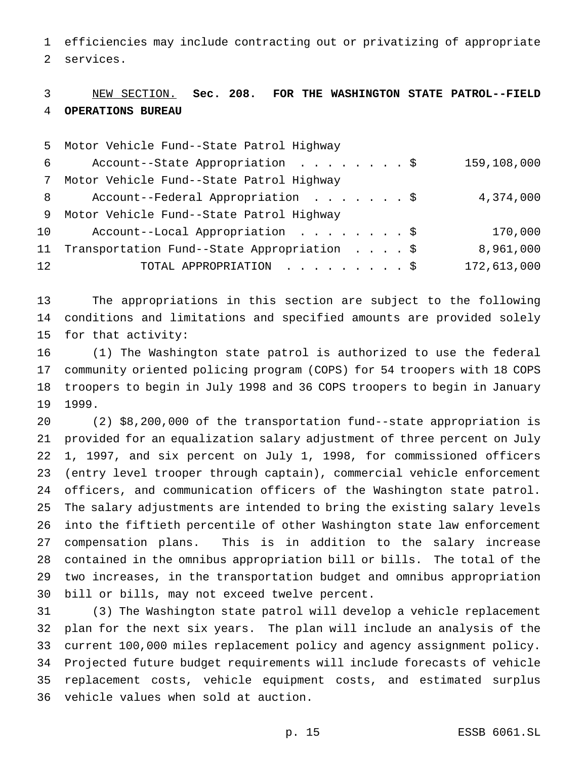efficiencies may include contracting out or privatizing of appropriate services.

NEW SECTION. **Sec. 208. FOR THE WASHINGTON STATE PATROL--FIELD OPERATIONS BUREAU**

| | |
|---|---|
| Motor Vehicle Fund--State Patrol Highway Account--State Appropriation . . . . . . . . $ | 159,108,000 |
| Motor Vehicle Fund--State Patrol Highway Account--Federal Appropriation . . . . . . . $ | 4,374,000 |
| Motor Vehicle Fund--State Patrol Highway Account--Local Appropriation . . . . . . . . $ | 170,000 |
| Transportation Fund--State Appropriation . . . . $ | 8,961,000 |
| TOTAL APPROPRIATION . . . . . . . . . $ | 172,613,000 |

The appropriations in this section are subject to the following conditions and limitations and specified amounts are provided solely for that activity:

(1) The Washington state patrol is authorized to use the federal community oriented policing program (COPS) for 54 troopers with 18 COPS troopers to begin in July 1998 and 36 COPS troopers to begin in January 1999.

(2) $8,200,000 of the transportation fund--state appropriation is provided for an equalization salary adjustment of three percent on July 1, 1997, and six percent on July 1, 1998, for commissioned officers (entry level trooper through captain), commercial vehicle enforcement officers, and communication officers of the Washington state patrol. The salary adjustments are intended to bring the existing salary levels into the fiftieth percentile of other Washington state law enforcement compensation plans. This is in addition to the salary increase contained in the omnibus appropriation bill or bills. The total of the two increases, in the transportation budget and omnibus appropriation bill or bills, may not exceed twelve percent.

(3) The Washington state patrol will develop a vehicle replacement plan for the next six years. The plan will include an analysis of the current 100,000 miles replacement policy and agency assignment policy. Projected future budget requirements will include forecasts of vehicle replacement costs, vehicle equipment costs, and estimated surplus vehicle values when sold at auction.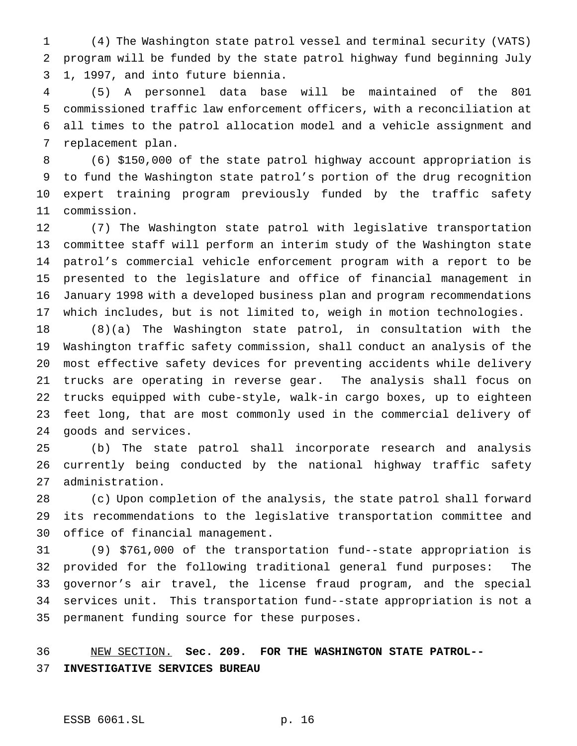(4) The Washington state patrol vessel and terminal security (VATS) program will be funded by the state patrol highway fund beginning July 1, 1997, and into future biennia.

(5) A personnel data base will be maintained of the 801 commissioned traffic law enforcement officers, with a reconciliation at all times to the patrol allocation model and a vehicle assignment and replacement plan.

(6) $150,000 of the state patrol highway account appropriation is to fund the Washington state patrol's portion of the drug recognition expert training program previously funded by the traffic safety commission.

(7) The Washington state patrol with legislative transportation committee staff will perform an interim study of the Washington state patrol's commercial vehicle enforcement program with a report to be presented to the legislature and office of financial management in January 1998 with a developed business plan and program recommendations which includes, but is not limited to, weigh in motion technologies.

(8)(a) The Washington state patrol, in consultation with the Washington traffic safety commission, shall conduct an analysis of the most effective safety devices for preventing accidents while delivery trucks are operating in reverse gear. The analysis shall focus on trucks equipped with cube-style, walk-in cargo boxes, up to eighteen feet long, that are most commonly used in the commercial delivery of goods and services.

(b) The state patrol shall incorporate research and analysis currently being conducted by the national highway traffic safety administration.

(c) Upon completion of the analysis, the state patrol shall forward its recommendations to the legislative transportation committee and office of financial management.

(9) $761,000 of the transportation fund--state appropriation is provided for the following traditional general fund purposes: The governor's air travel, the license fraud program, and the special services unit. This transportation fund--state appropriation is not a permanent funding source for these purposes.

NEW SECTION. **Sec. 209. FOR THE WASHINGTON STATE PATROL--INVESTIGATIVE SERVICES BUREAU**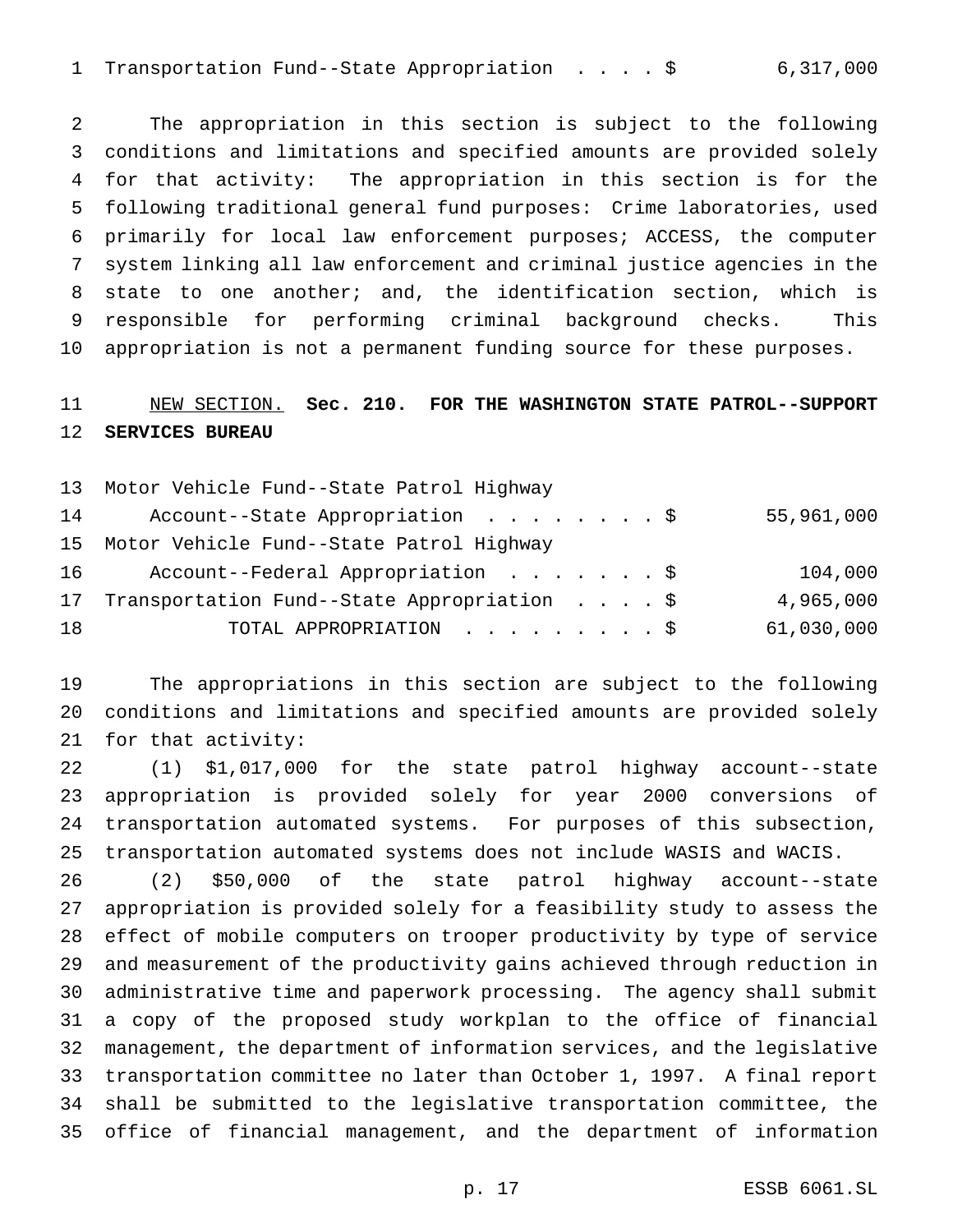Transportation Fund--State Appropriation . . . . $ 6,317,000

The appropriation in this section is subject to the following conditions and limitations and specified amounts are provided solely for that activity: The appropriation in this section is for the following traditional general fund purposes: Crime laboratories, used primarily for local law enforcement purposes; ACCESS, the computer system linking all law enforcement and criminal justice agencies in the state to one another; and, the identification section, which is responsible for performing criminal background checks. This appropriation is not a permanent funding source for these purposes.

NEW SECTION. **Sec. 210. FOR THE WASHINGTON STATE PATROL--SUPPORT SERVICES BUREAU**

| | |
|---|---|
| Motor Vehicle Fund--State Patrol Highway Account--State Appropriation . . . . . . . . $ | 55,961,000 |
| Motor Vehicle Fund--State Patrol Highway Account--Federal Appropriation . . . . . . . $ | 104,000 |
| Transportation Fund--State Appropriation . . . . $ | 4,965,000 |
| TOTAL APPROPRIATION . . . . . . . . . $ | 61,030,000 |

The appropriations in this section are subject to the following conditions and limitations and specified amounts are provided solely for that activity:

(1) $1,017,000 for the state patrol highway account--state appropriation is provided solely for year 2000 conversions of transportation automated systems. For purposes of this subsection, transportation automated systems does not include WASIS and WACIS.

(2) $50,000 of the state patrol highway account--state appropriation is provided solely for a feasibility study to assess the effect of mobile computers on trooper productivity by type of service and measurement of the productivity gains achieved through reduction in administrative time and paperwork processing. The agency shall submit a copy of the proposed study workplan to the office of financial management, the department of information services, and the legislative transportation committee no later than October 1, 1997. A final report shall be submitted to the legislative transportation committee, the office of financial management, and the department of information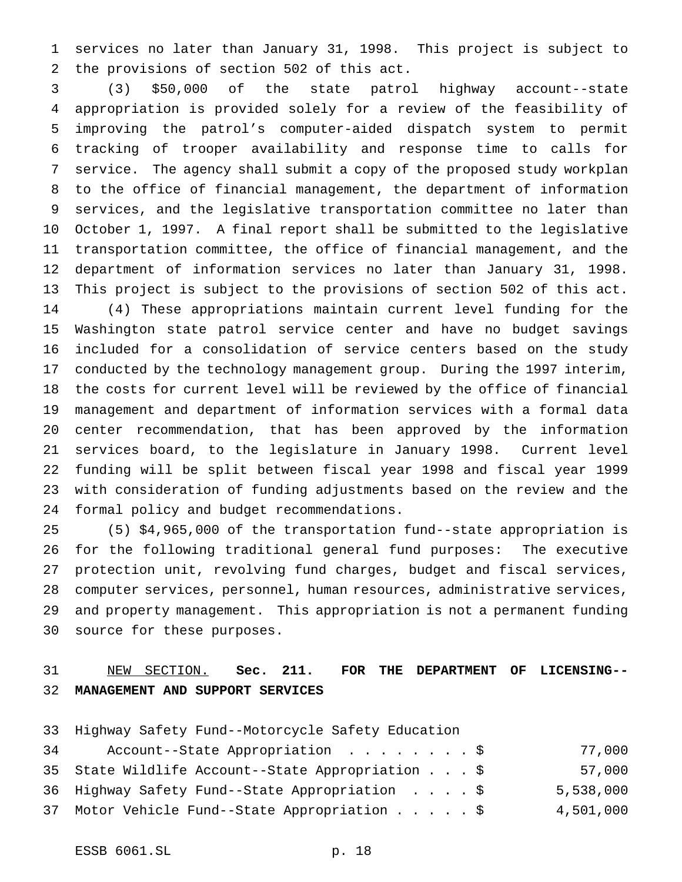services no later than January 31, 1998. This project is subject to the provisions of section 502 of this act.

(3) $50,000 of the state patrol highway account--state appropriation is provided solely for a review of the feasibility of improving the patrol's computer-aided dispatch system to permit tracking of trooper availability and response time to calls for service. The agency shall submit a copy of the proposed study workplan to the office of financial management, the department of information services, and the legislative transportation committee no later than October 1, 1997. A final report shall be submitted to the legislative transportation committee, the office of financial management, and the department of information services no later than January 31, 1998. This project is subject to the provisions of section 502 of this act.

(4) These appropriations maintain current level funding for the Washington state patrol service center and have no budget savings included for a consolidation of service centers based on the study conducted by the technology management group. During the 1997 interim, the costs for current level will be reviewed by the office of financial management and department of information services with a formal data center recommendation, that has been approved by the information services board, to the legislature in January 1998. Current level funding will be split between fiscal year 1998 and fiscal year 1999 with consideration of funding adjustments based on the review and the formal policy and budget recommendations.

(5) $4,965,000 of the transportation fund--state appropriation is for the following traditional general fund purposes: The executive protection unit, revolving fund charges, budget and fiscal services, computer services, personnel, human resources, administrative services, and property management. This appropriation is not a permanent funding source for these purposes.

NEW SECTION. **Sec. 211. FOR THE DEPARTMENT OF LICENSING--MANAGEMENT AND SUPPORT SERVICES**

| | |
|---|---|
| Highway Safety Fund--Motorcycle Safety Education Account--State Appropriation . . . . . . . . $ | 77,000 |
| State Wildlife Account--State Appropriation . . . $ | 57,000 |
| Highway Safety Fund--State Appropriation . . . . $ | 5,538,000 |
| Motor Vehicle Fund--State Appropriation . . . . . $ | 4,501,000 |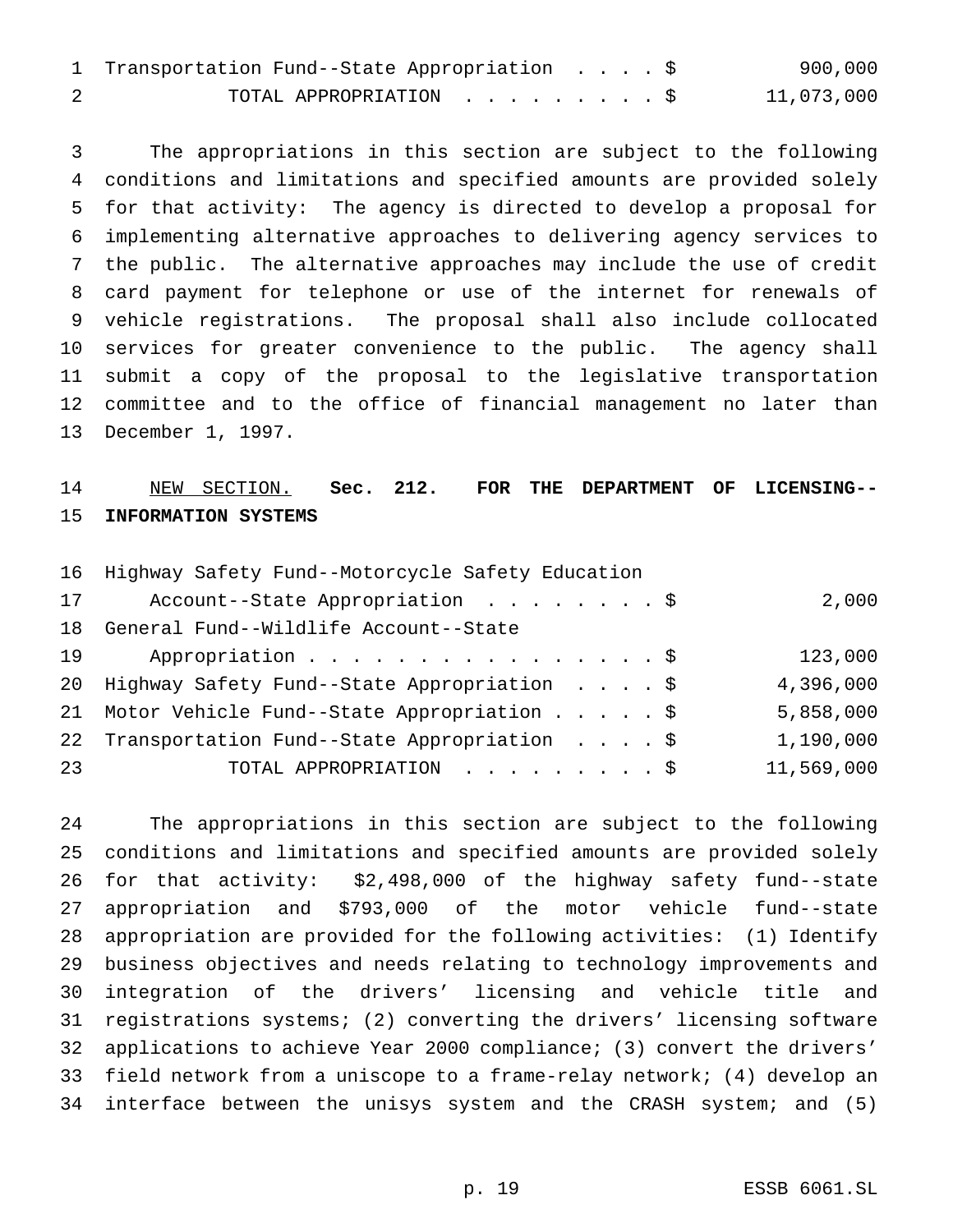| | |
|---|---|
| Transportation Fund--State Appropriation . . . . $ | 900,000 |
| TOTAL APPROPRIATION . . . . . . . . . $ | 11,073,000 |

The appropriations in this section are subject to the following conditions and limitations and specified amounts are provided solely for that activity: The agency is directed to develop a proposal for implementing alternative approaches to delivering agency services to the public. The alternative approaches may include the use of credit card payment for telephone or use of the internet for renewals of vehicle registrations. The proposal shall also include collocated services for greater convenience to the public. The agency shall submit a copy of the proposal to the legislative transportation committee and to the office of financial management no later than December 1, 1997.

NEW SECTION. **Sec. 212. FOR THE DEPARTMENT OF LICENSING--INFORMATION SYSTEMS**

| | |
|---|---|
| Highway Safety Fund--Motorcycle Safety Education Account--State Appropriation . . . . . . . . $ | 2,000 |
| General Fund--Wildlife Account--State Appropriation . . . . . . . . . . . . . . . . $ | 123,000 |
| Highway Safety Fund--State Appropriation . . . . $ | 4,396,000 |
| Motor Vehicle Fund--State Appropriation . . . . . $ | 5,858,000 |
| Transportation Fund--State Appropriation . . . . $ | 1,190,000 |
| TOTAL APPROPRIATION . . . . . . . . . $ | 11,569,000 |

The appropriations in this section are subject to the following conditions and limitations and specified amounts are provided solely for that activity: $2,498,000 of the highway safety fund--state appropriation and $793,000 of the motor vehicle fund--state appropriation are provided for the following activities: (1) Identify business objectives and needs relating to technology improvements and integration of the drivers' licensing and vehicle title and registrations systems; (2) converting the drivers' licensing software applications to achieve Year 2000 compliance; (3) convert the drivers' field network from a uniscope to a frame-relay network; (4) develop an interface between the unisys system and the CRASH system; and (5)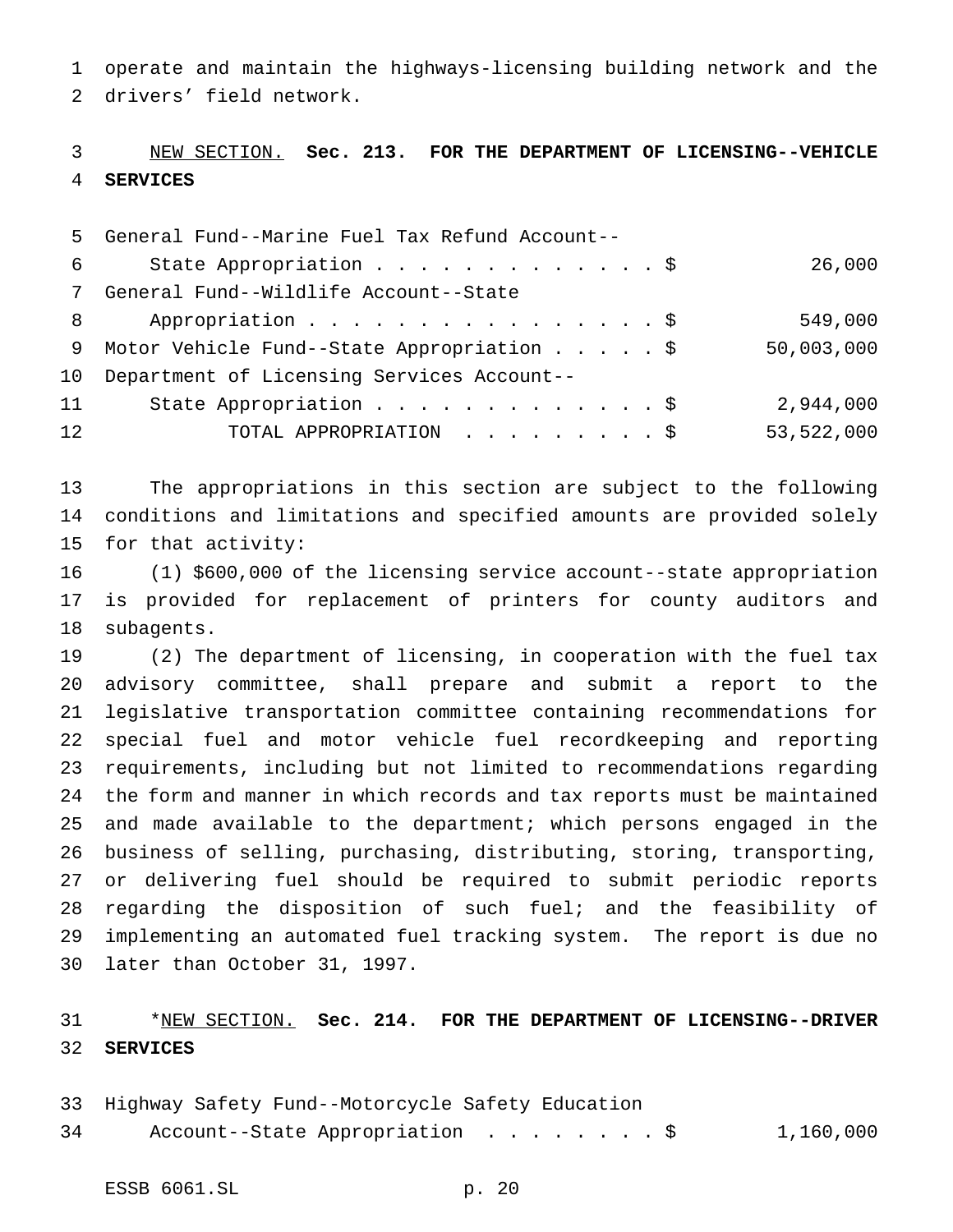operate and maintain the highways-licensing building network and the drivers' field network.

NEW SECTION. **Sec. 213. FOR THE DEPARTMENT OF LICENSING--VEHICLE SERVICES**

| | |
|---|---|
| General Fund--Marine Fuel Tax Refund Account--State Appropriation . . . . . . . . . . . . . . $ | 26,000 |
| General Fund--Wildlife Account--State Appropriation . . . . . . . . . . . . . . . . . $ | 549,000 |
| Motor Vehicle Fund--State Appropriation . . . . . $ | 50,003,000 |
| Department of Licensing Services Account--State Appropriation . . . . . . . . . . . . . . $ | 2,944,000 |
| TOTAL APPROPRIATION . . . . . . . . . $ | 53,522,000 |

The appropriations in this section are subject to the following conditions and limitations and specified amounts are provided solely for that activity:

(1) $600,000 of the licensing service account--state appropriation is provided for replacement of printers for county auditors and subagents.

(2) The department of licensing, in cooperation with the fuel tax advisory committee, shall prepare and submit a report to the legislative transportation committee containing recommendations for special fuel and motor vehicle fuel recordkeeping and reporting requirements, including but not limited to recommendations regarding the form and manner in which records and tax reports must be maintained and made available to the department; which persons engaged in the business of selling, purchasing, distributing, storing, transporting, or delivering fuel should be required to submit periodic reports regarding the disposition of such fuel; and the feasibility of implementing an automated fuel tracking system. The report is due no later than October 31, 1997.

*NEW SECTION. **Sec. 214. FOR THE DEPARTMENT OF LICENSING--DRIVER SERVICES**

| | |
|---|---|
| Highway Safety Fund--Motorcycle Safety Education Account--State Appropriation . . . . . . . . $ | 1,160,000 |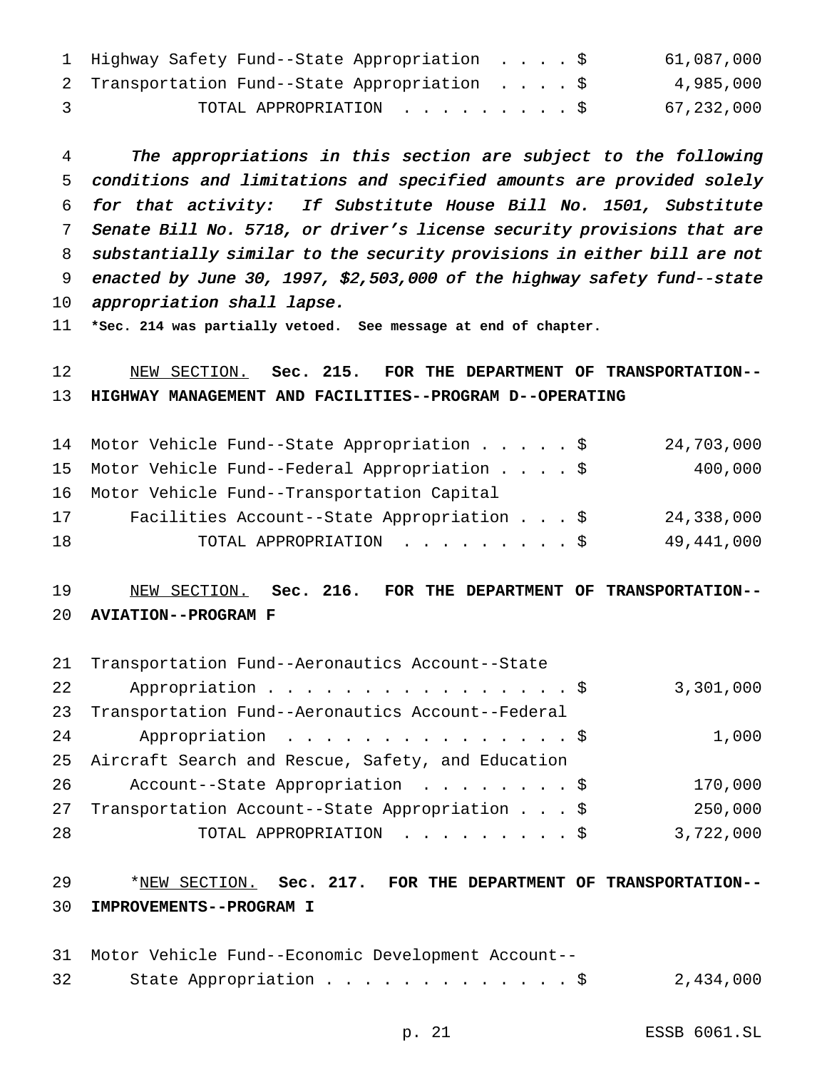| | |
|---|---|
| Highway Safety Fund--State Appropriation . . . . $ | 61,087,000 |
| Transportation Fund--State Appropriation . . . . $ | 4,985,000 |
| TOTAL APPROPRIATION . . . . . . . . . $ | 67,232,000 |

*The appropriations in this section are subject to the following conditions and limitations and specified amounts are provided solely for that activity: If Substitute House Bill No. 1501, Substitute Senate Bill No. 5718, or driver's license security provisions that are substantially similar to the security provisions in either bill are not enacted by June 30, 1997, $2,503,000 of the highway safety fund--state appropriation shall lapse.*

**\*Sec. 214 was partially vetoed. See message at end of chapter.**

NEW SECTION. **Sec. 215. FOR THE DEPARTMENT OF TRANSPORTATION--HIGHWAY MANAGEMENT AND FACILITIES--PROGRAM D--OPERATING**

| | |
|---|---|
| Motor Vehicle Fund--State Appropriation . . . . . $ | 24,703,000 |
| Motor Vehicle Fund--Federal Appropriation . . . . $ | 400,000 |
| Motor Vehicle Fund--Transportation Capital Facilities Account--State Appropriation . . . $ | 24,338,000 |
| TOTAL APPROPRIATION . . . . . . . . . $ | 49,441,000 |

NEW SECTION. **Sec. 216. FOR THE DEPARTMENT OF TRANSPORTATION--AVIATION--PROGRAM F**

| | |
|---|---|
| Transportation Fund--Aeronautics Account--State Appropriation . . . . . . . . . . . . . . . . $ | 3,301,000 |
| Transportation Fund--Aeronautics Account--Federal Appropriation . . . . . . . . . . . . . . . $ | 1,000 |
| Aircraft Search and Rescue, Safety, and Education Account--State Appropriation . . . . . . . . $ | 170,000 |
| Transportation Account--State Appropriation . . . $ | 250,000 |
| TOTAL APPROPRIATION . . . . . . . . . $ | 3,722,000 |

\*NEW SECTION. **Sec. 217. FOR THE DEPARTMENT OF TRANSPORTATION--IMPROVEMENTS--PROGRAM I**

| | |
|---|---|
| Motor Vehicle Fund--Economic Development Account--State Appropriation . . . . . . . . . . . . . $ | 2,434,000 |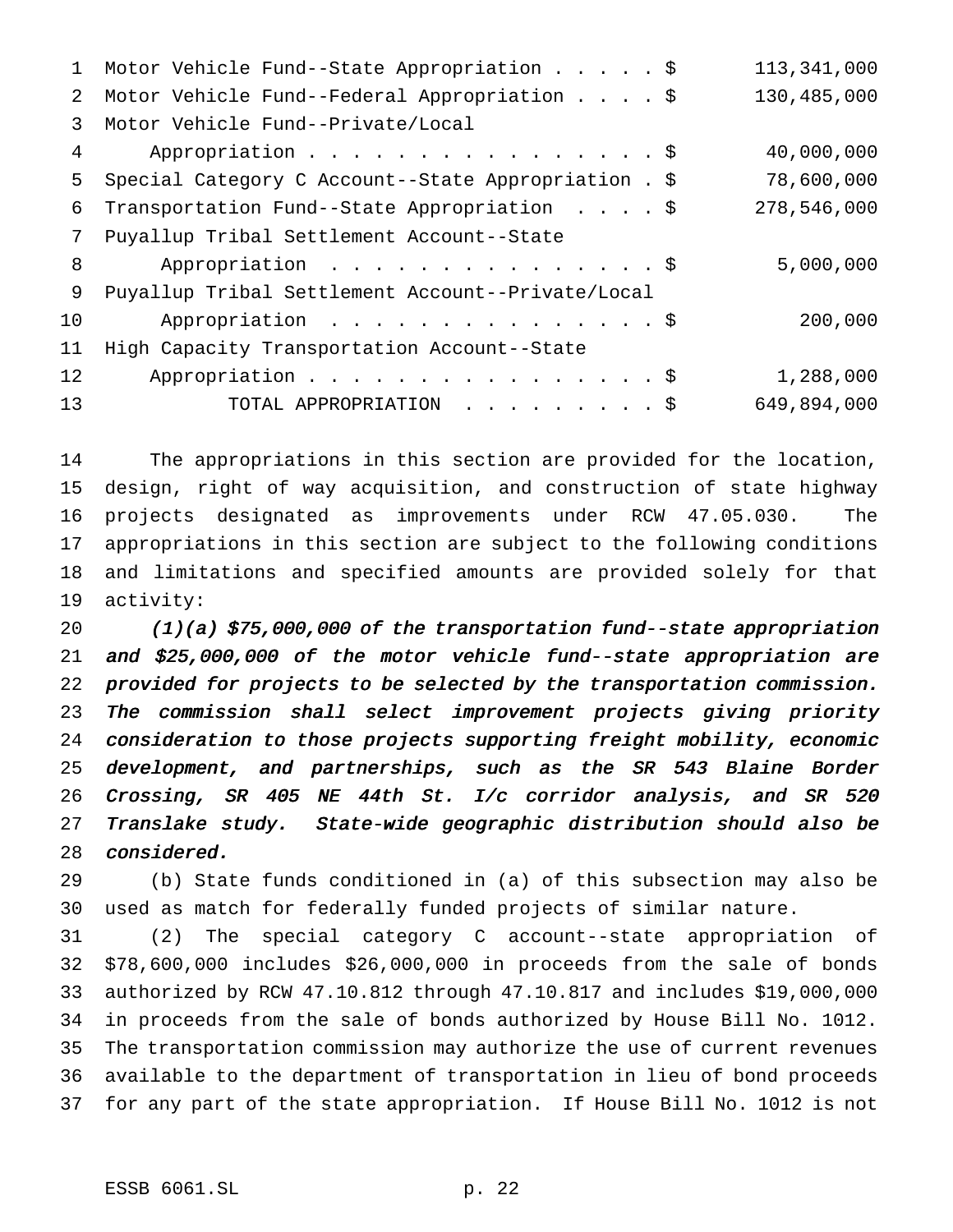| | |
|---|---|
| Motor Vehicle Fund--State Appropriation . . . . . $ | 113,341,000 |
| Motor Vehicle Fund--Federal Appropriation . . . . $ | 130,485,000 |
| Motor Vehicle Fund--Private/Local Appropriation . . . . . . . . . . . . . . . . . $ | 40,000,000 |
| Special Category C Account--State Appropriation . $ | 78,600,000 |
| Transportation Fund--State Appropriation . . . . $ | 278,546,000 |
| Puyallup Tribal Settlement Account--State Appropriation . . . . . . . . . . . . . . . . $ | 5,000,000 |
| Puyallup Tribal Settlement Account--Private/Local Appropriation . . . . . . . . . . . . . . . . $ | 200,000 |
| High Capacity Transportation Account--State Appropriation . . . . . . . . . . . . . . . . . $ | 1,288,000 |
| TOTAL APPROPRIATION . . . . . . . . . $ | 649,894,000 |

The appropriations in this section are provided for the location, design, right of way acquisition, and construction of state highway projects designated as improvements under RCW 47.05.030. The appropriations in this section are subject to the following conditions and limitations and specified amounts are provided solely for that activity:

*(1)(a) $75,000,000 of the transportation fund--state appropriation and $25,000,000 of the motor vehicle fund--state appropriation are provided for projects to be selected by the transportation commission. The commission shall select improvement projects giving priority consideration to those projects supporting freight mobility, economic development, and partnerships, such as the SR 543 Blaine Border Crossing, SR 405 NE 44th St. I/c corridor analysis, and SR 520 Translake study. State-wide geographic distribution should also be considered.*

(b) State funds conditioned in (a) of this subsection may also be used as match for federally funded projects of similar nature.

(2) The special category C account--state appropriation of $78,600,000 includes $26,000,000 in proceeds from the sale of bonds authorized by RCW 47.10.812 through 47.10.817 and includes $19,000,000 in proceeds from the sale of bonds authorized by House Bill No. 1012. The transportation commission may authorize the use of current revenues available to the department of transportation in lieu of bond proceeds for any part of the state appropriation. If House Bill No. 1012 is not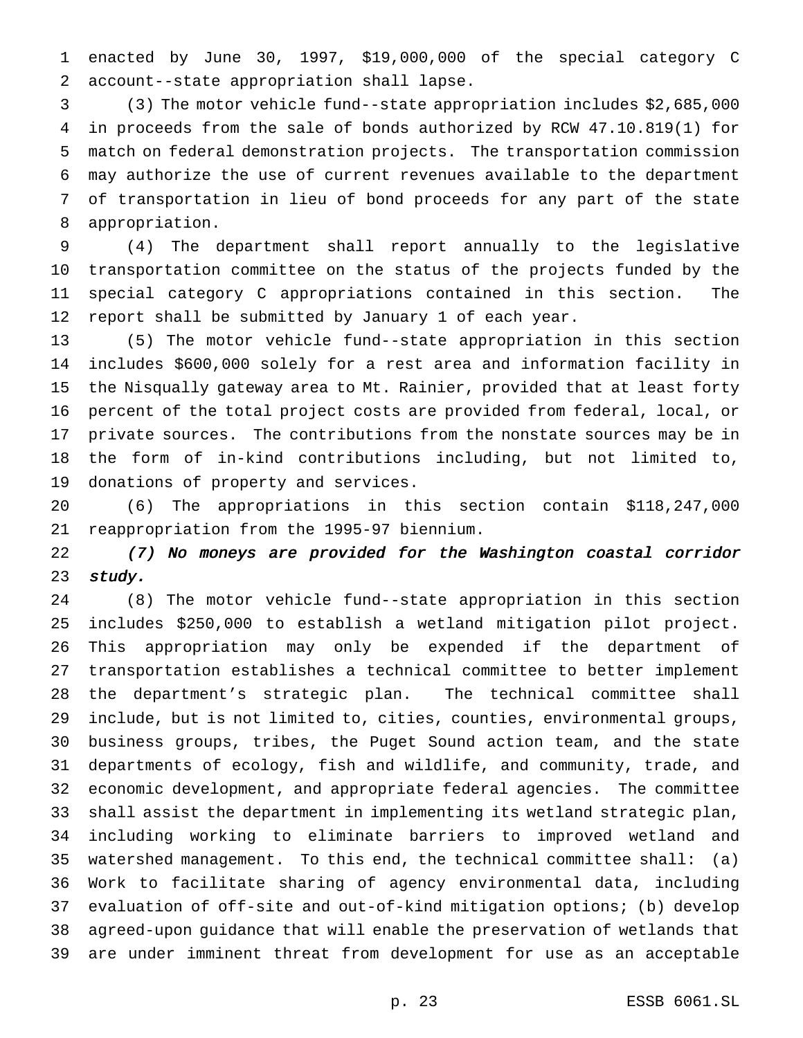enacted by June 30, 1997, $19,000,000 of the special category C account--state appropriation shall lapse.

(3) The motor vehicle fund--state appropriation includes $2,685,000 in proceeds from the sale of bonds authorized by RCW 47.10.819(1) for match on federal demonstration projects. The transportation commission may authorize the use of current revenues available to the department of transportation in lieu of bond proceeds for any part of the state appropriation.

(4) The department shall report annually to the legislative transportation committee on the status of the projects funded by the special category C appropriations contained in this section. The report shall be submitted by January 1 of each year.

(5) The motor vehicle fund--state appropriation in this section includes $600,000 solely for a rest area and information facility in the Nisqually gateway area to Mt. Rainier, provided that at least forty percent of the total project costs are provided from federal, local, or private sources. The contributions from the nonstate sources may be in the form of in-kind contributions including, but not limited to, donations of property and services.

(6) The appropriations in this section contain $118,247,000 reappropriation from the 1995-97 biennium.

*(7) No moneys are provided for the Washington coastal corridor study.*

(8) The motor vehicle fund--state appropriation in this section includes $250,000 to establish a wetland mitigation pilot project. This appropriation may only be expended if the department of transportation establishes a technical committee to better implement the department's strategic plan. The technical committee shall include, but is not limited to, cities, counties, environmental groups, business groups, tribes, the Puget Sound action team, and the state departments of ecology, fish and wildlife, and community, trade, and economic development, and appropriate federal agencies. The committee shall assist the department in implementing its wetland strategic plan, including working to eliminate barriers to improved wetland and watershed management. To this end, the technical committee shall: (a) Work to facilitate sharing of agency environmental data, including evaluation of off-site and out-of-kind mitigation options; (b) develop agreed-upon guidance that will enable the preservation of wetlands that are under imminent threat from development for use as an acceptable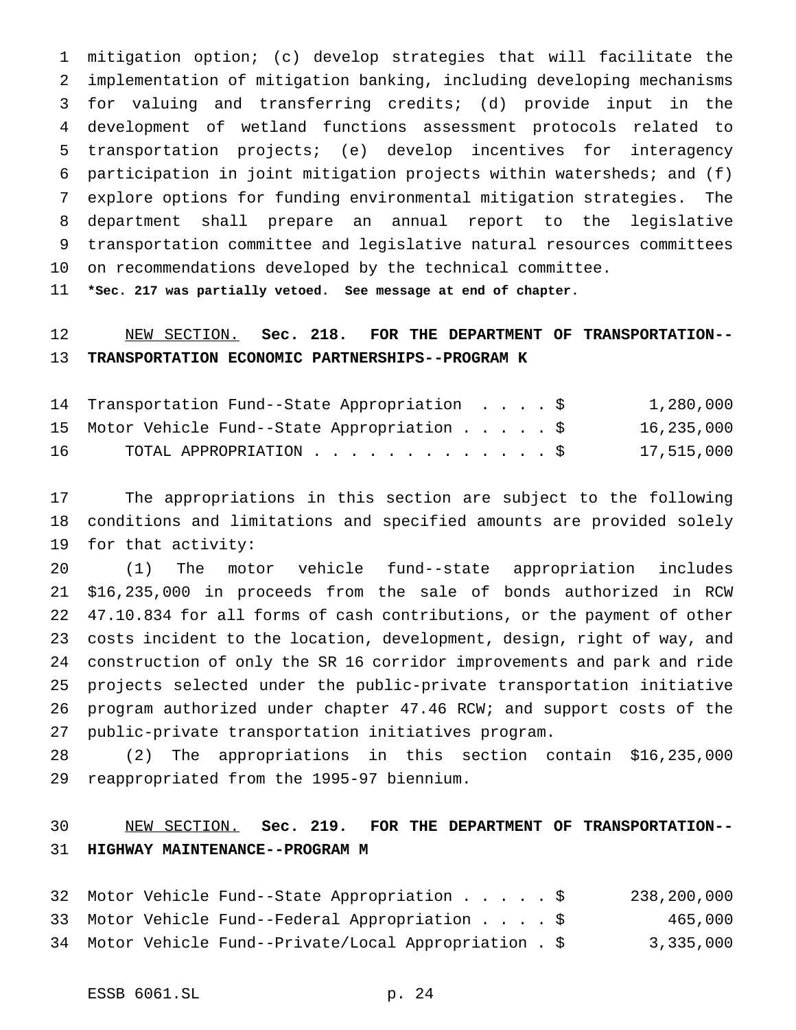mitigation option; (c) develop strategies that will facilitate the implementation of mitigation banking, including developing mechanisms for valuing and transferring credits; (d) provide input in the development of wetland functions assessment protocols related to transportation projects; (e) develop incentives for interagency participation in joint mitigation projects within watersheds; and (f) explore options for funding environmental mitigation strategies. The department shall prepare an annual report to the legislative transportation committee and legislative natural resources committees on recommendations developed by the technical committee.

***Sec. 217 was partially vetoed. See message at end of chapter.**

NEW SECTION. **Sec. 218. FOR THE DEPARTMENT OF TRANSPORTATION--TRANSPORTATION ECONOMIC PARTNERSHIPS--PROGRAM K**

| | |
|---|---|
| Transportation Fund--State Appropriation . . . . $ | 1,280,000 |
| Motor Vehicle Fund--State Appropriation . . . . . $ | 16,235,000 |
| TOTAL APPROPRIATION . . . . . . . . . . . . . $ | 17,515,000 |

The appropriations in this section are subject to the following conditions and limitations and specified amounts are provided solely for that activity:

(1) The motor vehicle fund--state appropriation includes $16,235,000 in proceeds from the sale of bonds authorized in RCW 47.10.834 for all forms of cash contributions, or the payment of other costs incident to the location, development, design, right of way, and construction of only the SR 16 corridor improvements and park and ride projects selected under the public-private transportation initiative program authorized under chapter 47.46 RCW; and support costs of the public-private transportation initiatives program.

(2) The appropriations in this section contain $16,235,000 reappropriated from the 1995-97 biennium.

NEW SECTION. **Sec. 219. FOR THE DEPARTMENT OF TRANSPORTATION--HIGHWAY MAINTENANCE--PROGRAM M**

| | |
|---|---|
| Motor Vehicle Fund--State Appropriation . . . . . $ | 238,200,000 |
| Motor Vehicle Fund--Federal Appropriation . . . . $ | 465,000 |
| Motor Vehicle Fund--Private/Local Appropriation . $ | 3,335,000 |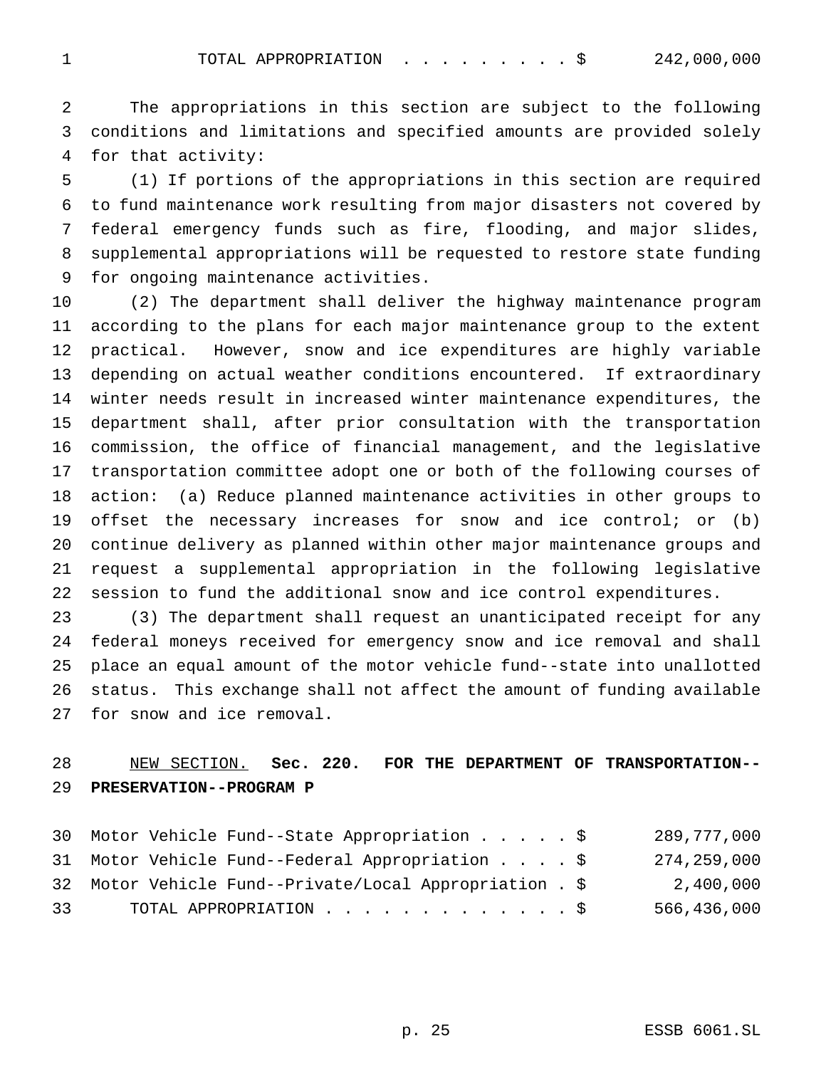TOTAL APPROPRIATION . . . . . . . . . $ 242,000,000

The appropriations in this section are subject to the following conditions and limitations and specified amounts are provided solely for that activity:

(1) If portions of the appropriations in this section are required to fund maintenance work resulting from major disasters not covered by federal emergency funds such as fire, flooding, and major slides, supplemental appropriations will be requested to restore state funding for ongoing maintenance activities.

(2) The department shall deliver the highway maintenance program according to the plans for each major maintenance group to the extent practical. However, snow and ice expenditures are highly variable depending on actual weather conditions encountered. If extraordinary winter needs result in increased winter maintenance expenditures, the department shall, after prior consultation with the transportation commission, the office of financial management, and the legislative transportation committee adopt one or both of the following courses of action: (a) Reduce planned maintenance activities in other groups to offset the necessary increases for snow and ice control; or (b) continue delivery as planned within other major maintenance groups and request a supplemental appropriation in the following legislative session to fund the additional snow and ice control expenditures.

(3) The department shall request an unanticipated receipt for any federal moneys received for emergency snow and ice removal and shall place an equal amount of the motor vehicle fund--state into unallotted status. This exchange shall not affect the amount of funding available for snow and ice removal.

NEW SECTION. **Sec. 220. FOR THE DEPARTMENT OF TRANSPORTATION--PRESERVATION--PROGRAM P**

Motor Vehicle Fund--State Appropriation . . . . . $ 289,777,000
Motor Vehicle Fund--Federal Appropriation . . . . $ 274,259,000
Motor Vehicle Fund--Private/Local Appropriation . $ 2,400,000
TOTAL APPROPRIATION . . . . . . . . . . . . . $ 566,436,000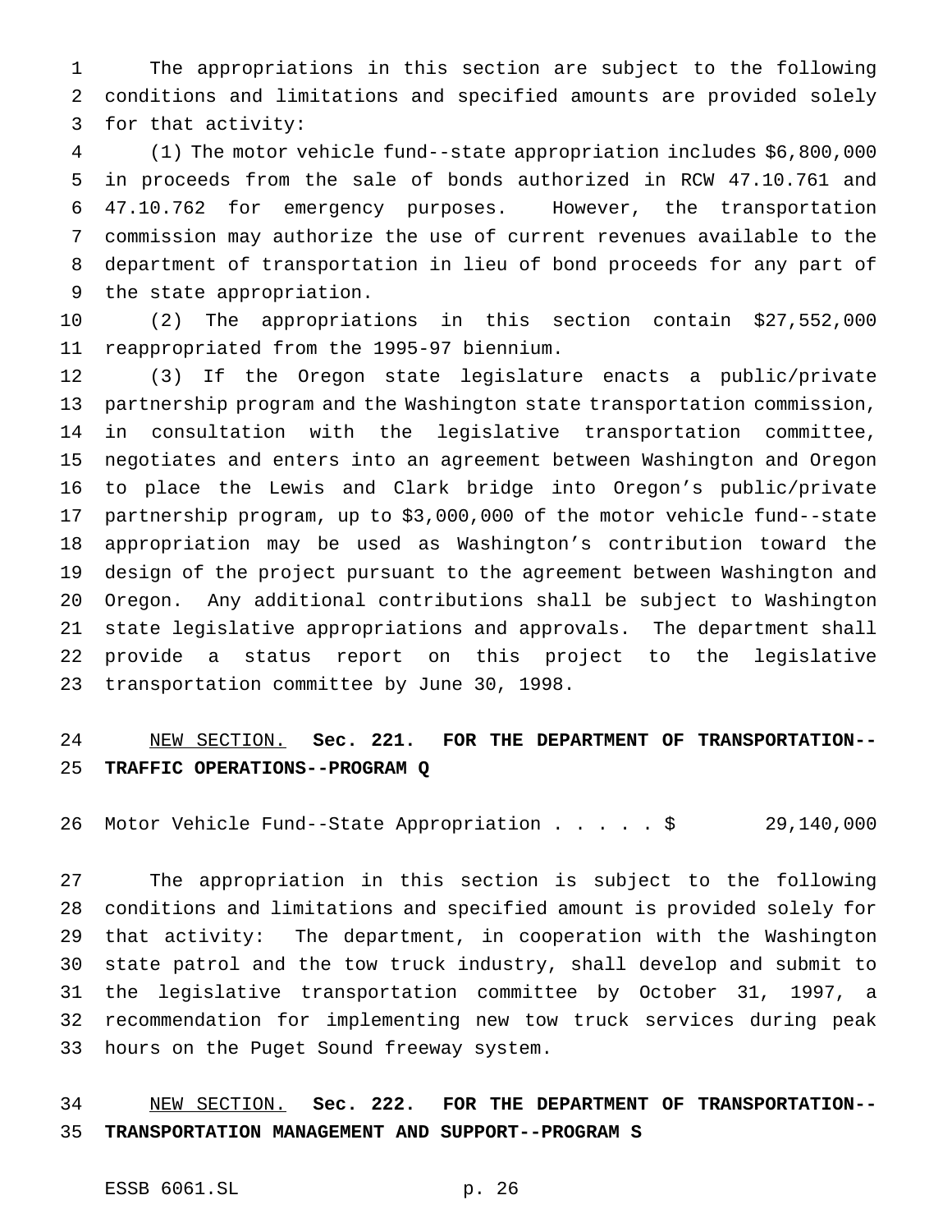The appropriations in this section are subject to the following conditions and limitations and specified amounts are provided solely for that activity:

(1) The motor vehicle fund--state appropriation includes $6,800,000 in proceeds from the sale of bonds authorized in RCW 47.10.761 and 47.10.762 for emergency purposes. However, the transportation commission may authorize the use of current revenues available to the department of transportation in lieu of bond proceeds for any part of the state appropriation.

(2) The appropriations in this section contain $27,552,000 reappropriated from the 1995-97 biennium.

(3) If the Oregon state legislature enacts a public/private partnership program and the Washington state transportation commission, in consultation with the legislative transportation committee, negotiates and enters into an agreement between Washington and Oregon to place the Lewis and Clark bridge into Oregon's public/private partnership program, up to $3,000,000 of the motor vehicle fund--state appropriation may be used as Washington's contribution toward the design of the project pursuant to the agreement between Washington and Oregon. Any additional contributions shall be subject to Washington state legislative appropriations and approvals. The department shall provide a status report on this project to the legislative transportation committee by June 30, 1998.

NEW SECTION. **Sec. 221. FOR THE DEPARTMENT OF TRANSPORTATION--TRAFFIC OPERATIONS--PROGRAM Q**

Motor Vehicle Fund--State Appropriation . . . . . $ 29,140,000

The appropriation in this section is subject to the following conditions and limitations and specified amount is provided solely for that activity: The department, in cooperation with the Washington state patrol and the tow truck industry, shall develop and submit to the legislative transportation committee by October 31, 1997, a recommendation for implementing new tow truck services during peak hours on the Puget Sound freeway system.

NEW SECTION. **Sec. 222. FOR THE DEPARTMENT OF TRANSPORTATION--TRANSPORTATION MANAGEMENT AND SUPPORT--PROGRAM S**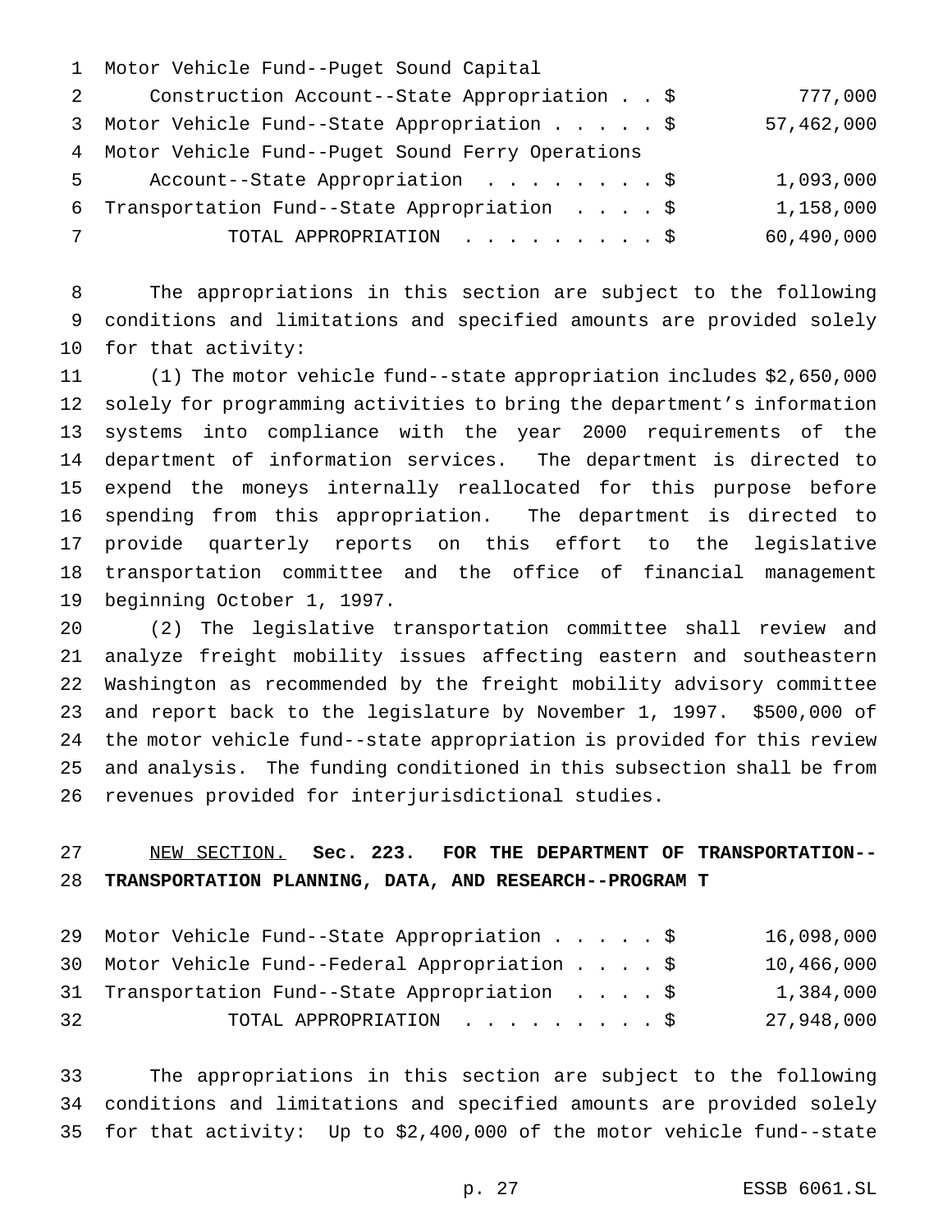| | |
|---|---|
| Motor Vehicle Fund--Puget Sound Capital Construction Account--State Appropriation . . $ | 777,000 |
| Motor Vehicle Fund--State Appropriation . . . . . $ | 57,462,000 |
| Motor Vehicle Fund--Puget Sound Ferry Operations Account--State Appropriation . . . . . . . . $ | 1,093,000 |
| Transportation Fund--State Appropriation . . . . $ | 1,158,000 |
| TOTAL APPROPRIATION . . . . . . . . . $ | 60,490,000 |

The appropriations in this section are subject to the following conditions and limitations and specified amounts are provided solely for that activity:

(1) The motor vehicle fund--state appropriation includes $2,650,000 solely for programming activities to bring the department's information systems into compliance with the year 2000 requirements of the department of information services. The department is directed to expend the moneys internally reallocated for this purpose before spending from this appropriation. The department is directed to provide quarterly reports on this effort to the legislative transportation committee and the office of financial management beginning October 1, 1997.

(2) The legislative transportation committee shall review and analyze freight mobility issues affecting eastern and southeastern Washington as recommended by the freight mobility advisory committee and report back to the legislature by November 1, 1997. $500,000 of the motor vehicle fund--state appropriation is provided for this review and analysis. The funding conditioned in this subsection shall be from revenues provided for interjurisdictional studies.

NEW SECTION. **Sec. 223. FOR THE DEPARTMENT OF TRANSPORTATION--TRANSPORTATION PLANNING, DATA, AND RESEARCH--PROGRAM T**

| | |
|---|---|
| Motor Vehicle Fund--State Appropriation . . . . . $ | 16,098,000 |
| Motor Vehicle Fund--Federal Appropriation . . . . $ | 10,466,000 |
| Transportation Fund--State Appropriation . . . . $ | 1,384,000 |
| TOTAL APPROPRIATION . . . . . . . . . $ | 27,948,000 |

The appropriations in this section are subject to the following conditions and limitations and specified amounts are provided solely for that activity: Up to $2,400,000 of the motor vehicle fund--state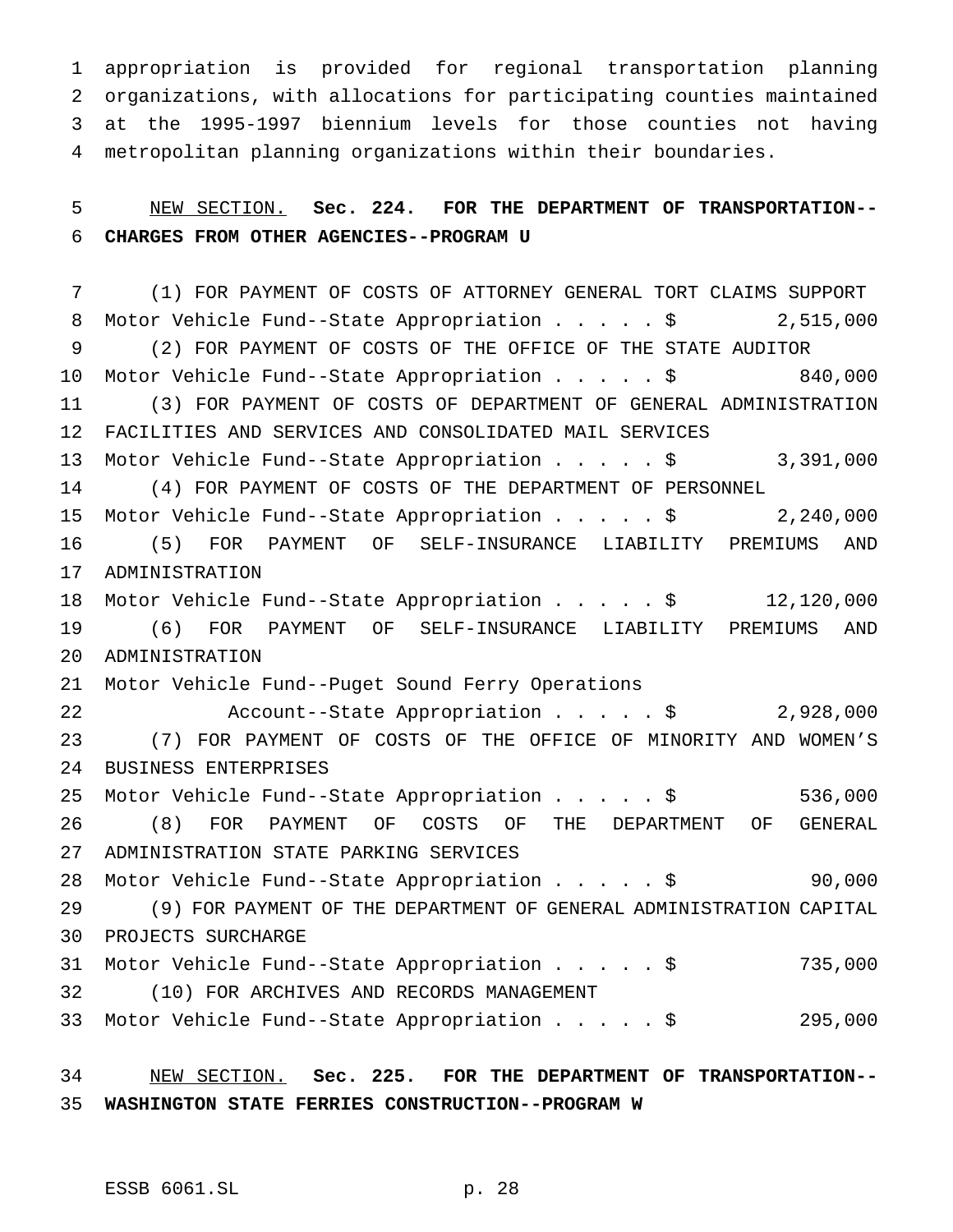appropriation is provided for regional transportation planning organizations, with allocations for participating counties maintained at the 1995-1997 biennium levels for those counties not having metropolitan planning organizations within their boundaries.

NEW SECTION. **Sec. 224. FOR THE DEPARTMENT OF TRANSPORTATION--CHARGES FROM OTHER AGENCIES--PROGRAM U**

(1) FOR PAYMENT OF COSTS OF ATTORNEY GENERAL TORT CLAIMS SUPPORT
Motor Vehicle Fund--State Appropriation . . . . . $ 2,515,000

(2) FOR PAYMENT OF COSTS OF THE OFFICE OF THE STATE AUDITOR
Motor Vehicle Fund--State Appropriation . . . . . $ 840,000

(3) FOR PAYMENT OF COSTS OF DEPARTMENT OF GENERAL ADMINISTRATION FACILITIES AND SERVICES AND CONSOLIDATED MAIL SERVICES
Motor Vehicle Fund--State Appropriation . . . . . $ 3,391,000

(4) FOR PAYMENT OF COSTS OF THE DEPARTMENT OF PERSONNEL
Motor Vehicle Fund--State Appropriation . . . . . $ 2,240,000

(5) FOR PAYMENT OF SELF-INSURANCE LIABILITY PREMIUMS AND ADMINISTRATION
Motor Vehicle Fund--State Appropriation . . . . . $ 12,120,000

(6) FOR PAYMENT OF SELF-INSURANCE LIABILITY PREMIUMS AND ADMINISTRATION
Motor Vehicle Fund--Puget Sound Ferry Operations
Account--State Appropriation . . . . . $ 2,928,000

(7) FOR PAYMENT OF COSTS OF THE OFFICE OF MINORITY AND WOMEN'S BUSINESS ENTERPRISES
Motor Vehicle Fund--State Appropriation . . . . . $ 536,000

(8) FOR PAYMENT OF COSTS OF THE DEPARTMENT OF GENERAL ADMINISTRATION STATE PARKING SERVICES
Motor Vehicle Fund--State Appropriation . . . . . $ 90,000

(9) FOR PAYMENT OF THE DEPARTMENT OF GENERAL ADMINISTRATION CAPITAL PROJECTS SURCHARGE
Motor Vehicle Fund--State Appropriation . . . . . $ 735,000

(10) FOR ARCHIVES AND RECORDS MANAGEMENT
Motor Vehicle Fund--State Appropriation . . . . . $ 295,000

NEW SECTION. **Sec. 225. FOR THE DEPARTMENT OF TRANSPORTATION--WASHINGTON STATE FERRIES CONSTRUCTION--PROGRAM W**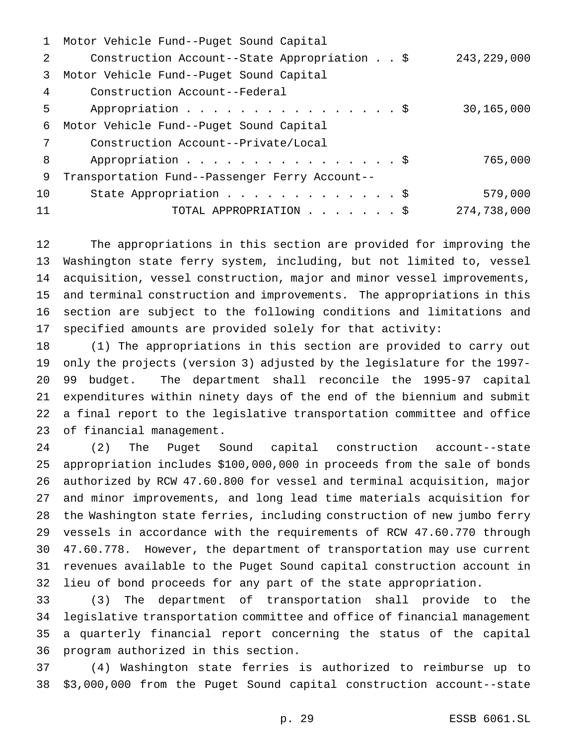| | |
|---|---|
| Motor Vehicle Fund--Puget Sound Capital Construction Account--State Appropriation . . $ | 243,229,000 |
| Motor Vehicle Fund--Puget Sound Capital Construction Account--Federal Appropriation . . . . . . . . . . . . . . . . . $ | 30,165,000 |
| Motor Vehicle Fund--Puget Sound Capital Construction Account--Private/Local Appropriation . . . . . . . . . . . . . . . . . $ | 765,000 |
| Transportation Fund--Passenger Ferry Account--State Appropriation . . . . . . . . . . . . . . $ | 579,000 |
| TOTAL APPROPRIATION . . . . . . . $ | 274,738,000 |

The appropriations in this section are provided for improving the Washington state ferry system, including, but not limited to, vessel acquisition, vessel construction, major and minor vessel improvements, and terminal construction and improvements. The appropriations in this section are subject to the following conditions and limitations and specified amounts are provided solely for that activity:

(1) The appropriations in this section are provided to carry out only the projects (version 3) adjusted by the legislature for the 1997-99 budget. The department shall reconcile the 1995-97 capital expenditures within ninety days of the end of the biennium and submit a final report to the legislative transportation committee and office of financial management.

(2) The Puget Sound capital construction account--state appropriation includes $100,000,000 in proceeds from the sale of bonds authorized by RCW 47.60.800 for vessel and terminal acquisition, major and minor improvements, and long lead time materials acquisition for the Washington state ferries, including construction of new jumbo ferry vessels in accordance with the requirements of RCW 47.60.770 through 47.60.778. However, the department of transportation may use current revenues available to the Puget Sound capital construction account in lieu of bond proceeds for any part of the state appropriation.

(3) The department of transportation shall provide to the legislative transportation committee and office of financial management a quarterly financial report concerning the status of the capital program authorized in this section.

(4) Washington state ferries is authorized to reimburse up to $3,000,000 from the Puget Sound capital construction account--state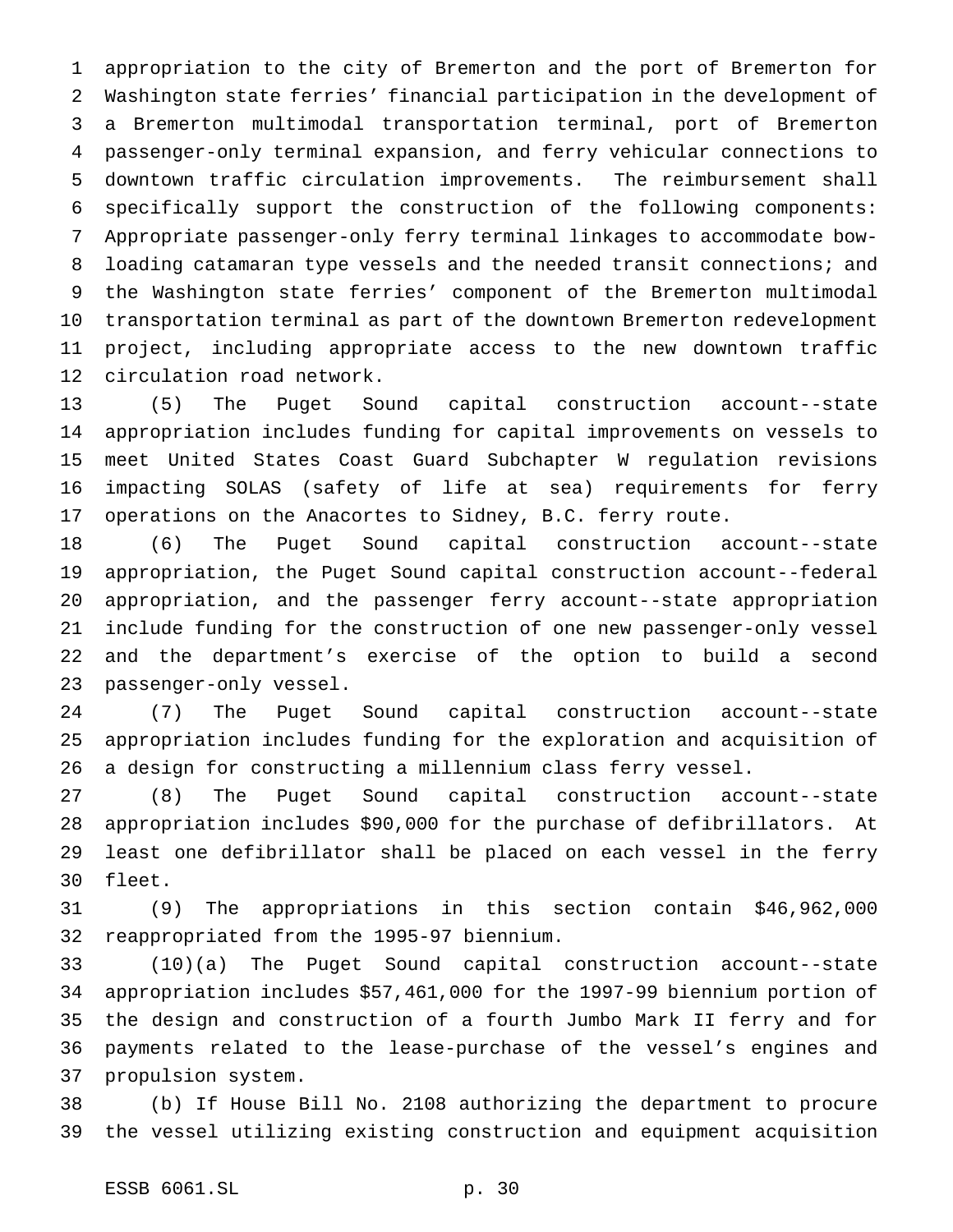appropriation to the city of Bremerton and the port of Bremerton for Washington state ferries' financial participation in the development of a Bremerton multimodal transportation terminal, port of Bremerton passenger-only terminal expansion, and ferry vehicular connections to downtown traffic circulation improvements. The reimbursement shall specifically support the construction of the following components: Appropriate passenger-only ferry terminal linkages to accommodate bow-loading catamaran type vessels and the needed transit connections; and the Washington state ferries' component of the Bremerton multimodal transportation terminal as part of the downtown Bremerton redevelopment project, including appropriate access to the new downtown traffic circulation road network.

(5) The Puget Sound capital construction account--state appropriation includes funding for capital improvements on vessels to meet United States Coast Guard Subchapter W regulation revisions impacting SOLAS (safety of life at sea) requirements for ferry operations on the Anacortes to Sidney, B.C. ferry route.

(6) The Puget Sound capital construction account--state appropriation, the Puget Sound capital construction account--federal appropriation, and the passenger ferry account--state appropriation include funding for the construction of one new passenger-only vessel and the department's exercise of the option to build a second passenger-only vessel.

(7) The Puget Sound capital construction account--state appropriation includes funding for the exploration and acquisition of a design for constructing a millennium class ferry vessel.

(8) The Puget Sound capital construction account--state appropriation includes $90,000 for the purchase of defibrillators. At least one defibrillator shall be placed on each vessel in the ferry fleet.

(9) The appropriations in this section contain $46,962,000 reappropriated from the 1995-97 biennium.

(10)(a) The Puget Sound capital construction account--state appropriation includes $57,461,000 for the 1997-99 biennium portion of the design and construction of a fourth Jumbo Mark II ferry and for payments related to the lease-purchase of the vessel's engines and propulsion system.

(b) If House Bill No. 2108 authorizing the department to procure the vessel utilizing existing construction and equipment acquisition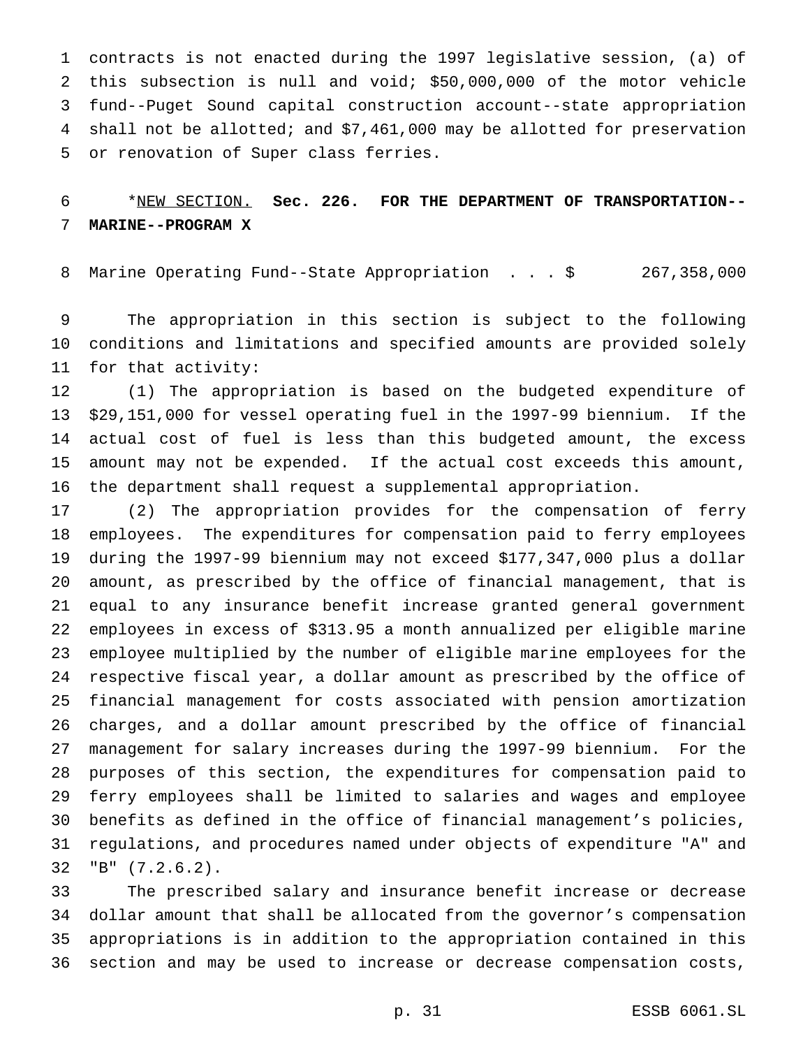contracts is not enacted during the 1997 legislative session, (a) of this subsection is null and void; $50,000,000 of the motor vehicle fund--Puget Sound capital construction account--state appropriation shall not be allotted; and $7,461,000 may be allotted for preservation or renovation of Super class ferries.

*NEW SECTION. **Sec. 226. FOR THE DEPARTMENT OF TRANSPORTATION--MARINE--PROGRAM X**

Marine Operating Fund--State Appropriation . . . $ 267,358,000

The appropriation in this section is subject to the following conditions and limitations and specified amounts are provided solely for that activity:

(1) The appropriation is based on the budgeted expenditure of $29,151,000 for vessel operating fuel in the 1997-99 biennium. If the actual cost of fuel is less than this budgeted amount, the excess amount may not be expended. If the actual cost exceeds this amount, the department shall request a supplemental appropriation.

(2) The appropriation provides for the compensation of ferry employees. The expenditures for compensation paid to ferry employees during the 1997-99 biennium may not exceed $177,347,000 plus a dollar amount, as prescribed by the office of financial management, that is equal to any insurance benefit increase granted general government employees in excess of $313.95 a month annualized per eligible marine employee multiplied by the number of eligible marine employees for the respective fiscal year, a dollar amount as prescribed by the office of financial management for costs associated with pension amortization charges, and a dollar amount prescribed by the office of financial management for salary increases during the 1997-99 biennium. For the purposes of this section, the expenditures for compensation paid to ferry employees shall be limited to salaries and wages and employee benefits as defined in the office of financial management's policies, regulations, and procedures named under objects of expenditure "A" and "B" (7.2.6.2).

The prescribed salary and insurance benefit increase or decrease dollar amount that shall be allocated from the governor's compensation appropriations is in addition to the appropriation contained in this section and may be used to increase or decrease compensation costs,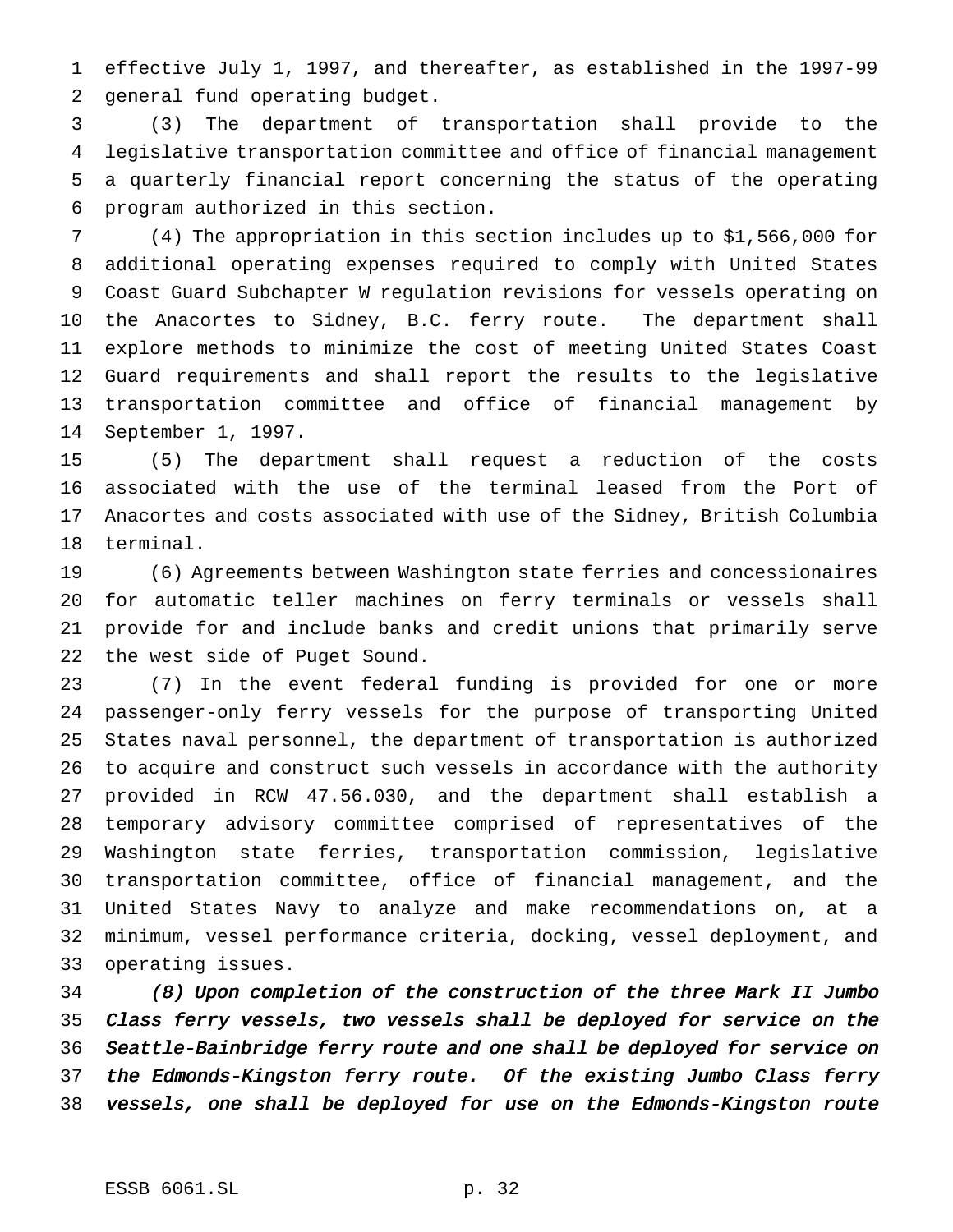effective July 1, 1997, and thereafter, as established in the 1997-99 general fund operating budget.

(3) The department of transportation shall provide to the legislative transportation committee and office of financial management a quarterly financial report concerning the status of the operating program authorized in this section.

(4) The appropriation in this section includes up to $1,566,000 for additional operating expenses required to comply with United States Coast Guard Subchapter W regulation revisions for vessels operating on the Anacortes to Sidney, B.C. ferry route. The department shall explore methods to minimize the cost of meeting United States Coast Guard requirements and shall report the results to the legislative transportation committee and office of financial management by September 1, 1997.

(5) The department shall request a reduction of the costs associated with the use of the terminal leased from the Port of Anacortes and costs associated with use of the Sidney, British Columbia terminal.

(6) Agreements between Washington state ferries and concessionaires for automatic teller machines on ferry terminals or vessels shall provide for and include banks and credit unions that primarily serve the west side of Puget Sound.

(7) In the event federal funding is provided for one or more passenger-only ferry vessels for the purpose of transporting United States naval personnel, the department of transportation is authorized to acquire and construct such vessels in accordance with the authority provided in RCW 47.56.030, and the department shall establish a temporary advisory committee comprised of representatives of the Washington state ferries, transportation commission, legislative transportation committee, office of financial management, and the United States Navy to analyze and make recommendations on, at a minimum, vessel performance criteria, docking, vessel deployment, and operating issues.

*(8) Upon completion of the construction of the three Mark II Jumbo Class ferry vessels, two vessels shall be deployed for service on the Seattle-Bainbridge ferry route and one shall be deployed for service on the Edmonds-Kingston ferry route. Of the existing Jumbo Class ferry vessels, one shall be deployed for use on the Edmonds-Kingston route*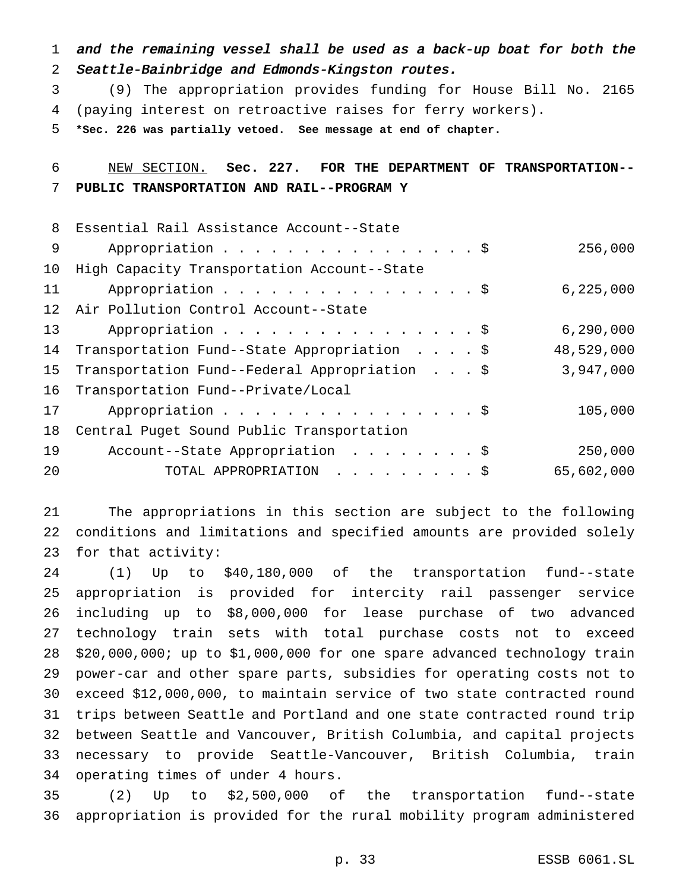*and the remaining vessel shall be used as a back-up boat for both the Seattle-Bainbridge and Edmonds-Kingston routes.*

(9) The appropriation provides funding for House Bill No. 2165 (paying interest on retroactive raises for ferry workers).

**\*Sec. 226 was partially vetoed. See message at end of chapter.**

NEW SECTION. **Sec. 227. FOR THE DEPARTMENT OF TRANSPORTATION--PUBLIC TRANSPORTATION AND RAIL--PROGRAM Y**

| | |
|---|---|
| Essential Rail Assistance Account--State Appropriation . . . . . . . . . . . . . . . . . $ | 256,000 |
| High Capacity Transportation Account--State Appropriation . . . . . . . . . . . . . . . . . $ | 6,225,000 |
| Air Pollution Control Account--State Appropriation . . . . . . . . . . . . . . . . . $ | 6,290,000 |
| Transportation Fund--State Appropriation . . . . $ | 48,529,000 |
| Transportation Fund--Federal Appropriation . . . $ | 3,947,000 |
| Transportation Fund--Private/Local Appropriation . . . . . . . . . . . . . . . . . $ | 105,000 |
| Central Puget Sound Public Transportation Account--State Appropriation . . . . . . . . $ | 250,000 |
| TOTAL APPROPRIATION . . . . . . . . . $ | 65,602,000 |

The appropriations in this section are subject to the following conditions and limitations and specified amounts are provided solely for that activity:

(1) Up to $40,180,000 of the transportation fund--state appropriation is provided for intercity rail passenger service including up to $8,000,000 for lease purchase of two advanced technology train sets with total purchase costs not to exceed $20,000,000; up to $1,000,000 for one spare advanced technology train power-car and other spare parts, subsidies for operating costs not to exceed $12,000,000, to maintain service of two state contracted round trips between Seattle and Portland and one state contracted round trip between Seattle and Vancouver, British Columbia, and capital projects necessary to provide Seattle-Vancouver, British Columbia, train operating times of under 4 hours.

(2) Up to $2,500,000 of the transportation fund--state appropriation is provided for the rural mobility program administered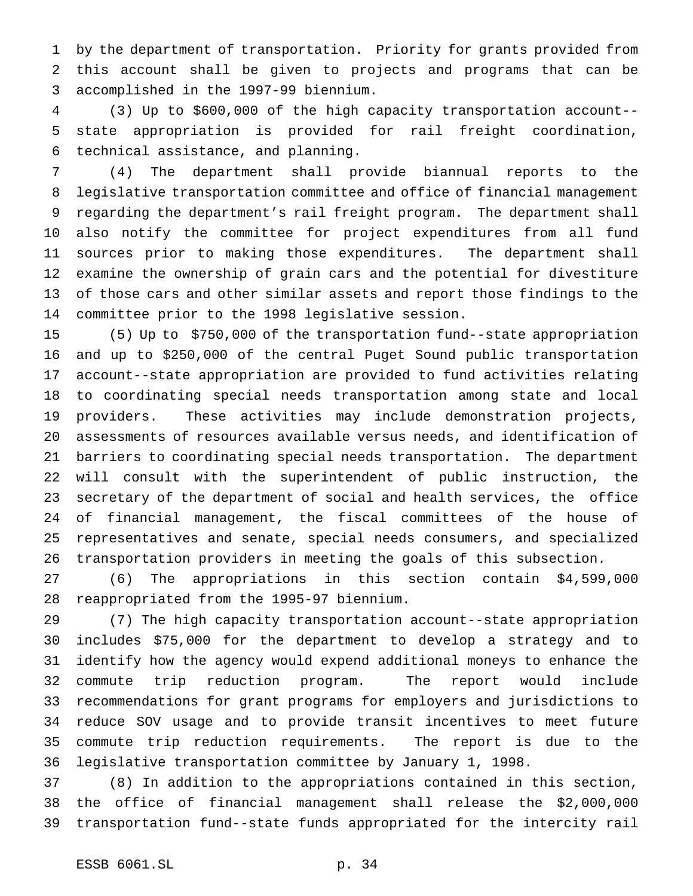by the department of transportation. Priority for grants provided from this account shall be given to projects and programs that can be accomplished in the 1997-99 biennium.

(3) Up to $600,000 of the high capacity transportation account--state appropriation is provided for rail freight coordination, technical assistance, and planning.

(4) The department shall provide biannual reports to the legislative transportation committee and office of financial management regarding the department's rail freight program. The department shall also notify the committee for project expenditures from all fund sources prior to making those expenditures. The department shall examine the ownership of grain cars and the potential for divestiture of those cars and other similar assets and report those findings to the committee prior to the 1998 legislative session.

(5) Up to $750,000 of the transportation fund--state appropriation and up to $250,000 of the central Puget Sound public transportation account--state appropriation are provided to fund activities relating to coordinating special needs transportation among state and local providers. These activities may include demonstration projects, assessments of resources available versus needs, and identification of barriers to coordinating special needs transportation. The department will consult with the superintendent of public instruction, the secretary of the department of social and health services, the office of financial management, the fiscal committees of the house of representatives and senate, special needs consumers, and specialized transportation providers in meeting the goals of this subsection.

(6) The appropriations in this section contain $4,599,000 reappropriated from the 1995-97 biennium.

(7) The high capacity transportation account--state appropriation includes $75,000 for the department to develop a strategy and to identify how the agency would expend additional moneys to enhance the commute trip reduction program. The report would include recommendations for grant programs for employers and jurisdictions to reduce SOV usage and to provide transit incentives to meet future commute trip reduction requirements. The report is due to the legislative transportation committee by January 1, 1998.

(8) In addition to the appropriations contained in this section, the office of financial management shall release the $2,000,000 transportation fund--state funds appropriated for the intercity rail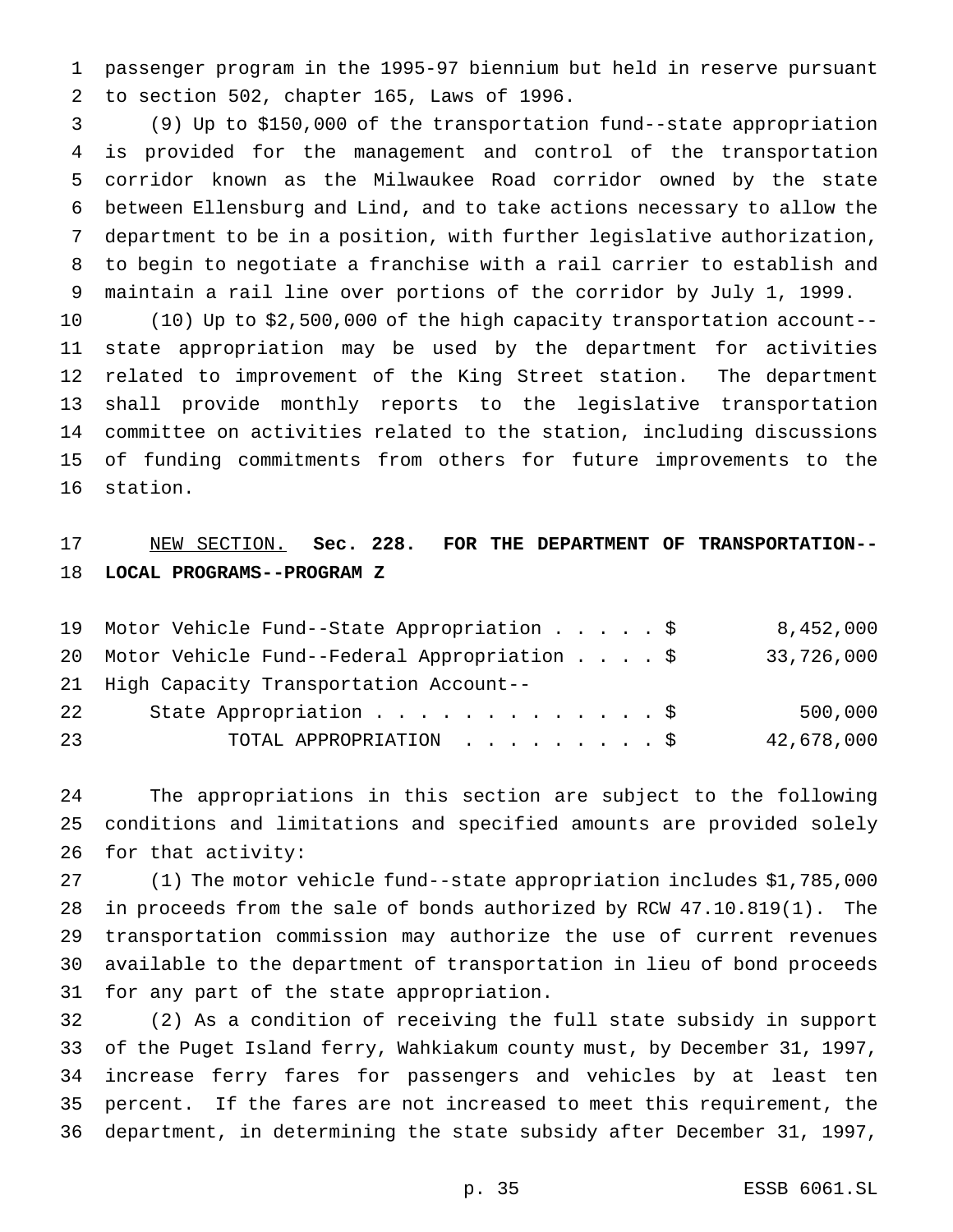passenger program in the 1995-97 biennium but held in reserve pursuant to section 502, chapter 165, Laws of 1996.

(9) Up to $150,000 of the transportation fund--state appropriation is provided for the management and control of the transportation corridor known as the Milwaukee Road corridor owned by the state between Ellensburg and Lind, and to take actions necessary to allow the department to be in a position, with further legislative authorization, to begin to negotiate a franchise with a rail carrier to establish and maintain a rail line over portions of the corridor by July 1, 1999.

(10) Up to $2,500,000 of the high capacity transportation account--state appropriation may be used by the department for activities related to improvement of the King Street station. The department shall provide monthly reports to the legislative transportation committee on activities related to the station, including discussions of funding commitments from others for future improvements to the station.

NEW SECTION. **Sec. 228. FOR THE DEPARTMENT OF TRANSPORTATION--LOCAL PROGRAMS--PROGRAM Z**

| | |
|---|---|
| Motor Vehicle Fund--State Appropriation . . . . . $ | 8,452,000 |
| Motor Vehicle Fund--Federal Appropriation . . . . $ | 33,726,000 |
| High Capacity Transportation Account-- | |
| State Appropriation . . . . . . . . . . . . . . $ | 500,000 |
| TOTAL APPROPRIATION . . . . . . . . . $ | 42,678,000 |

The appropriations in this section are subject to the following conditions and limitations and specified amounts are provided solely for that activity:

(1) The motor vehicle fund--state appropriation includes $1,785,000 in proceeds from the sale of bonds authorized by RCW 47.10.819(1). The transportation commission may authorize the use of current revenues available to the department of transportation in lieu of bond proceeds for any part of the state appropriation.

(2) As a condition of receiving the full state subsidy in support of the Puget Island ferry, Wahkiakum county must, by December 31, 1997, increase ferry fares for passengers and vehicles by at least ten percent. If the fares are not increased to meet this requirement, the department, in determining the state subsidy after December 31, 1997,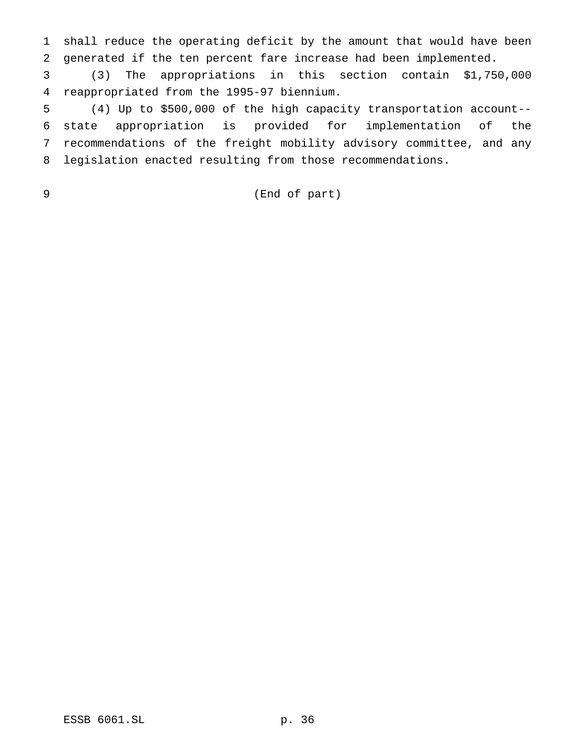shall reduce the operating deficit by the amount that would have been generated if the ten percent fare increase had been implemented.

(3) The appropriations in this section contain $1,750,000 reappropriated from the 1995-97 biennium.

(4) Up to $500,000 of the high capacity transportation account--state appropriation is provided for implementation of the recommendations of the freight mobility advisory committee, and any legislation enacted resulting from those recommendations.

(End of part)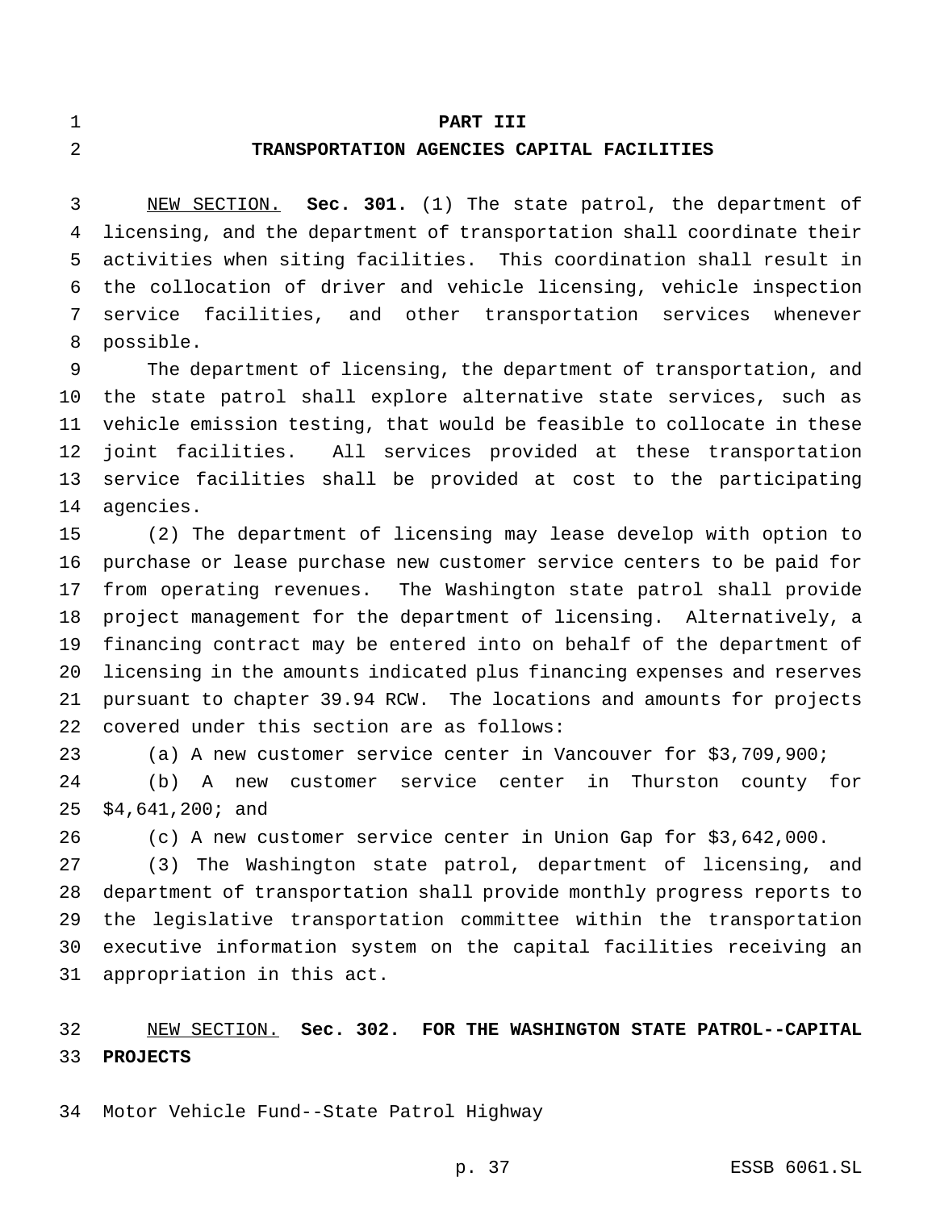# PART III

## TRANSPORTATION AGENCIES CAPITAL FACILITIES

NEW SECTION. **Sec. 301.** (1) The state patrol, the department of licensing, and the department of transportation shall coordinate their activities when siting facilities. This coordination shall result in the collocation of driver and vehicle licensing, vehicle inspection service facilities, and other transportation services whenever possible.

The department of licensing, the department of transportation, and the state patrol shall explore alternative state services, such as vehicle emission testing, that would be feasible to collocate in these joint facilities. All services provided at these transportation service facilities shall be provided at cost to the participating agencies.

(2) The department of licensing may lease develop with option to purchase or lease purchase new customer service centers to be paid for from operating revenues. The Washington state patrol shall provide project management for the department of licensing. Alternatively, a financing contract may be entered into on behalf of the department of licensing in the amounts indicated plus financing expenses and reserves pursuant to chapter 39.94 RCW. The locations and amounts for projects covered under this section are as follows:

(a) A new customer service center in Vancouver for $3,709,900;

(b) A new customer service center in Thurston county for $4,641,200; and

(c) A new customer service center in Union Gap for $3,642,000.

(3) The Washington state patrol, department of licensing, and department of transportation shall provide monthly progress reports to the legislative transportation committee within the transportation executive information system on the capital facilities receiving an appropriation in this act.

NEW SECTION. **Sec. 302. FOR THE WASHINGTON STATE PATROL--CAPITAL PROJECTS**

Motor Vehicle Fund--State Patrol Highway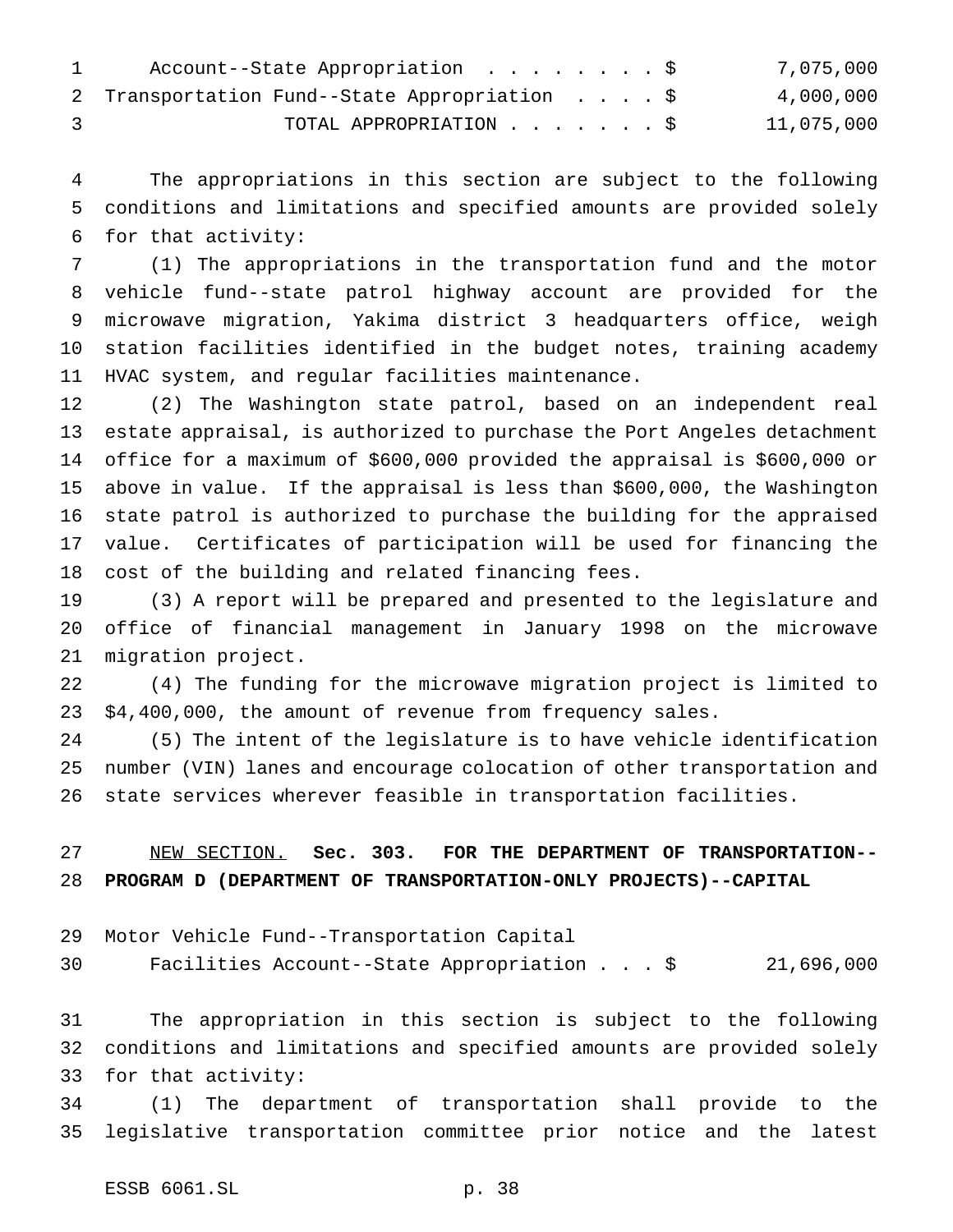Account--State Appropriation . . . . . . . . $ 7,075,000
Transportation Fund--State Appropriation . . . . $ 4,000,000
TOTAL APPROPRIATION . . . . . . . $ 11,075,000

The appropriations in this section are subject to the following conditions and limitations and specified amounts are provided solely for that activity:

(1) The appropriations in the transportation fund and the motor vehicle fund--state patrol highway account are provided for the microwave migration, Yakima district 3 headquarters office, weigh station facilities identified in the budget notes, training academy HVAC system, and regular facilities maintenance.

(2) The Washington state patrol, based on an independent real estate appraisal, is authorized to purchase the Port Angeles detachment office for a maximum of $600,000 provided the appraisal is $600,000 or above in value. If the appraisal is less than $600,000, the Washington state patrol is authorized to purchase the building for the appraised value. Certificates of participation will be used for financing the cost of the building and related financing fees.

(3) A report will be prepared and presented to the legislature and office of financial management in January 1998 on the microwave migration project.

(4) The funding for the microwave migration project is limited to $4,400,000, the amount of revenue from frequency sales.

(5) The intent of the legislature is to have vehicle identification number (VIN) lanes and encourage colocation of other transportation and state services wherever feasible in transportation facilities.

NEW SECTION. **Sec. 303. FOR THE DEPARTMENT OF TRANSPORTATION--PROGRAM D (DEPARTMENT OF TRANSPORTATION-ONLY PROJECTS)--CAPITAL**

Motor Vehicle Fund--Transportation Capital
Facilities Account--State Appropriation . . . $ 21,696,000

The appropriation in this section is subject to the following conditions and limitations and specified amounts are provided solely for that activity:

(1) The department of transportation shall provide to the legislative transportation committee prior notice and the latest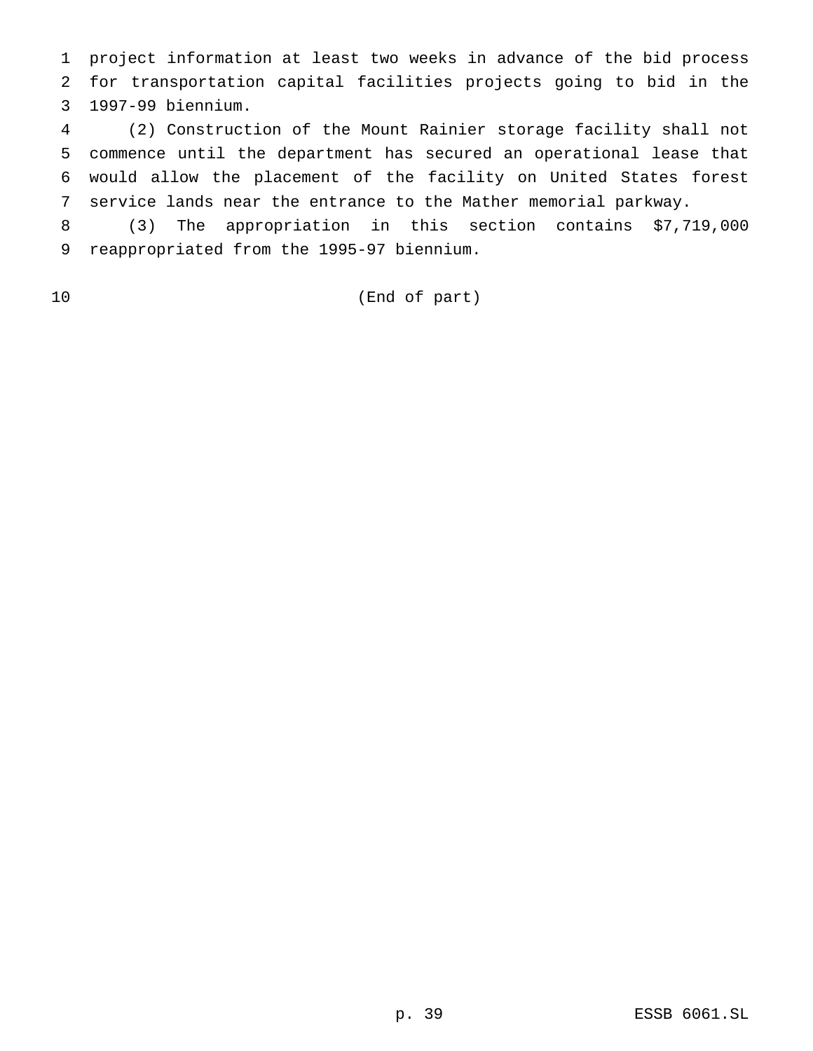project information at least two weeks in advance of the bid process for transportation capital facilities projects going to bid in the 1997-99 biennium.

(2) Construction of the Mount Rainier storage facility shall not commence until the department has secured an operational lease that would allow the placement of the facility on United States forest service lands near the entrance to the Mather memorial parkway.

(3) The appropriation in this section contains $7,719,000 reappropriated from the 1995-97 biennium.

(End of part)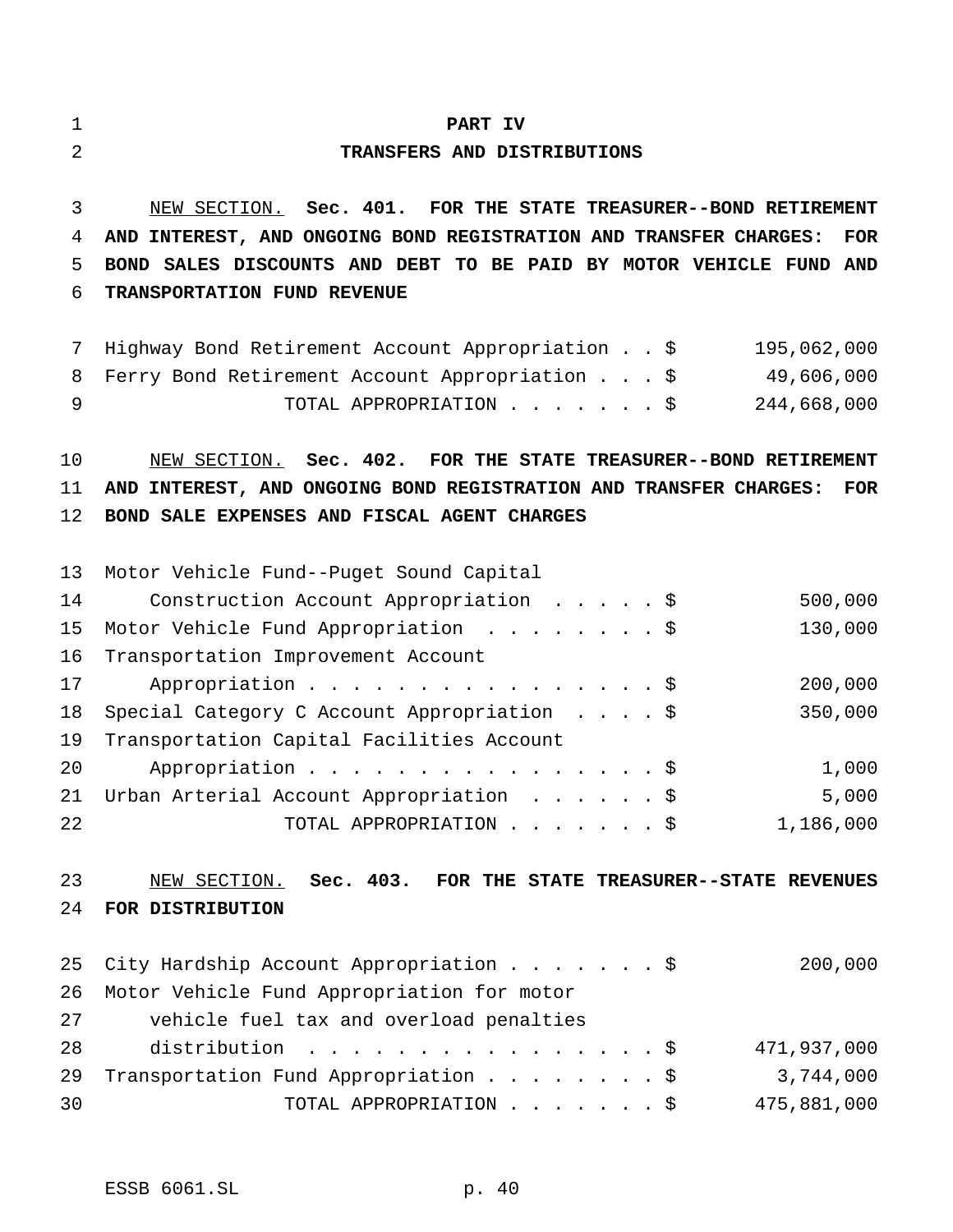# PART IV

## TRANSFERS AND DISTRIBUTIONS

<u>NEW SECTION.</u> **Sec. 401. FOR THE STATE TREASURER--BOND RETIREMENT AND INTEREST, AND ONGOING BOND REGISTRATION AND TRANSFER CHARGES: FOR BOND SALES DISCOUNTS AND DEBT TO BE PAID BY MOTOR VEHICLE FUND AND TRANSPORTATION FUND REVENUE**

| | |
|---|---|
| Highway Bond Retirement Account Appropriation . . $ | 195,062,000 |
| Ferry Bond Retirement Account Appropriation . . . $ | 49,606,000 |
| TOTAL APPROPRIATION . . . . . . . $ | 244,668,000 |

<u>NEW SECTION.</u> **Sec. 402. FOR THE STATE TREASURER--BOND RETIREMENT AND INTEREST, AND ONGOING BOND REGISTRATION AND TRANSFER CHARGES: FOR BOND SALE EXPENSES AND FISCAL AGENT CHARGES**

| | |
|---|---|
| Motor Vehicle Fund--Puget Sound Capital Construction Account Appropriation . . . . . $ | 500,000 |
| Motor Vehicle Fund Appropriation . . . . . . . . $ | 130,000 |
| Transportation Improvement Account Appropriation . . . . . . . . . . . . . . . . . $ | 200,000 |
| Special Category C Account Appropriation . . . . $ | 350,000 |
| Transportation Capital Facilities Account Appropriation . . . . . . . . . . . . . . . . . $ | 1,000 |
| Urban Arterial Account Appropriation . . . . . . $ | 5,000 |
| TOTAL APPROPRIATION . . . . . . . $ | 1,186,000 |

<u>NEW SECTION.</u> **Sec. 403. FOR THE STATE TREASURER--STATE REVENUES FOR DISTRIBUTION**

| | |
|---|---|
| City Hardship Account Appropriation . . . . . . . $ | 200,000 |
| Motor Vehicle Fund Appropriation for motor vehicle fuel tax and overload penalties distribution . . . . . . . . . . . . . . . . . $ | 471,937,000 |
| Transportation Fund Appropriation . . . . . . . . $ | 3,744,000 |
| TOTAL APPROPRIATION . . . . . . . $ | 475,881,000 |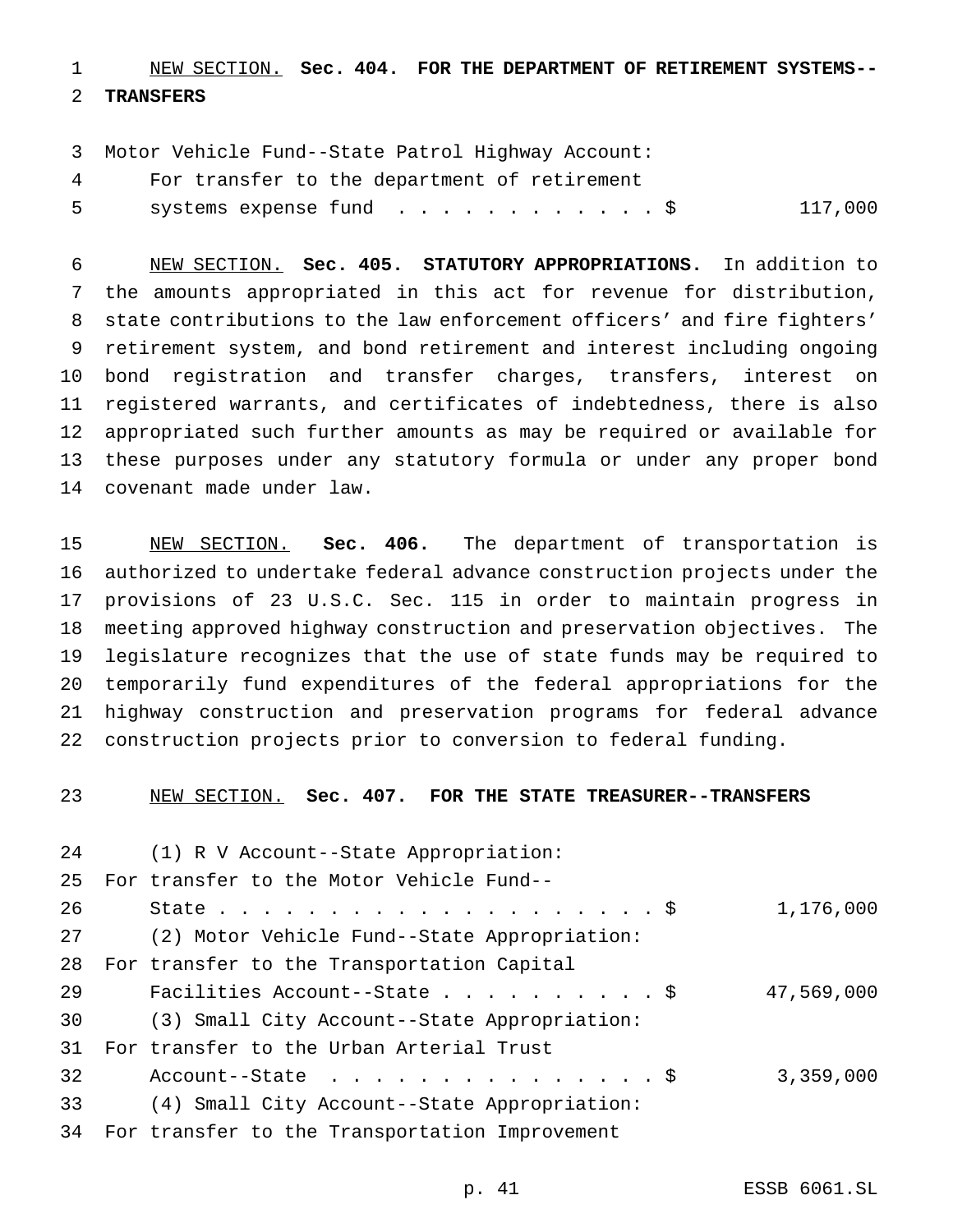NEW SECTION. **Sec. 404. FOR THE DEPARTMENT OF RETIREMENT SYSTEMS--TRANSFERS**

Motor Vehicle Fund--State Patrol Highway Account:
For transfer to the department of retirement systems expense fund . . . . . . . . . . . . $ 117,000

NEW SECTION. **Sec. 405. STATUTORY APPROPRIATIONS.** In addition to the amounts appropriated in this act for revenue for distribution, state contributions to the law enforcement officers' and fire fighters' retirement system, and bond retirement and interest including ongoing bond registration and transfer charges, transfers, interest on registered warrants, and certificates of indebtedness, there is also appropriated such further amounts as may be required or available for these purposes under any statutory formula or under any proper bond covenant made under law.

NEW SECTION. **Sec. 406.** The department of transportation is authorized to undertake federal advance construction projects under the provisions of 23 U.S.C. Sec. 115 in order to maintain progress in meeting approved highway construction and preservation objectives. The legislature recognizes that the use of state funds may be required to temporarily fund expenditures of the federal appropriations for the highway construction and preservation programs for federal advance construction projects prior to conversion to federal funding.

NEW SECTION. **Sec. 407. FOR THE STATE TREASURER--TRANSFERS**

(1) R V Account--State Appropriation:
For transfer to the Motor Vehicle Fund--State . . . . . . . . . . . . . . . . . . . . $ 1,176,000

(2) Motor Vehicle Fund--State Appropriation:
For transfer to the Transportation Capital Facilities Account--State . . . . . . . . . . $ 47,569,000

(3) Small City Account--State Appropriation:
For transfer to the Urban Arterial Trust Account--State . . . . . . . . . . . . . . . . $ 3,359,000

(4) Small City Account--State Appropriation:
For transfer to the Transportation Improvement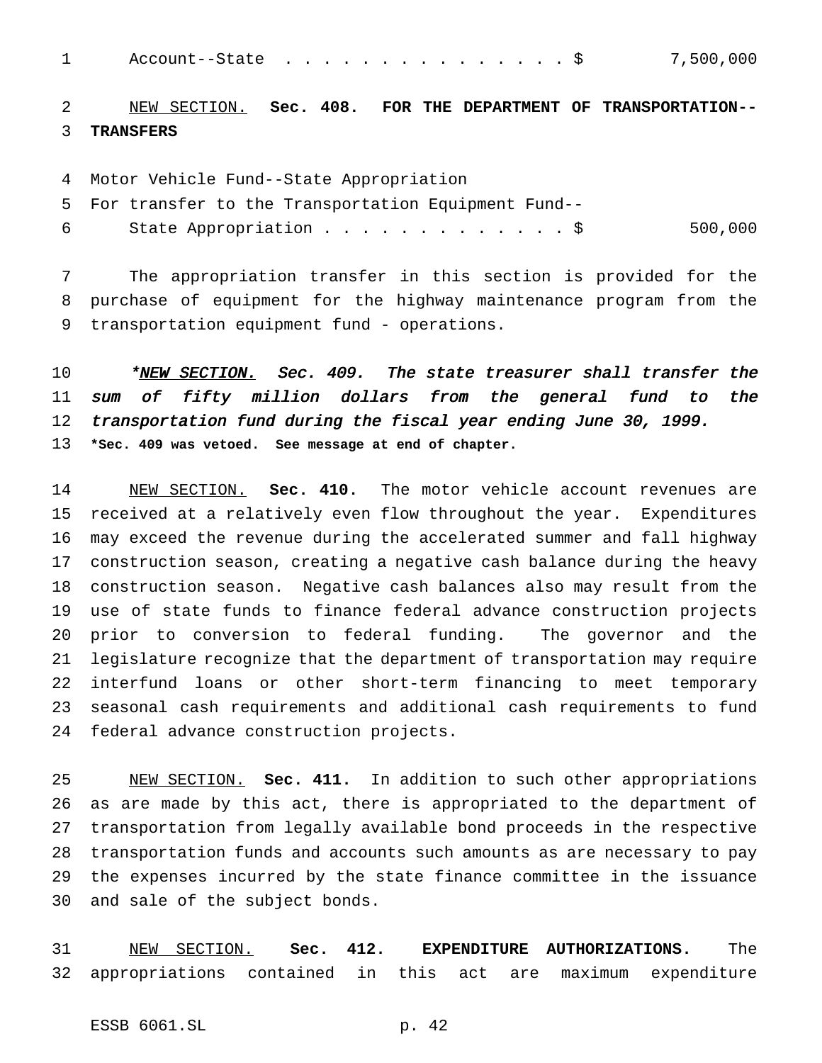Account--State . . . . . . . . . . . . . . . $ 7,500,000

NEW SECTION. **Sec. 408. FOR THE DEPARTMENT OF TRANSPORTATION--TRANSFERS**

Motor Vehicle Fund--State Appropriation
For transfer to the Transportation Equipment Fund--
State Appropriation . . . . . . . . . . . . . $ 500,000

The appropriation transfer in this section is provided for the purchase of equipment for the highway maintenance program from the transportation equipment fund - operations.

*\*NEW SECTION. Sec. 409. The state treasurer shall transfer the sum of fifty million dollars from the general fund to the transportation fund during the fiscal year ending June 30, 1999.*
**\*Sec. 409 was vetoed. See message at end of chapter.**

NEW SECTION. **Sec. 410.** The motor vehicle account revenues are received at a relatively even flow throughout the year. Expenditures may exceed the revenue during the accelerated summer and fall highway construction season, creating a negative cash balance during the heavy construction season. Negative cash balances also may result from the use of state funds to finance federal advance construction projects prior to conversion to federal funding. The governor and the legislature recognize that the department of transportation may require interfund loans or other short-term financing to meet temporary seasonal cash requirements and additional cash requirements to fund federal advance construction projects.

NEW SECTION. **Sec. 411.** In addition to such other appropriations as are made by this act, there is appropriated to the department of transportation from legally available bond proceeds in the respective transportation funds and accounts such amounts as are necessary to pay the expenses incurred by the state finance committee in the issuance and sale of the subject bonds.

NEW SECTION. **Sec. 412. EXPENDITURE AUTHORIZATIONS.** The appropriations contained in this act are maximum expenditure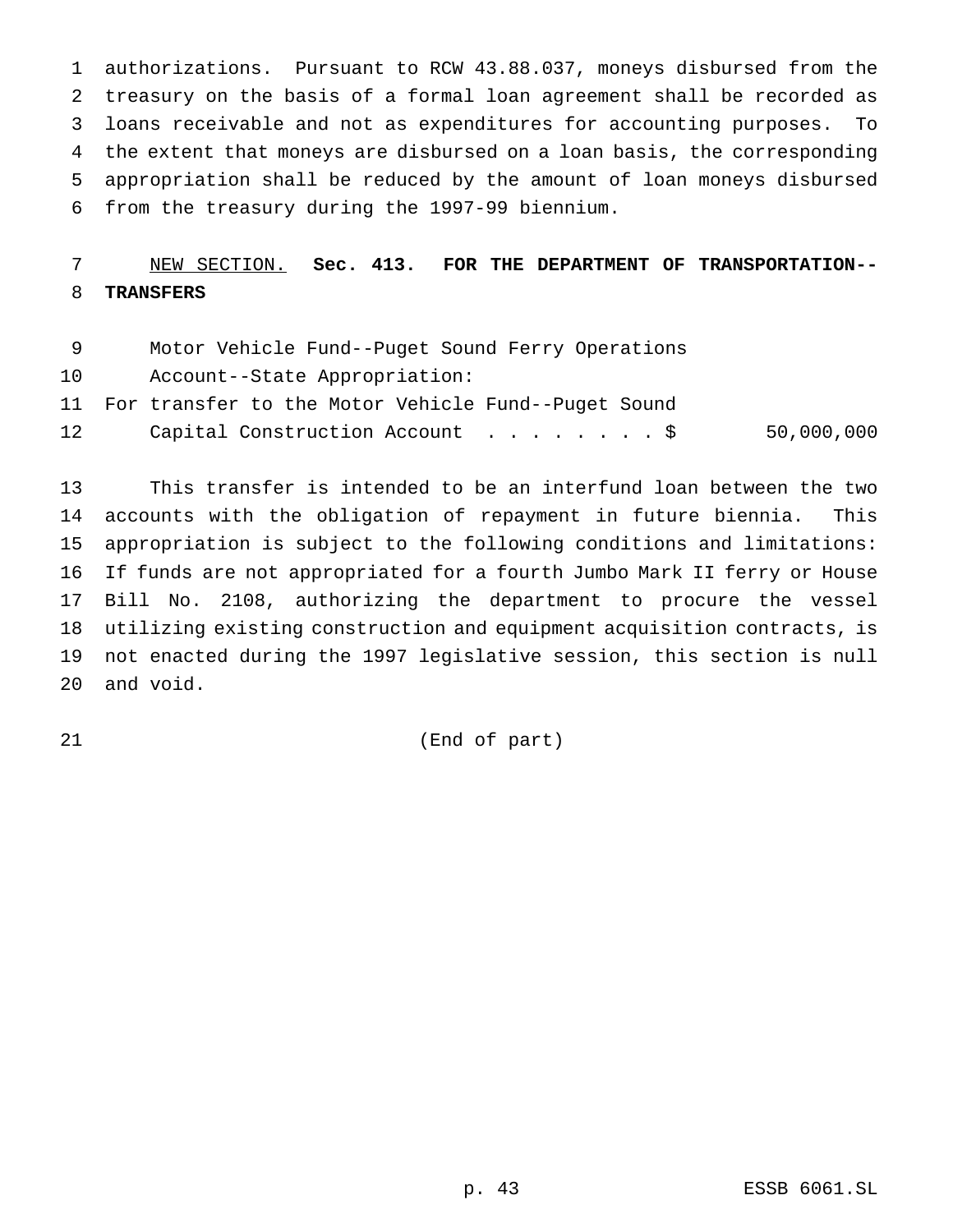authorizations. Pursuant to RCW 43.88.037, moneys disbursed from the treasury on the basis of a formal loan agreement shall be recorded as loans receivable and not as expenditures for accounting purposes. To the extent that moneys are disbursed on a loan basis, the corresponding appropriation shall be reduced by the amount of loan moneys disbursed from the treasury during the 1997-99 biennium.

NEW SECTION. **Sec. 413. FOR THE DEPARTMENT OF TRANSPORTATION--TRANSFERS**

Motor Vehicle Fund--Puget Sound Ferry Operations Account--State Appropriation:
For transfer to the Motor Vehicle Fund--Puget Sound Capital Construction Account . . . . . . . . $ 50,000,000

This transfer is intended to be an interfund loan between the two accounts with the obligation of repayment in future biennia. This appropriation is subject to the following conditions and limitations: If funds are not appropriated for a fourth Jumbo Mark II ferry or House Bill No. 2108, authorizing the department to procure the vessel utilizing existing construction and equipment acquisition contracts, is not enacted during the 1997 legislative session, this section is null and void.

(End of part)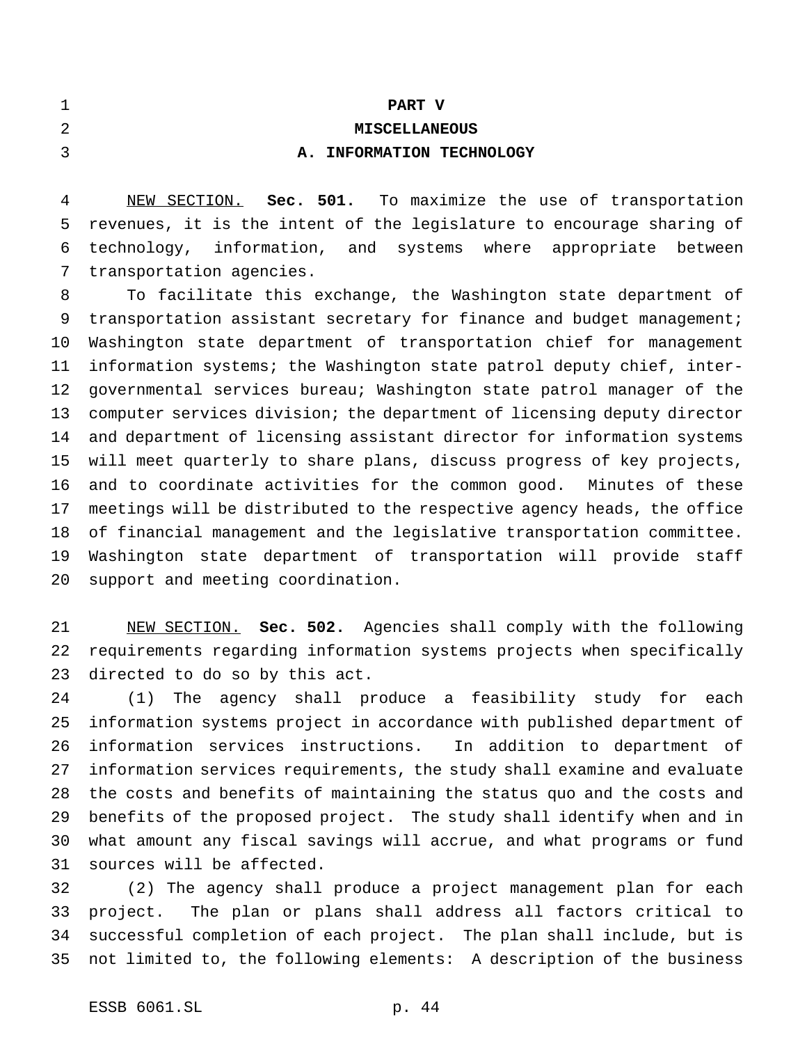# PART V

## MISCELLANEOUS

### A. INFORMATION TECHNOLOGY

NEW SECTION. **Sec. 501.** To maximize the use of transportation revenues, it is the intent of the legislature to encourage sharing of technology, information, and systems where appropriate between transportation agencies.

To facilitate this exchange, the Washington state department of transportation assistant secretary for finance and budget management; Washington state department of transportation chief for management information systems; the Washington state patrol deputy chief, inter-governmental services bureau; Washington state patrol manager of the computer services division; the department of licensing deputy director and department of licensing assistant director for information systems will meet quarterly to share plans, discuss progress of key projects, and to coordinate activities for the common good. Minutes of these meetings will be distributed to the respective agency heads, the office of financial management and the legislative transportation committee. Washington state department of transportation will provide staff support and meeting coordination.

NEW SECTION. **Sec. 502.** Agencies shall comply with the following requirements regarding information systems projects when specifically directed to do so by this act.

(1) The agency shall produce a feasibility study for each information systems project in accordance with published department of information services instructions. In addition to department of information services requirements, the study shall examine and evaluate the costs and benefits of maintaining the status quo and the costs and benefits of the proposed project. The study shall identify when and in what amount any fiscal savings will accrue, and what programs or fund sources will be affected.

(2) The agency shall produce a project management plan for each project. The plan or plans shall address all factors critical to successful completion of each project. The plan shall include, but is not limited to, the following elements: A description of the business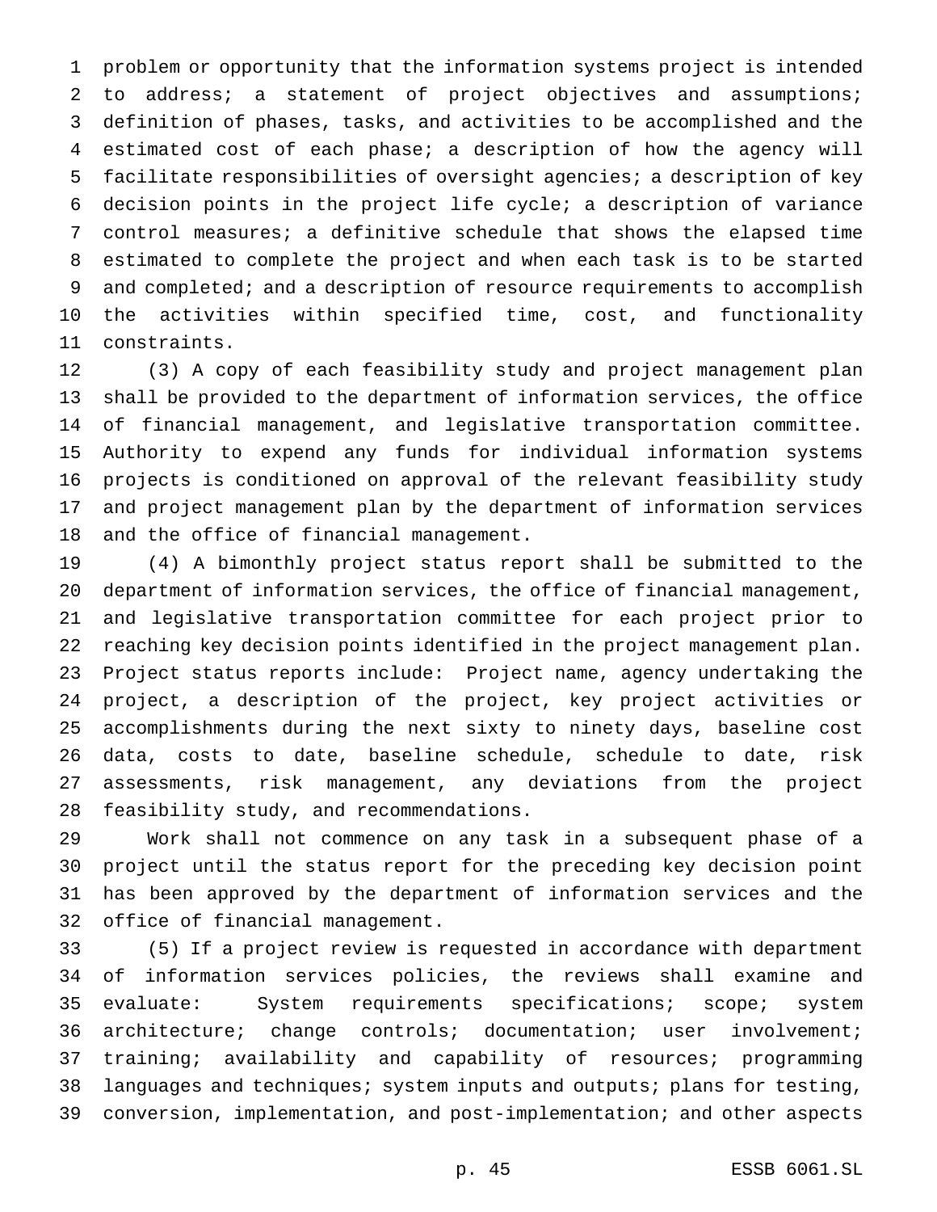problem or opportunity that the information systems project is intended to address; a statement of project objectives and assumptions; definition of phases, tasks, and activities to be accomplished and the estimated cost of each phase; a description of how the agency will facilitate responsibilities of oversight agencies; a description of key decision points in the project life cycle; a description of variance control measures; a definitive schedule that shows the elapsed time estimated to complete the project and when each task is to be started and completed; and a description of resource requirements to accomplish the activities within specified time, cost, and functionality constraints.

(3) A copy of each feasibility study and project management plan shall be provided to the department of information services, the office of financial management, and legislative transportation committee. Authority to expend any funds for individual information systems projects is conditioned on approval of the relevant feasibility study and project management plan by the department of information services and the office of financial management.

(4) A bimonthly project status report shall be submitted to the department of information services, the office of financial management, and legislative transportation committee for each project prior to reaching key decision points identified in the project management plan. Project status reports include: Project name, agency undertaking the project, a description of the project, key project activities or accomplishments during the next sixty to ninety days, baseline cost data, costs to date, baseline schedule, schedule to date, risk assessments, risk management, any deviations from the project feasibility study, and recommendations.

Work shall not commence on any task in a subsequent phase of a project until the status report for the preceding key decision point has been approved by the department of information services and the office of financial management.

(5) If a project review is requested in accordance with department of information services policies, the reviews shall examine and evaluate: System requirements specifications; scope; system architecture; change controls; documentation; user involvement; training; availability and capability of resources; programming languages and techniques; system inputs and outputs; plans for testing, conversion, implementation, and post-implementation; and other aspects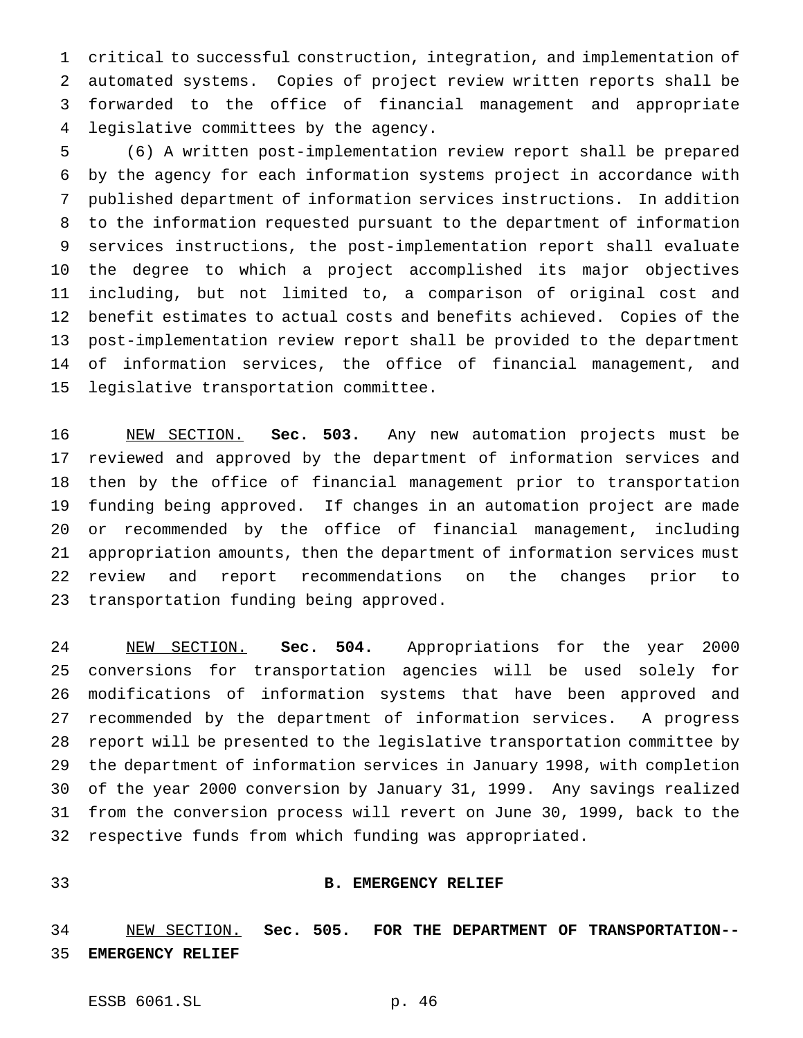critical to successful construction, integration, and implementation of automated systems. Copies of project review written reports shall be forwarded to the office of financial management and appropriate legislative committees by the agency.

(6) A written post-implementation review report shall be prepared by the agency for each information systems project in accordance with published department of information services instructions. In addition to the information requested pursuant to the department of information services instructions, the post-implementation report shall evaluate the degree to which a project accomplished its major objectives including, but not limited to, a comparison of original cost and benefit estimates to actual costs and benefits achieved. Copies of the post-implementation review report shall be provided to the department of information services, the office of financial management, and legislative transportation committee.

NEW SECTION. **Sec. 503.** Any new automation projects must be reviewed and approved by the department of information services and then by the office of financial management prior to transportation funding being approved. If changes in an automation project are made or recommended by the office of financial management, including appropriation amounts, then the department of information services must review and report recommendations on the changes prior to transportation funding being approved.

NEW SECTION. **Sec. 504.** Appropriations for the year 2000 conversions for transportation agencies will be used solely for modifications of information systems that have been approved and recommended by the department of information services. A progress report will be presented to the legislative transportation committee by the department of information services in January 1998, with completion of the year 2000 conversion by January 31, 1999. Any savings realized from the conversion process will revert on June 30, 1999, back to the respective funds from which funding was appropriated.

## B. EMERGENCY RELIEF

NEW SECTION. **Sec. 505. FOR THE DEPARTMENT OF TRANSPORTATION--EMERGENCY RELIEF**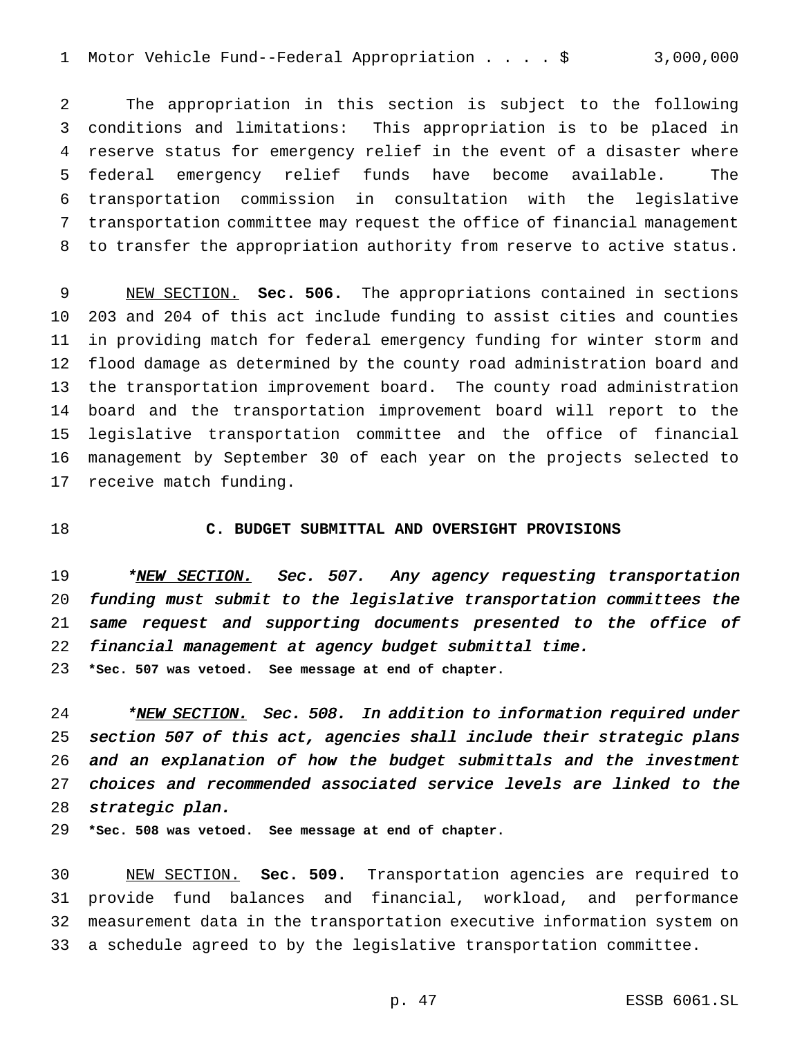Motor Vehicle Fund--Federal Appropriation . . . . $ 3,000,000

The appropriation in this section is subject to the following conditions and limitations: This appropriation is to be placed in reserve status for emergency relief in the event of a disaster where federal emergency relief funds have become available. The transportation commission in consultation with the legislative transportation committee may request the office of financial management to transfer the appropriation authority from reserve to active status.

NEW SECTION. **Sec. 506.** The appropriations contained in sections 203 and 204 of this act include funding to assist cities and counties in providing match for federal emergency funding for winter storm and flood damage as determined by the county road administration board and the transportation improvement board. The county road administration board and the transportation improvement board will report to the legislative transportation committee and the office of financial management by September 30 of each year on the projects selected to receive match funding.

**C. BUDGET SUBMITTAL AND OVERSIGHT PROVISIONS**

*\*NEW SECTION. Sec. 507. Any agency requesting transportation funding must submit to the legislative transportation committees the same request and supporting documents presented to the office of financial management at agency budget submittal time.*

**\*Sec. 507 was vetoed. See message at end of chapter.**

*\*NEW SECTION. Sec. 508. In addition to information required under section 507 of this act, agencies shall include their strategic plans and an explanation of how the budget submittals and the investment choices and recommended associated service levels are linked to the strategic plan.*

**\*Sec. 508 was vetoed. See message at end of chapter.**

NEW SECTION. **Sec. 509.** Transportation agencies are required to provide fund balances and financial, workload, and performance measurement data in the transportation executive information system on a schedule agreed to by the legislative transportation committee.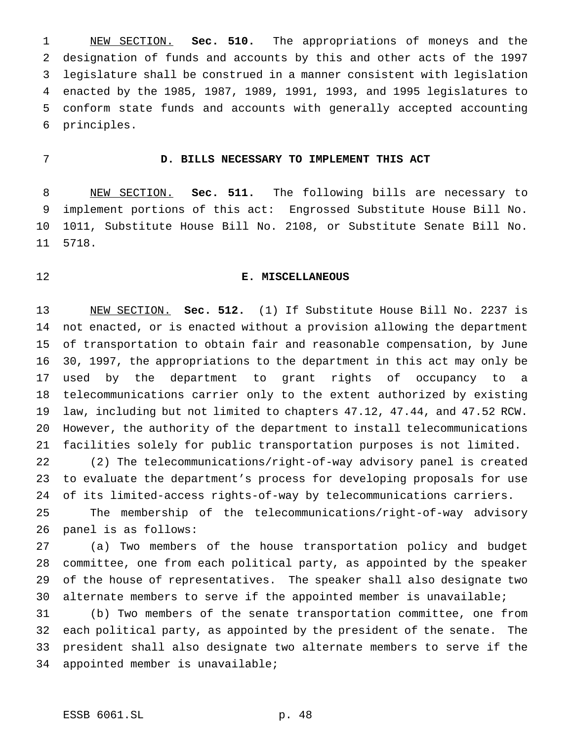NEW SECTION. **Sec. 510.** The appropriations of moneys and the designation of funds and accounts by this and other acts of the 1997 legislature shall be construed in a manner consistent with legislation enacted by the 1985, 1987, 1989, 1991, 1993, and 1995 legislatures to conform state funds and accounts with generally accepted accounting principles.

## D. BILLS NECESSARY TO IMPLEMENT THIS ACT

NEW SECTION. **Sec. 511.** The following bills are necessary to implement portions of this act: Engrossed Substitute House Bill No. 1011, Substitute House Bill No. 2108, or Substitute Senate Bill No. 5718.

## E. MISCELLANEOUS

NEW SECTION. **Sec. 512.** (1) If Substitute House Bill No. 2237 is not enacted, or is enacted without a provision allowing the department of transportation to obtain fair and reasonable compensation, by June 30, 1997, the appropriations to the department in this act may only be used by the department to grant rights of occupancy to a telecommunications carrier only to the extent authorized by existing law, including but not limited to chapters 47.12, 47.44, and 47.52 RCW. However, the authority of the department to install telecommunications facilities solely for public transportation purposes is not limited.

(2) The telecommunications/right-of-way advisory panel is created to evaluate the department's process for developing proposals for use of its limited-access rights-of-way by telecommunications carriers.

The membership of the telecommunications/right-of-way advisory panel is as follows:

(a) Two members of the house transportation policy and budget committee, one from each political party, as appointed by the speaker of the house of representatives. The speaker shall also designate two alternate members to serve if the appointed member is unavailable;

(b) Two members of the senate transportation committee, one from each political party, as appointed by the president of the senate. The president shall also designate two alternate members to serve if the appointed member is unavailable;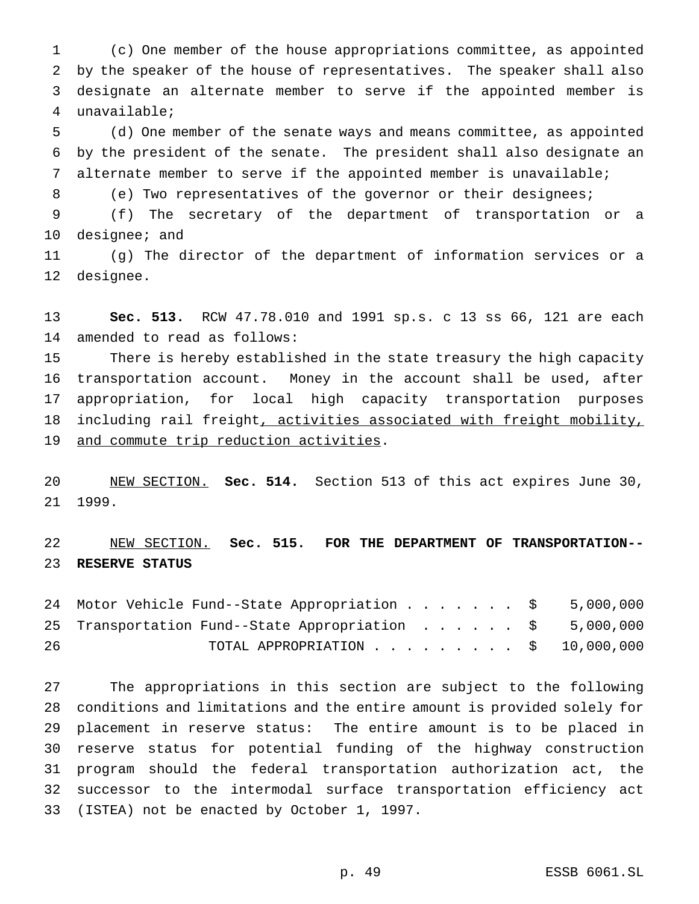(c) One member of the house appropriations committee, as appointed by the speaker of the house of representatives. The speaker shall also designate an alternate member to serve if the appointed member is unavailable;

(d) One member of the senate ways and means committee, as appointed by the president of the senate. The president shall also designate an alternate member to serve if the appointed member is unavailable;

(e) Two representatives of the governor or their designees;

(f) The secretary of the department of transportation or a designee; and

(g) The director of the department of information services or a designee.

**Sec. 513.** RCW 47.78.010 and 1991 sp.s. c 13 ss 66, 121 are each amended to read as follows:

There is hereby established in the state treasury the high capacity transportation account. Money in the account shall be used, after appropriation, for local high capacity transportation purposes including rail freight<u>, activities associated with freight mobility, and commute trip reduction activities</u>.

<u>NEW SECTION.</u> **Sec. 514.** Section 513 of this act expires June 30, 1999.

<u>NEW SECTION.</u> **Sec. 515. FOR THE DEPARTMENT OF TRANSPORTATION--RESERVE STATUS**

| | |
|---|---|
| Motor Vehicle Fund--State Appropriation | $ 5,000,000 |
| Transportation Fund--State Appropriation | $ 5,000,000 |
| TOTAL APPROPRIATION | $ 10,000,000 |

The appropriations in this section are subject to the following conditions and limitations and the entire amount is provided solely for placement in reserve status: The entire amount is to be placed in reserve status for potential funding of the highway construction program should the federal transportation authorization act, the successor to the intermodal surface transportation efficiency act (ISTEA) not be enacted by October 1, 1997.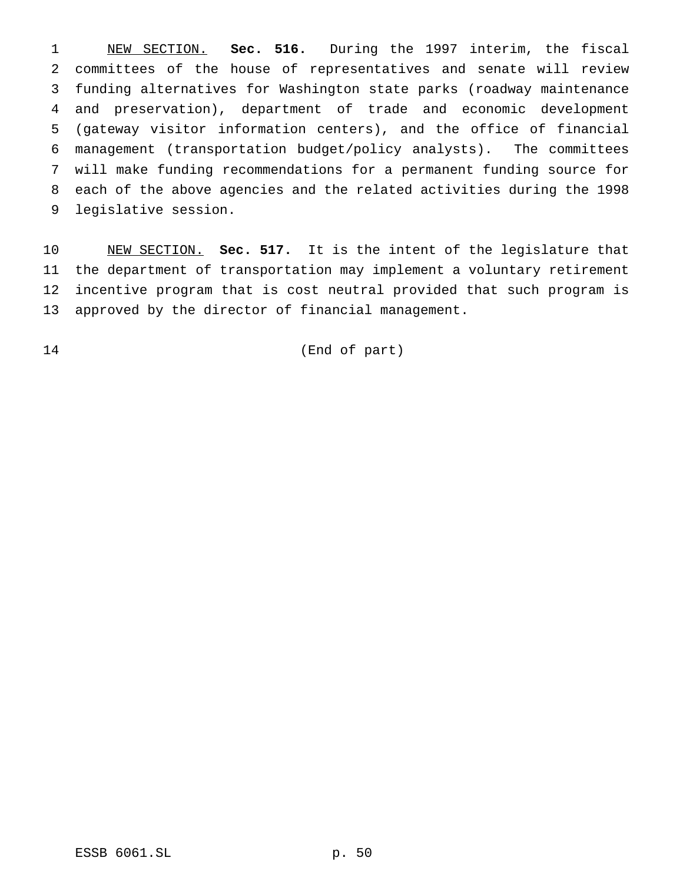NEW SECTION. **Sec. 516.** During the 1997 interim, the fiscal committees of the house of representatives and senate will review funding alternatives for Washington state parks (roadway maintenance and preservation), department of trade and economic development (gateway visitor information centers), and the office of financial management (transportation budget/policy analysts). The committees will make funding recommendations for a permanent funding source for each of the above agencies and the related activities during the 1998 legislative session.

NEW SECTION. **Sec. 517.** It is the intent of the legislature that the department of transportation may implement a voluntary retirement incentive program that is cost neutral provided that such program is approved by the director of financial management.

(End of part)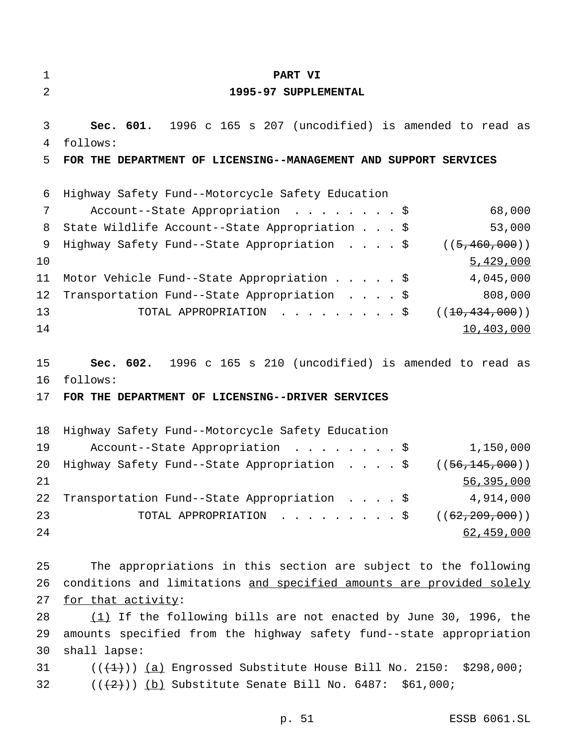**PART VI**

**1995-97 SUPPLEMENTAL**

**Sec. 601.** 1996 c 165 s 207 (uncodified) is amended to read as follows:

**FOR THE DEPARTMENT OF LICENSING--MANAGEMENT AND SUPPORT SERVICES**

| | |
|---|---|
| Highway Safety Fund--Motorcycle Safety Education Account--State Appropriation . . . . . . . . $ | 68,000 |
| State Wildlife Account--State Appropriation . . . $ | 53,000 |
| Highway Safety Fund--State Appropriation . . . . $ | ((~~5,460,000~~)) <u>5,429,000</u> |
| Motor Vehicle Fund--State Appropriation . . . . . $ | 4,045,000 |
| Transportation Fund--State Appropriation . . . . $ | 808,000 |
| TOTAL APPROPRIATION . . . . . . . . . $ | ((~~10,434,000~~)) <u>10,403,000</u> |

**Sec. 602.** 1996 c 165 s 210 (uncodified) is amended to read as follows:

**FOR THE DEPARTMENT OF LICENSING--DRIVER SERVICES**

| | |
|---|---|
| Highway Safety Fund--Motorcycle Safety Education Account--State Appropriation . . . . . . . . $ | 1,150,000 |
| Highway Safety Fund--State Appropriation . . . . $ | ((~~56,145,000~~)) <u>56,395,000</u> |
| Transportation Fund--State Appropriation . . . . $ | 4,914,000 |
| TOTAL APPROPRIATION . . . . . . . . . $ | ((~~62,209,000~~)) <u>62,459,000</u> |

The appropriations in this section are subject to the following conditions and limitations <u>and specified amounts are provided solely for that activity</u>:

<u>(1)</u> If the following bills are not enacted by June 30, 1996, the amounts specified from the highway safety fund--state appropriation shall lapse:

((~~(1)~~)) <u>(a)</u> Engrossed Substitute House Bill No. 2150: $298,000;

((~~(2)~~)) <u>(b)</u> Substitute Senate Bill No. 6487: $61,000;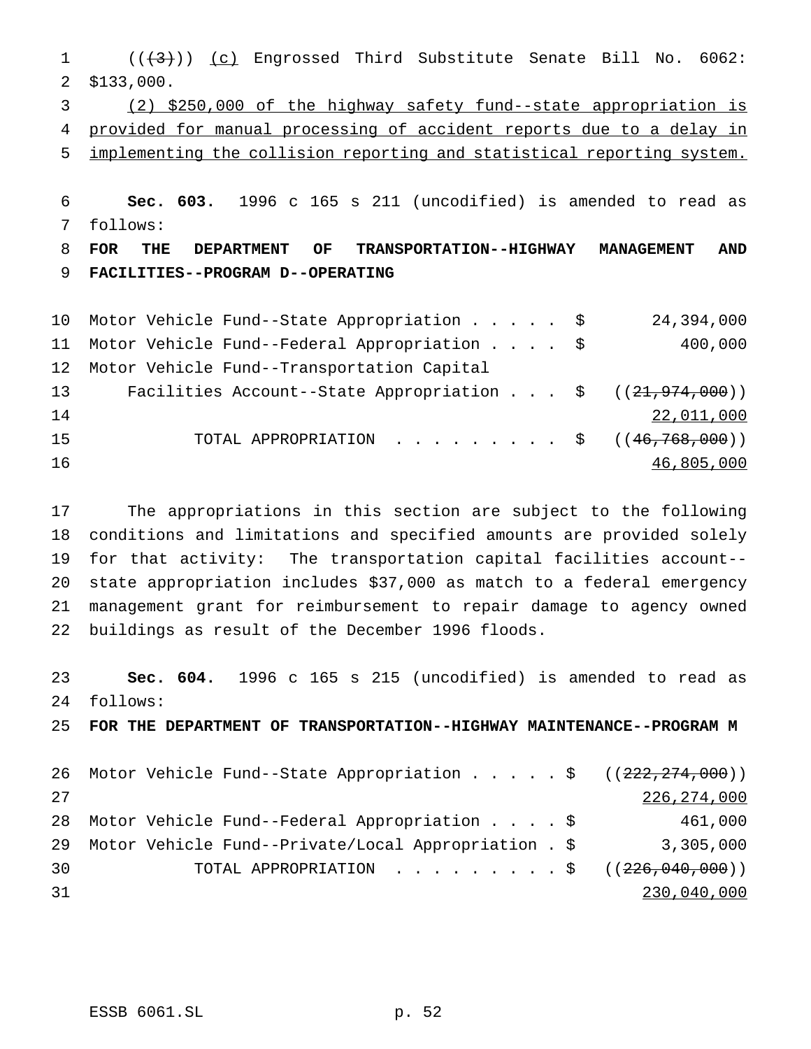((~~(3)~~)) <u>(c)</u> Engrossed Third Substitute Senate Bill No. 6062: $133,000.

<u>(2) $250,000 of the highway safety fund--state appropriation is provided for manual processing of accident reports due to a delay in implementing the collision reporting and statistical reporting system.</u>

**Sec. 603.** 1996 c 165 s 211 (uncodified) is amended to read as follows:

**FOR THE DEPARTMENT OF TRANSPORTATION--HIGHWAY MANAGEMENT AND FACILITIES--PROGRAM D--OPERATING**

| | |
|---|---|
| Motor Vehicle Fund--State Appropriation . . . . . $ | 24,394,000 |
| Motor Vehicle Fund--Federal Appropriation . . . . $ | 400,000 |
| Motor Vehicle Fund--Transportation Capital Facilities Account--State Appropriation . . . $ | ((~~21,974,000~~)) <u>22,011,000</u> |
| TOTAL APPROPRIATION . . . . . . . . . $ | ((~~46,768,000~~)) <u>46,805,000</u> |

The appropriations in this section are subject to the following conditions and limitations and specified amounts are provided solely for that activity: The transportation capital facilities account--state appropriation includes $37,000 as match to a federal emergency management grant for reimbursement to repair damage to agency owned buildings as result of the December 1996 floods.

**Sec. 604.** 1996 c 165 s 215 (uncodified) is amended to read as follows:

**FOR THE DEPARTMENT OF TRANSPORTATION--HIGHWAY MAINTENANCE--PROGRAM M**

| | |
|---|---|
| Motor Vehicle Fund--State Appropriation . . . . . $ | ((~~222,274,000~~)) <u>226,274,000</u> |
| Motor Vehicle Fund--Federal Appropriation . . . . $ | 461,000 |
| Motor Vehicle Fund--Private/Local Appropriation . $ | 3,305,000 |
| TOTAL APPROPRIATION . . . . . . . . . $ | ((~~226,040,000~~)) <u>230,040,000</u> |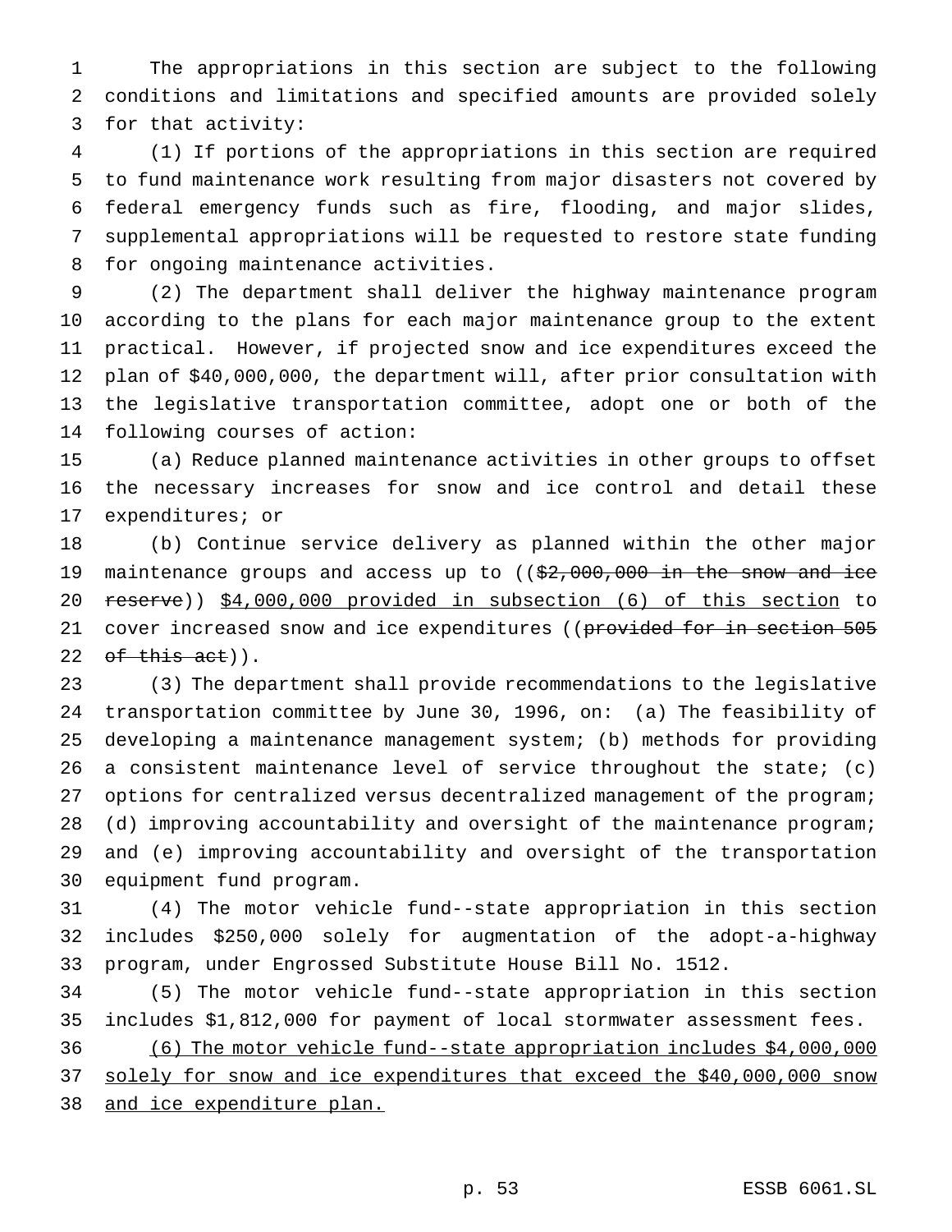The appropriations in this section are subject to the following conditions and limitations and specified amounts are provided solely for that activity:

(1) If portions of the appropriations in this section are required to fund maintenance work resulting from major disasters not covered by federal emergency funds such as fire, flooding, and major slides, supplemental appropriations will be requested to restore state funding for ongoing maintenance activities.

(2) The department shall deliver the highway maintenance program according to the plans for each major maintenance group to the extent practical. However, if projected snow and ice expenditures exceed the plan of $40,000,000, the department will, after prior consultation with the legislative transportation committee, adopt one or both of the following courses of action:

(a) Reduce planned maintenance activities in other groups to offset the necessary increases for snow and ice control and detail these expenditures; or

(b) Continue service delivery as planned within the other major maintenance groups and access up to ((~~$2,000,000 in the snow and ice reserve~~)) <u>$4,000,000 provided in subsection (6) of this section</u> to cover increased snow and ice expenditures ((~~provided for in section 505 of this act~~)).

(3) The department shall provide recommendations to the legislative transportation committee by June 30, 1996, on: (a) The feasibility of developing a maintenance management system; (b) methods for providing a consistent maintenance level of service throughout the state; (c) options for centralized versus decentralized management of the program; (d) improving accountability and oversight of the maintenance program; and (e) improving accountability and oversight of the transportation equipment fund program.

(4) The motor vehicle fund--state appropriation in this section includes $250,000 solely for augmentation of the adopt-a-highway program, under Engrossed Substitute House Bill No. 1512.

(5) The motor vehicle fund--state appropriation in this section includes $1,812,000 for payment of local stormwater assessment fees.

<u>(6) The motor vehicle fund--state appropriation includes $4,000,000 solely for snow and ice expenditures that exceed the $40,000,000 snow and ice expenditure plan.</u>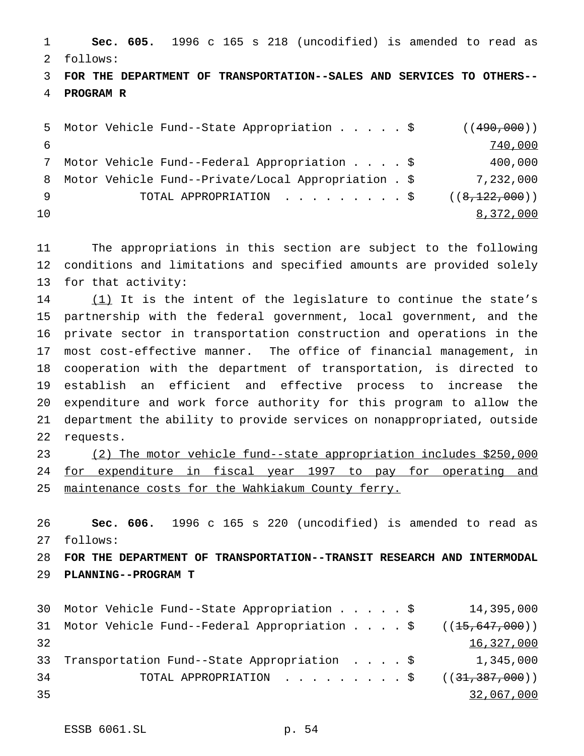**Sec. 605.** 1996 c 165 s 218 (uncodified) is amended to read as follows:

**FOR THE DEPARTMENT OF TRANSPORTATION--SALES AND SERVICES TO OTHERS--PROGRAM R**

| | |
|---|---|
| Motor Vehicle Fund--State Appropriation . . . . . $ | ((~~490,000~~)) <u>740,000</u> |
| Motor Vehicle Fund--Federal Appropriation . . . . $ | 400,000 |
| Motor Vehicle Fund--Private/Local Appropriation . $ | 7,232,000 |
| TOTAL APPROPRIATION . . . . . . . . . $ | ((~~8,122,000~~)) <u>8,372,000</u> |

The appropriations in this section are subject to the following conditions and limitations and specified amounts are provided solely for that activity:

<u>(1)</u> It is the intent of the legislature to continue the state's partnership with the federal government, local government, and the private sector in transportation construction and operations in the most cost-effective manner. The office of financial management, in cooperation with the department of transportation, is directed to establish an efficient and effective process to increase the expenditure and work force authority for this program to allow the department the ability to provide services on nonappropriated, outside requests.

<u>(2) The motor vehicle fund--state appropriation includes $250,000 for expenditure in fiscal year 1997 to pay for operating and maintenance costs for the Wahkiakum County ferry.</u>

**Sec. 606.** 1996 c 165 s 220 (uncodified) is amended to read as follows:

**FOR THE DEPARTMENT OF TRANSPORTATION--TRANSIT RESEARCH AND INTERMODAL PLANNING--PROGRAM T**

| | |
|---|---|
| Motor Vehicle Fund--State Appropriation . . . . . $ | 14,395,000 |
| Motor Vehicle Fund--Federal Appropriation . . . . $ | ((~~15,647,000~~)) <u>16,327,000</u> |
| Transportation Fund--State Appropriation . . . . $ | 1,345,000 |
| TOTAL APPROPRIATION . . . . . . . . . $ | ((~~31,387,000~~)) <u>32,067,000</u> |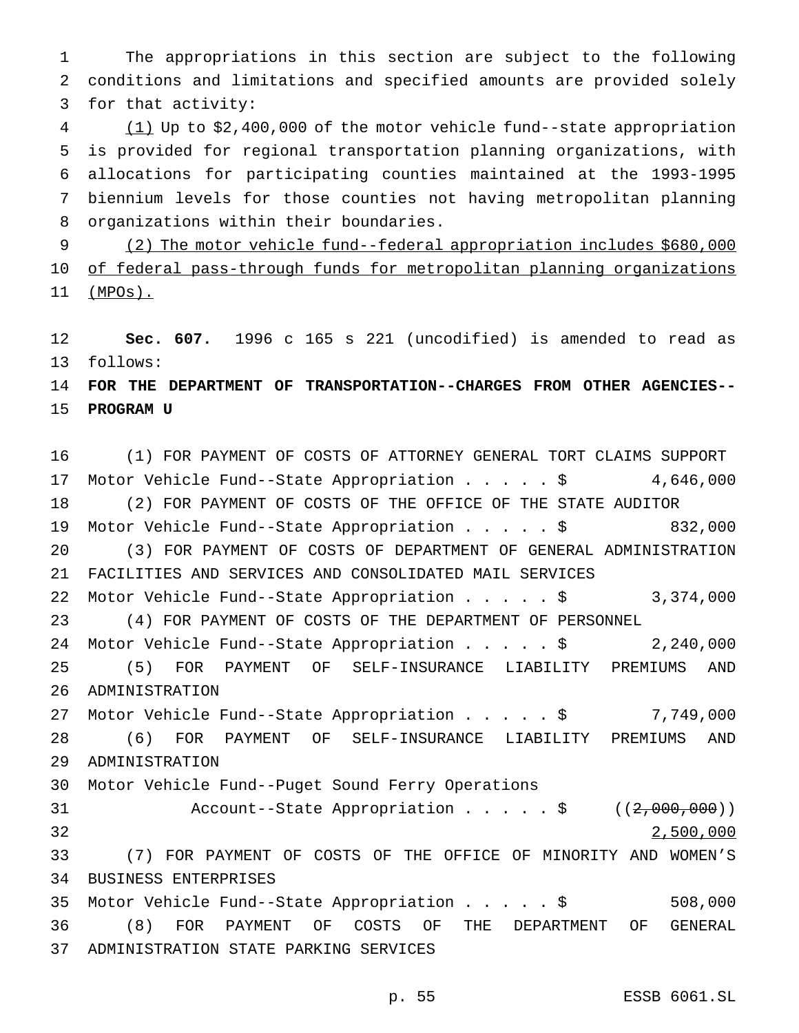The appropriations in this section are subject to the following conditions and limitations and specified amounts are provided solely for that activity:

(1) Up to $2,400,000 of the motor vehicle fund--state appropriation is provided for regional transportation planning organizations, with allocations for participating counties maintained at the 1993-1995 biennium levels for those counties not having metropolitan planning organizations within their boundaries.

(2) The motor vehicle fund--federal appropriation includes $680,000 of federal pass-through funds for metropolitan planning organizations (MPOs).

**Sec. 607.** 1996 c 165 s 221 (uncodified) is amended to read as follows:

**FOR THE DEPARTMENT OF TRANSPORTATION--CHARGES FROM OTHER AGENCIES--PROGRAM U**

(1) FOR PAYMENT OF COSTS OF ATTORNEY GENERAL TORT CLAIMS SUPPORT
Motor Vehicle Fund--State Appropriation . . . . . $ 4,646,000

(2) FOR PAYMENT OF COSTS OF THE OFFICE OF THE STATE AUDITOR
Motor Vehicle Fund--State Appropriation . . . . . $ 832,000

(3) FOR PAYMENT OF COSTS OF DEPARTMENT OF GENERAL ADMINISTRATION FACILITIES AND SERVICES AND CONSOLIDATED MAIL SERVICES
Motor Vehicle Fund--State Appropriation . . . . . $ 3,374,000

(4) FOR PAYMENT OF COSTS OF THE DEPARTMENT OF PERSONNEL
Motor Vehicle Fund--State Appropriation . . . . . $ 2,240,000

(5) FOR PAYMENT OF SELF-INSURANCE LIABILITY PREMIUMS AND ADMINISTRATION
Motor Vehicle Fund--State Appropriation . . . . . $ 7,749,000

(6) FOR PAYMENT OF SELF-INSURANCE LIABILITY PREMIUMS AND ADMINISTRATION
Motor Vehicle Fund--Puget Sound Ferry Operations
Account--State Appropriation . . . . . $ ((~~2,000,000~~))
2,500,000

(7) FOR PAYMENT OF COSTS OF THE OFFICE OF MINORITY AND WOMEN'S BUSINESS ENTERPRISES
Motor Vehicle Fund--State Appropriation . . . . . $ 508,000

(8) FOR PAYMENT OF COSTS OF THE DEPARTMENT OF GENERAL ADMINISTRATION STATE PARKING SERVICES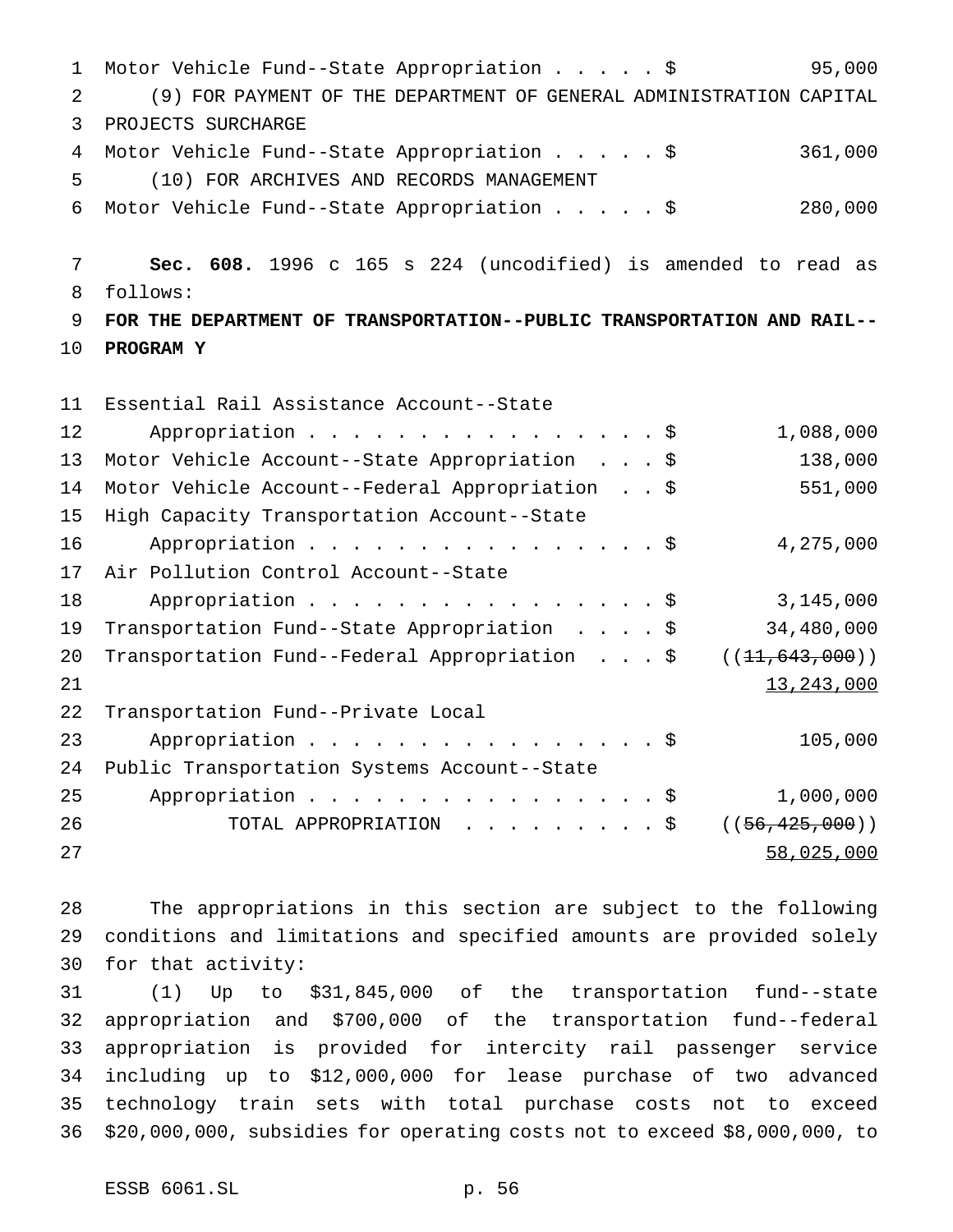Motor Vehicle Fund--State Appropriation . . . . . $ 95,000

(9) FOR PAYMENT OF THE DEPARTMENT OF GENERAL ADMINISTRATION CAPITAL PROJECTS SURCHARGE

Motor Vehicle Fund--State Appropriation . . . . . $ 361,000

(10) FOR ARCHIVES AND RECORDS MANAGEMENT

Motor Vehicle Fund--State Appropriation . . . . . $ 280,000

**Sec. 608.** 1996 c 165 s 224 (uncodified) is amended to read as follows:

**FOR THE DEPARTMENT OF TRANSPORTATION--PUBLIC TRANSPORTATION AND RAIL--PROGRAM Y**

| | |
|---|---|
| Essential Rail Assistance Account--State Appropriation . . . . . . . . . . . . . . . . . $ | 1,088,000 |
| Motor Vehicle Account--State Appropriation . . . $ | 138,000 |
| Motor Vehicle Account--Federal Appropriation . . $ | 551,000 |
| High Capacity Transportation Account--State Appropriation . . . . . . . . . . . . . . . . . $ | 4,275,000 |
| Air Pollution Control Account--State Appropriation . . . . . . . . . . . . . . . . . $ | 3,145,000 |
| Transportation Fund--State Appropriation . . . . $ | 34,480,000 |
| Transportation Fund--Federal Appropriation . . . $ | ((~~11,643,000~~)) <u>13,243,000</u> |
| Transportation Fund--Private Local Appropriation . . . . . . . . . . . . . . . . . $ | 105,000 |
| Public Transportation Systems Account--State Appropriation . . . . . . . . . . . . . . . . . $ | 1,000,000 |
| TOTAL APPROPRIATION . . . . . . . . . $ | ((~~56,425,000~~)) <u>58,025,000</u> |

The appropriations in this section are subject to the following conditions and limitations and specified amounts are provided solely for that activity:

(1) Up to $31,845,000 of the transportation fund--state appropriation and $700,000 of the transportation fund--federal appropriation is provided for intercity rail passenger service including up to $12,000,000 for lease purchase of two advanced technology train sets with total purchase costs not to exceed $20,000,000, subsidies for operating costs not to exceed $8,000,000, to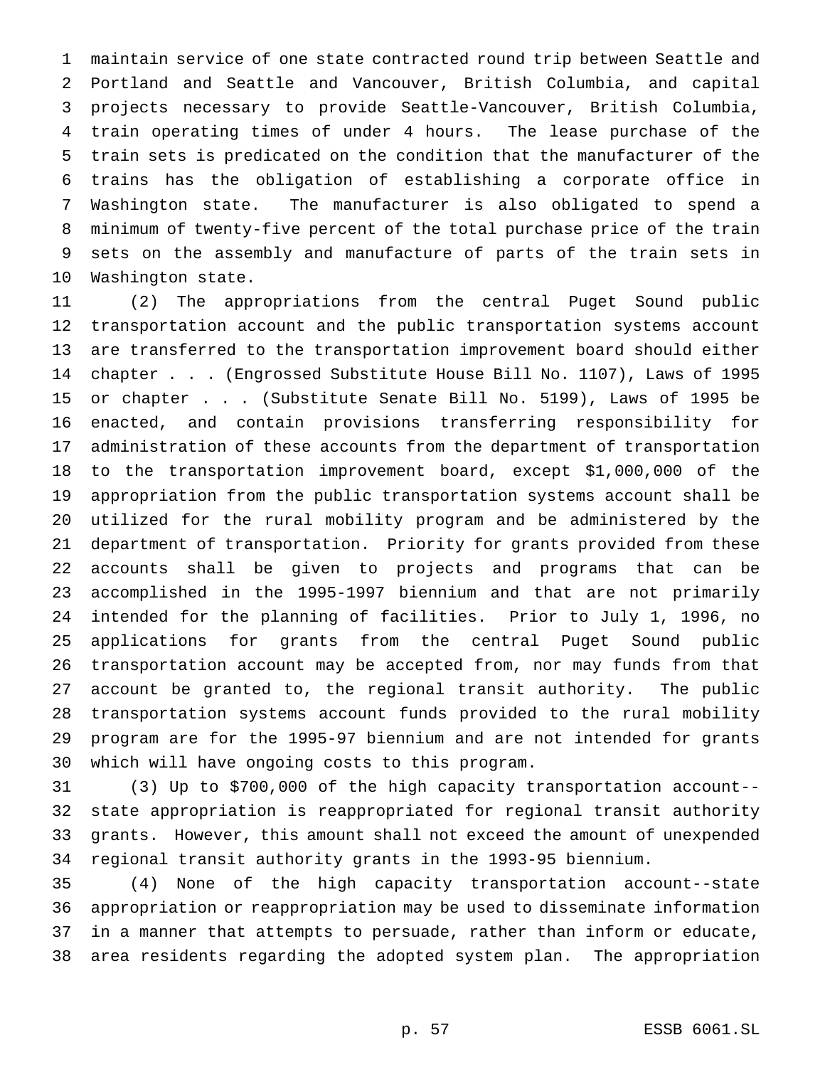maintain service of one state contracted round trip between Seattle and Portland and Seattle and Vancouver, British Columbia, and capital projects necessary to provide Seattle-Vancouver, British Columbia, train operating times of under 4 hours. The lease purchase of the train sets is predicated on the condition that the manufacturer of the trains has the obligation of establishing a corporate office in Washington state. The manufacturer is also obligated to spend a minimum of twenty-five percent of the total purchase price of the train sets on the assembly and manufacture of parts of the train sets in Washington state.

(2) The appropriations from the central Puget Sound public transportation account and the public transportation systems account are transferred to the transportation improvement board should either chapter . . . (Engrossed Substitute House Bill No. 1107), Laws of 1995 or chapter . . . (Substitute Senate Bill No. 5199), Laws of 1995 be enacted, and contain provisions transferring responsibility for administration of these accounts from the department of transportation to the transportation improvement board, except $1,000,000 of the appropriation from the public transportation systems account shall be utilized for the rural mobility program and be administered by the department of transportation. Priority for grants provided from these accounts shall be given to projects and programs that can be accomplished in the 1995-1997 biennium and that are not primarily intended for the planning of facilities. Prior to July 1, 1996, no applications for grants from the central Puget Sound public transportation account may be accepted from, nor may funds from that account be granted to, the regional transit authority. The public transportation systems account funds provided to the rural mobility program are for the 1995-97 biennium and are not intended for grants which will have ongoing costs to this program.

(3) Up to $700,000 of the high capacity transportation account--state appropriation is reappropriated for regional transit authority grants. However, this amount shall not exceed the amount of unexpended regional transit authority grants in the 1993-95 biennium.

(4) None of the high capacity transportation account--state appropriation or reappropriation may be used to disseminate information in a manner that attempts to persuade, rather than inform or educate, area residents regarding the adopted system plan. The appropriation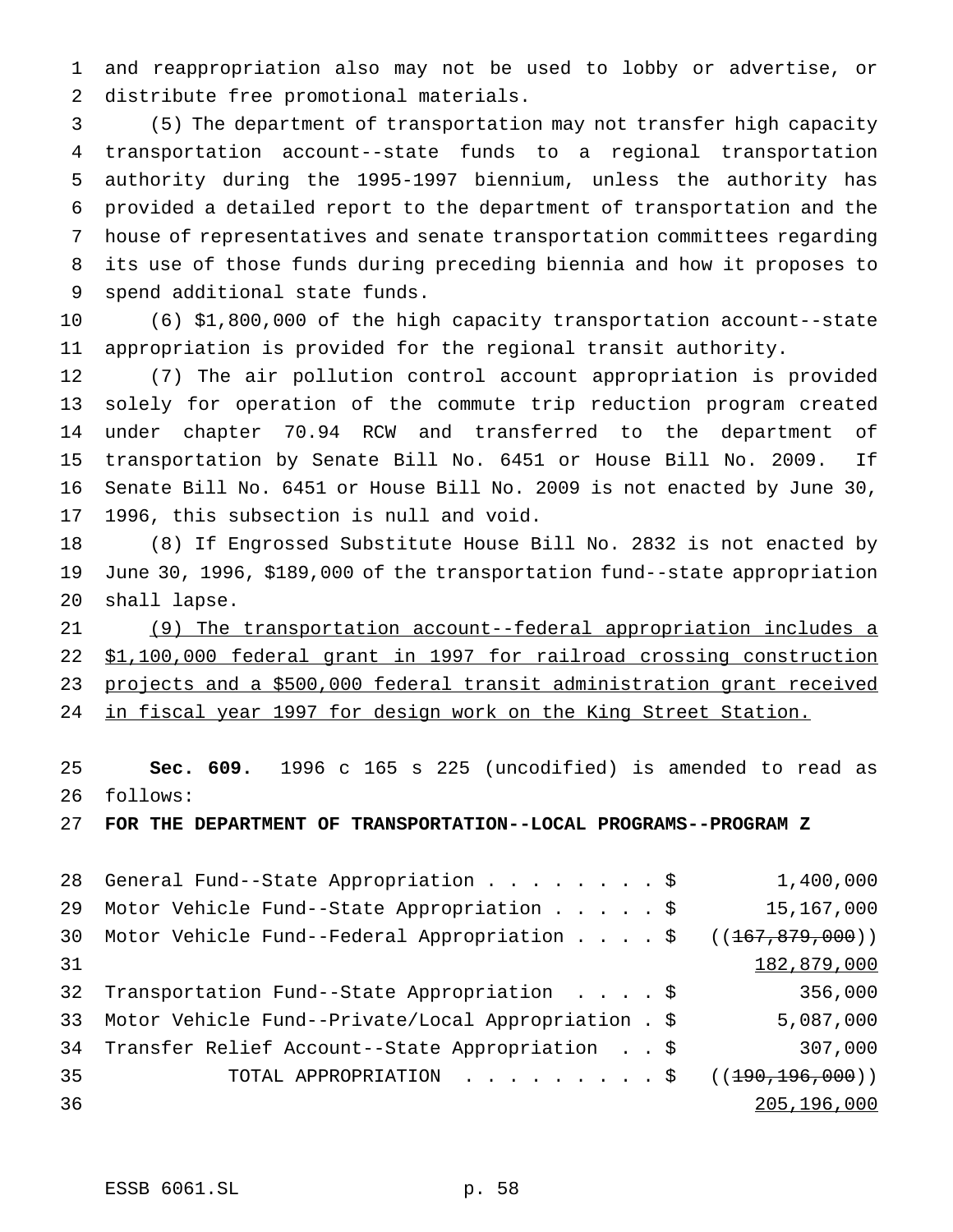and reappropriation also may not be used to lobby or advertise, or distribute free promotional materials.

(5) The department of transportation may not transfer high capacity transportation account--state funds to a regional transportation authority during the 1995-1997 biennium, unless the authority has provided a detailed report to the department of transportation and the house of representatives and senate transportation committees regarding its use of those funds during preceding biennia and how it proposes to spend additional state funds.

(6) $1,800,000 of the high capacity transportation account--state appropriation is provided for the regional transit authority.

(7) The air pollution control account appropriation is provided solely for operation of the commute trip reduction program created under chapter 70.94 RCW and transferred to the department of transportation by Senate Bill No. 6451 or House Bill No. 2009. If Senate Bill No. 6451 or House Bill No. 2009 is not enacted by June 30, 1996, this subsection is null and void.

(8) If Engrossed Substitute House Bill No. 2832 is not enacted by June 30, 1996, $189,000 of the transportation fund--state appropriation shall lapse.

(9) The transportation account--federal appropriation includes a $1,100,000 federal grant in 1997 for railroad crossing construction projects and a $500,000 federal transit administration grant received in fiscal year 1997 for design work on the King Street Station.

**Sec. 609.** 1996 c 165 s 225 (uncodified) is amended to read as follows:

**FOR THE DEPARTMENT OF TRANSPORTATION--LOCAL PROGRAMS--PROGRAM Z**

| | |
|---|---|
| General Fund--State Appropriation . . . . . . . . $ | 1,400,000 |
| Motor Vehicle Fund--State Appropriation . . . . . $ | 15,167,000 |
| Motor Vehicle Fund--Federal Appropriation . . . . $ | ((~~167,879,000~~)) 182,879,000 |
| Transportation Fund--State Appropriation . . . . $ | 356,000 |
| Motor Vehicle Fund--Private/Local Appropriation . $ | 5,087,000 |
| Transfer Relief Account--State Appropriation . . $ | 307,000 |
| TOTAL APPROPRIATION . . . . . . . . . $ | ((~~190,196,000~~)) 205,196,000 |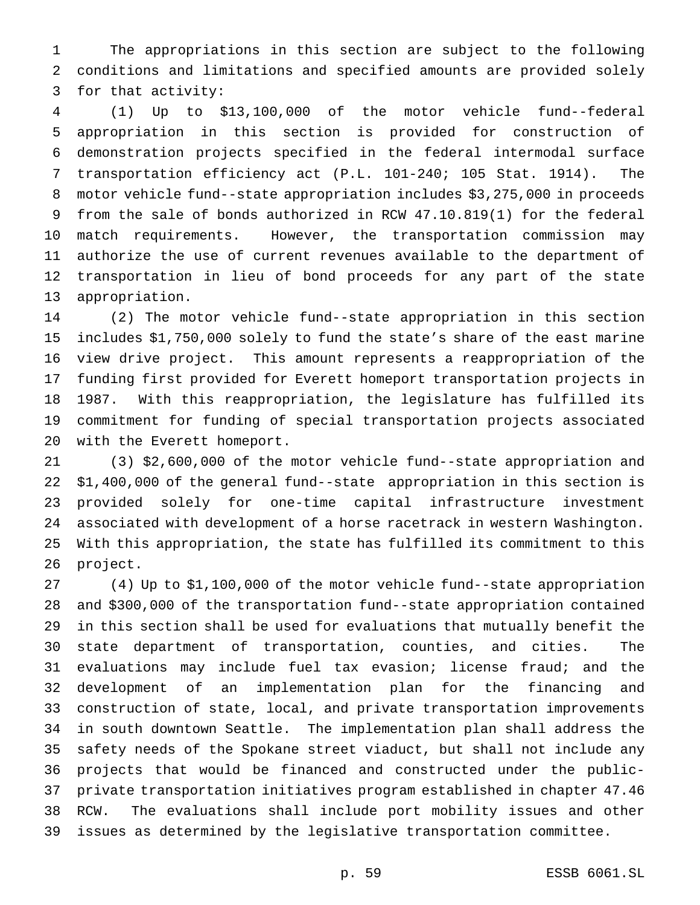The appropriations in this section are subject to the following conditions and limitations and specified amounts are provided solely for that activity:

(1) Up to $13,100,000 of the motor vehicle fund--federal appropriation in this section is provided for construction of demonstration projects specified in the federal intermodal surface transportation efficiency act (P.L. 101-240; 105 Stat. 1914). The motor vehicle fund--state appropriation includes $3,275,000 in proceeds from the sale of bonds authorized in RCW 47.10.819(1) for the federal match requirements. However, the transportation commission may authorize the use of current revenues available to the department of transportation in lieu of bond proceeds for any part of the state appropriation.

(2) The motor vehicle fund--state appropriation in this section includes $1,750,000 solely to fund the state's share of the east marine view drive project. This amount represents a reappropriation of the funding first provided for Everett homeport transportation projects in 1987. With this reappropriation, the legislature has fulfilled its commitment for funding of special transportation projects associated with the Everett homeport.

(3) $2,600,000 of the motor vehicle fund--state appropriation and $1,400,000 of the general fund--state appropriation in this section is provided solely for one-time capital infrastructure investment associated with development of a horse racetrack in western Washington. With this appropriation, the state has fulfilled its commitment to this project.

(4) Up to $1,100,000 of the motor vehicle fund--state appropriation and $300,000 of the transportation fund--state appropriation contained in this section shall be used for evaluations that mutually benefit the state department of transportation, counties, and cities. The evaluations may include fuel tax evasion; license fraud; and the development of an implementation plan for the financing and construction of state, local, and private transportation improvements in south downtown Seattle. The implementation plan shall address the safety needs of the Spokane street viaduct, but shall not include any projects that would be financed and constructed under the public-private transportation initiatives program established in chapter 47.46 RCW. The evaluations shall include port mobility issues and other issues as determined by the legislative transportation committee.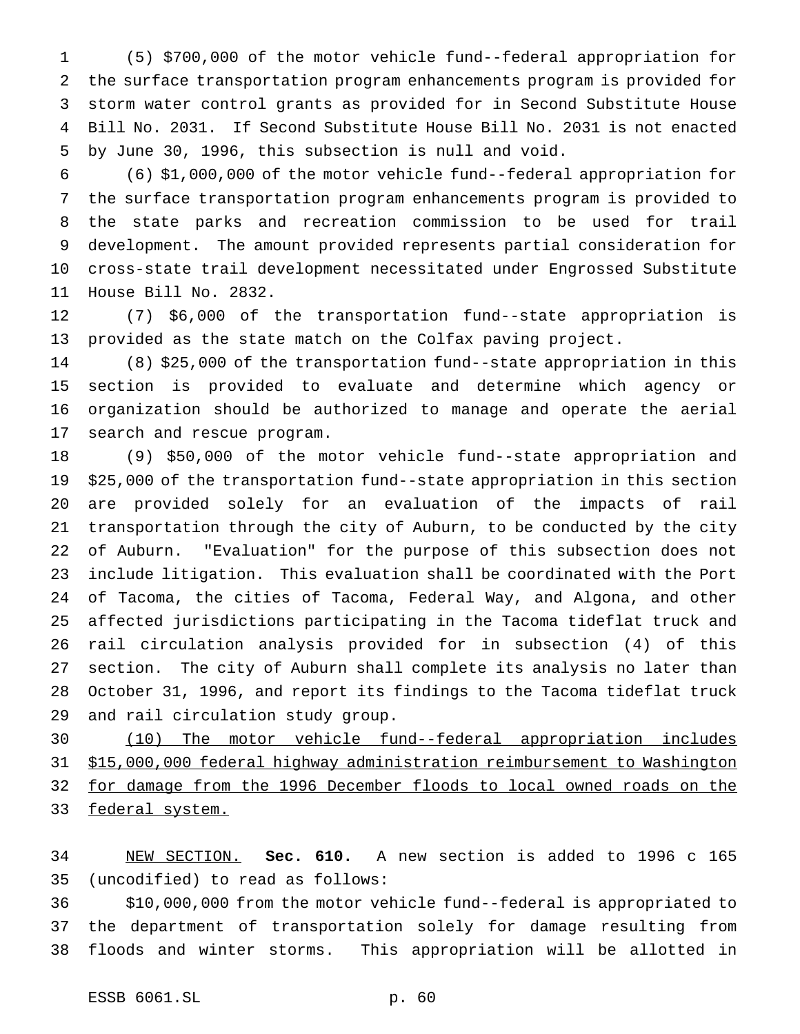(5) $700,000 of the motor vehicle fund--federal appropriation for the surface transportation program enhancements program is provided for storm water control grants as provided for in Second Substitute House Bill No. 2031. If Second Substitute House Bill No. 2031 is not enacted by June 30, 1996, this subsection is null and void.

(6) $1,000,000 of the motor vehicle fund--federal appropriation for the surface transportation program enhancements program is provided to the state parks and recreation commission to be used for trail development. The amount provided represents partial consideration for cross-state trail development necessitated under Engrossed Substitute House Bill No. 2832.

(7) $6,000 of the transportation fund--state appropriation is provided as the state match on the Colfax paving project.

(8) $25,000 of the transportation fund--state appropriation in this section is provided to evaluate and determine which agency or organization should be authorized to manage and operate the aerial search and rescue program.

(9) $50,000 of the motor vehicle fund--state appropriation and $25,000 of the transportation fund--state appropriation in this section are provided solely for an evaluation of the impacts of rail transportation through the city of Auburn, to be conducted by the city of Auburn. "Evaluation" for the purpose of this subsection does not include litigation. This evaluation shall be coordinated with the Port of Tacoma, the cities of Tacoma, Federal Way, and Algona, and other affected jurisdictions participating in the Tacoma tideflat truck and rail circulation analysis provided for in subsection (4) of this section. The city of Auburn shall complete its analysis no later than October 31, 1996, and report its findings to the Tacoma tideflat truck and rail circulation study group.

<u>(10) The motor vehicle fund--federal appropriation includes $15,000,000 federal highway administration reimbursement to Washington for damage from the 1996 December floods to local owned roads on the federal system.</u>

<u>NEW SECTION.</u> **Sec. 610.** A new section is added to 1996 c 165 (uncodified) to read as follows:

$10,000,000 from the motor vehicle fund--federal is appropriated to the department of transportation solely for damage resulting from floods and winter storms. This appropriation will be allotted in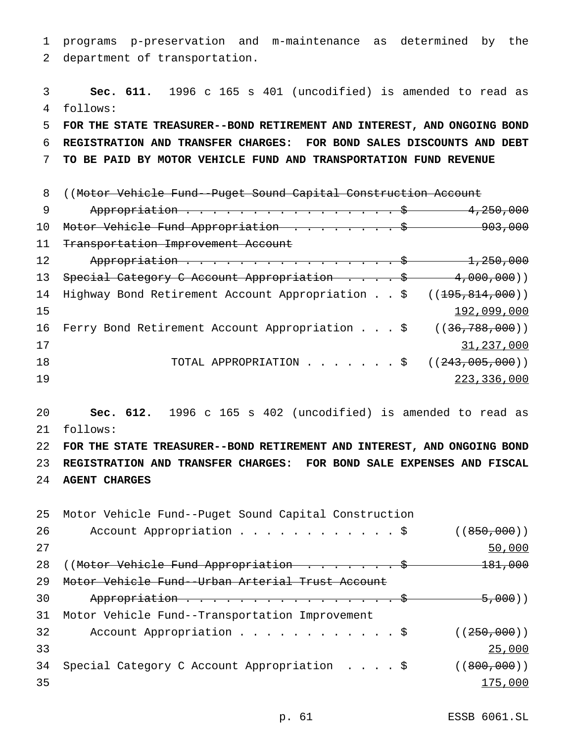programs p-preservation and m-maintenance as determined by the department of transportation.

**Sec. 611.** 1996 c 165 s 401 (uncodified) is amended to read as follows:

**FOR THE STATE TREASURER--BOND RETIREMENT AND INTEREST, AND ONGOING BOND REGISTRATION AND TRANSFER CHARGES: FOR BOND SALES DISCOUNTS AND DEBT TO BE PAID BY MOTOR VEHICLE FUND AND TRANSPORTATION FUND REVENUE**

| | |
|---|---|
| ((~~Motor Vehicle Fund--Puget Sound Capital Construction Account Appropriation~~ | ~~$ 4,250,000~~ |
| ~~Motor Vehicle Fund Appropriation~~ | ~~$ 903,000~~ |
| ~~Transportation Improvement Account Appropriation~~ | ~~$ 1,250,000~~ |
| ~~Special Category C Account Appropriation~~ | ~~$ 4,000,000~~)) |
| Highway Bond Retirement Account Appropriation | $ ((~~195,814,000~~)) <u>192,099,000</u> |
| Ferry Bond Retirement Account Appropriation | $ ((~~36,788,000~~)) <u>31,237,000</u> |
| TOTAL APPROPRIATION | $ ((~~243,005,000~~)) <u>223,336,000</u> |

**Sec. 612.** 1996 c 165 s 402 (uncodified) is amended to read as follows:

**FOR THE STATE TREASURER--BOND RETIREMENT AND INTEREST, AND ONGOING BOND REGISTRATION AND TRANSFER CHARGES: FOR BOND SALE EXPENSES AND FISCAL AGENT CHARGES**

| | |
|---|---|
| Motor Vehicle Fund--Puget Sound Capital Construction Account Appropriation | $ ((~~850,000~~)) <u>50,000</u> |
| ((~~Motor Vehicle Fund Appropriation~~ | ~~$ 181,000~~ |
| ~~Motor Vehicle Fund--Urban Arterial Trust Account Appropriation~~ | ~~$ 5,000~~)) |
| Motor Vehicle Fund--Transportation Improvement Account Appropriation | $ ((~~250,000~~)) <u>25,000</u> |
| Special Category C Account Appropriation | $ ((~~800,000~~)) <u>175,000</u> |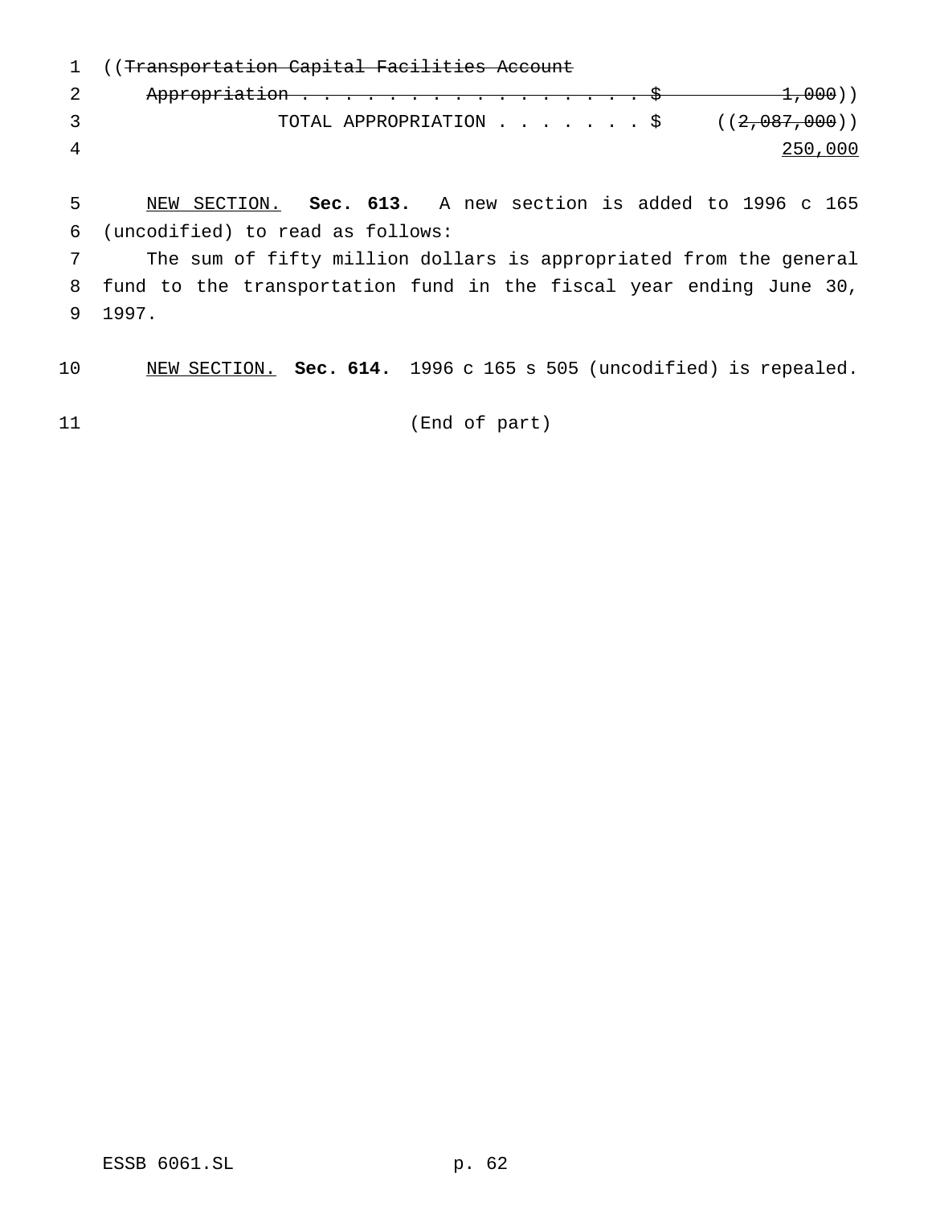((~~Transportation Capital Facilities Account~~
~~Appropriation . . . . . . . . . . . . . . . . . . $ 1,000~~))
TOTAL APPROPRIATION . . . . . . . $ ((~~2,087,000~~))
250,000

NEW SECTION. **Sec. 613.** A new section is added to 1996 c 165 (uncodified) to read as follows:

The sum of fifty million dollars is appropriated from the general fund to the transportation fund in the fiscal year ending June 30, 1997.

NEW SECTION. **Sec. 614.** 1996 c 165 s 505 (uncodified) is repealed.

(End of part)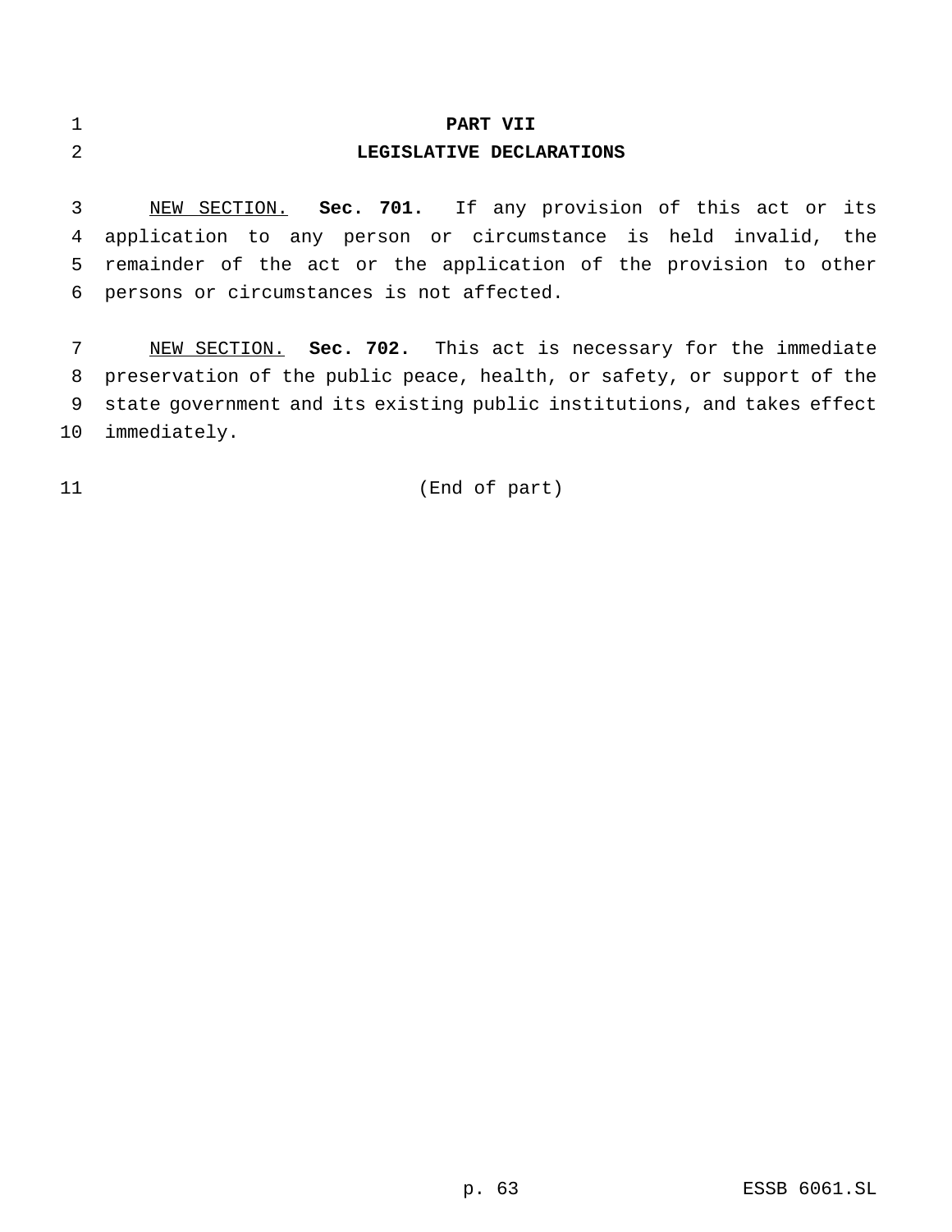# PART VII
## LEGISLATIVE DECLARATIONS

NEW SECTION. **Sec. 701.** If any provision of this act or its application to any person or circumstance is held invalid, the remainder of the act or the application of the provision to other persons or circumstances is not affected.

NEW SECTION. **Sec. 702.** This act is necessary for the immediate preservation of the public peace, health, or safety, or support of the state government and its existing public institutions, and takes effect immediately.

(End of part)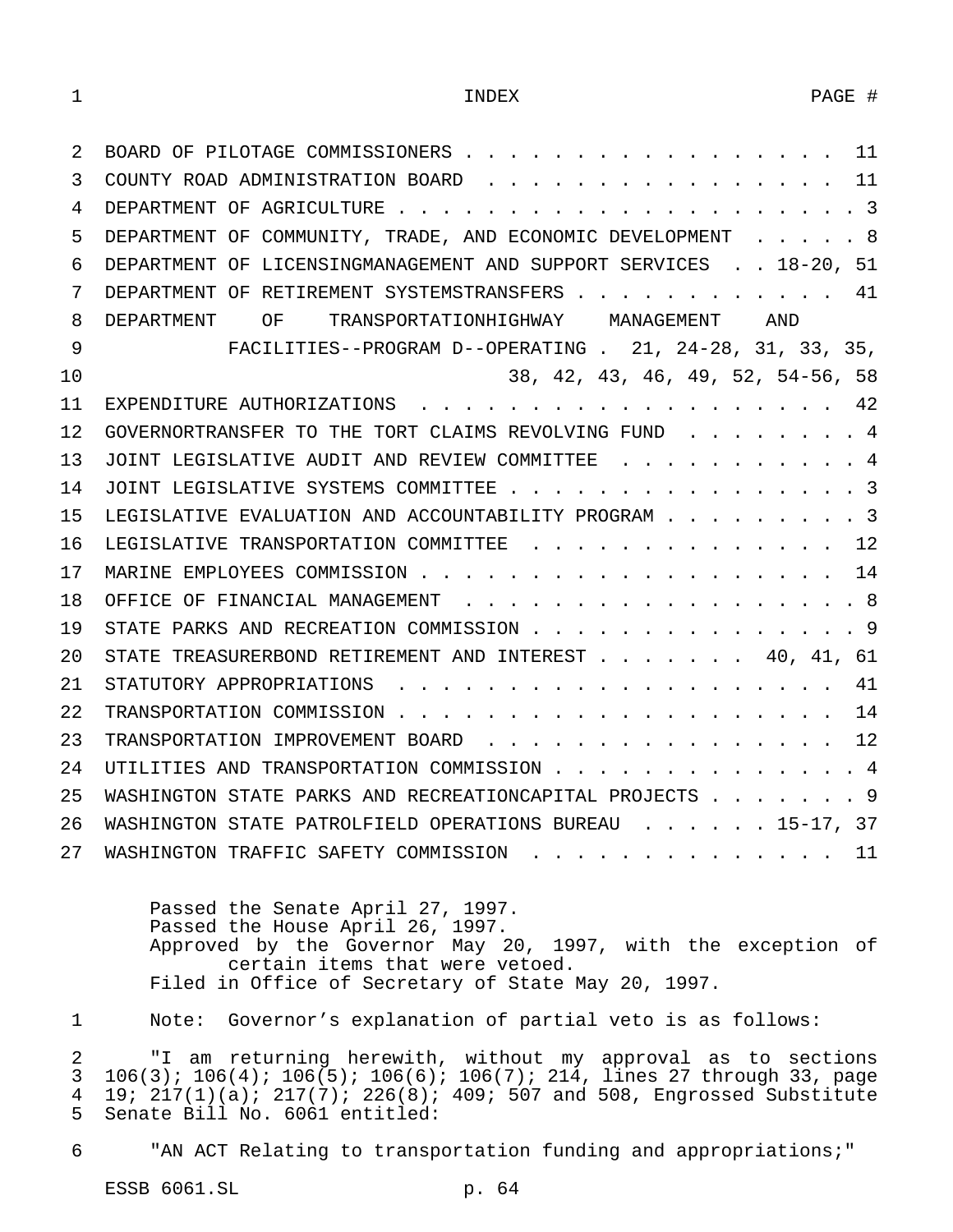INDEX PAGE #

| | |
|---|---|
| BOARD OF PILOTAGE COMMISSIONERS | 11 |
| COUNTY ROAD ADMINISTRATION BOARD | 11 |
| DEPARTMENT OF AGRICULTURE | 3 |
| DEPARTMENT OF COMMUNITY, TRADE, AND ECONOMIC DEVELOPMENT | 8 |
| DEPARTMENT OF LICENSINGMANAGEMENT AND SUPPORT SERVICES | 18-20, 51 |
| DEPARTMENT OF RETIREMENT SYSTEMSTRANSFERS | 41 |
| DEPARTMENT OF TRANSPORTATIONHIGHWAY MANAGEMENT AND FACILITIES--PROGRAM D--OPERATING | 21, 24-28, 31, 33, 35, 38, 42, 43, 46, 49, 52, 54-56, 58 |
| EXPENDITURE AUTHORIZATIONS | 42 |
| GOVERNORTRANSFER TO THE TORT CLAIMS REVOLVING FUND | 4 |
| JOINT LEGISLATIVE AUDIT AND REVIEW COMMITTEE | 4 |
| JOINT LEGISLATIVE SYSTEMS COMMITTEE | 3 |
| LEGISLATIVE EVALUATION AND ACCOUNTABILITY PROGRAM | 3 |
| LEGISLATIVE TRANSPORTATION COMMITTEE | 12 |
| MARINE EMPLOYEES COMMISSION | 14 |
| OFFICE OF FINANCIAL MANAGEMENT | 8 |
| STATE PARKS AND RECREATION COMMISSION | 9 |
| STATE TREASURERBOND RETIREMENT AND INTEREST | 40, 41, 61 |
| STATUTORY APPROPRIATIONS | 41 |
| TRANSPORTATION COMMISSION | 14 |
| TRANSPORTATION IMPROVEMENT BOARD | 12 |
| UTILITIES AND TRANSPORTATION COMMISSION | 4 |
| WASHINGTON STATE PARKS AND RECREATIONCAPITAL PROJECTS | 9 |
| WASHINGTON STATE PATROLFIELD OPERATIONS BUREAU | 15-17, 37 |
| WASHINGTON TRAFFIC SAFETY COMMISSION | 11 |

Passed the Senate April 27, 1997.
Passed the House April 26, 1997.
Approved by the Governor May 20, 1997, with the exception of certain items that were vetoed.
Filed in Office of Secretary of State May 20, 1997.

Note: Governor's explanation of partial veto is as follows:

"I am returning herewith, without my approval as to sections 106(3); 106(4); 106(5); 106(6); 106(7); 214, lines 27 through 33, page 19; 217(1)(a); 217(7); 226(8); 409; 507 and 508, Engrossed Substitute Senate Bill No. 6061 entitled:

"AN ACT Relating to transportation funding and appropriations;"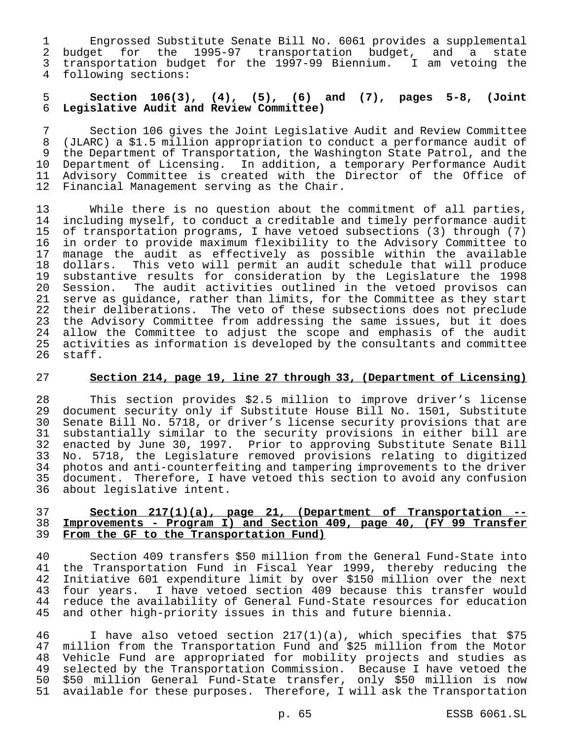Engrossed Substitute Senate Bill No. 6061 provides a supplemental budget for the 1995-97 transportation budget, and a state transportation budget for the 1997-99 Biennium. I am vetoing the following sections:

**Section 106(3), (4), (5), (6) and (7), pages 5-8, (Joint Legislative Audit and Review Committee)**

Section 106 gives the Joint Legislative Audit and Review Committee (JLARC) a $1.5 million appropriation to conduct a performance audit of the Department of Transportation, the Washington State Patrol, and the Department of Licensing. In addition, a temporary Performance Audit Advisory Committee is created with the Director of the Office of Financial Management serving as the Chair.

While there is no question about the commitment of all parties, including myself, to conduct a creditable and timely performance audit of transportation programs, I have vetoed subsections (3) through (7) in order to provide maximum flexibility to the Advisory Committee to manage the audit as effectively as possible within the available dollars. This veto will permit an audit schedule that will produce substantive results for consideration by the Legislature the 1998 Session. The audit activities outlined in the vetoed provisos can serve as guidance, rather than limits, for the Committee as they start their deliberations. The veto of these subsections does not preclude the Advisory Committee from addressing the same issues, but it does allow the Committee to adjust the scope and emphasis of the audit activities as information is developed by the consultants and committee staff.

**Section 214, page 19, line 27 through 33, (Department of Licensing)**

This section provides $2.5 million to improve driver's license document security only if Substitute House Bill No. 1501, Substitute Senate Bill No. 5718, or driver's license security provisions that are substantially similar to the security provisions in either bill are enacted by June 30, 1997. Prior to approving Substitute Senate Bill No. 5718, the Legislature removed provisions relating to digitized photos and anti-counterfeiting and tampering improvements to the driver document. Therefore, I have vetoed this section to avoid any confusion about legislative intent.

**Section 217(1)(a), page 21, (Department of Transportation -- Improvements - Program I) and Section 409, page 40, (FY 99 Transfer From the GF to the Transportation Fund)**

Section 409 transfers $50 million from the General Fund-State into the Transportation Fund in Fiscal Year 1999, thereby reducing the Initiative 601 expenditure limit by over $150 million over the next four years. I have vetoed section 409 because this transfer would reduce the availability of General Fund-State resources for education and other high-priority issues in this and future biennia.

I have also vetoed section 217(1)(a), which specifies that $75 million from the Transportation Fund and $25 million from the Motor Vehicle Fund are appropriated for mobility projects and studies as selected by the Transportation Commission. Because I have vetoed the $50 million General Fund-State transfer, only $50 million is now available for these purposes. Therefore, I will ask the Transportation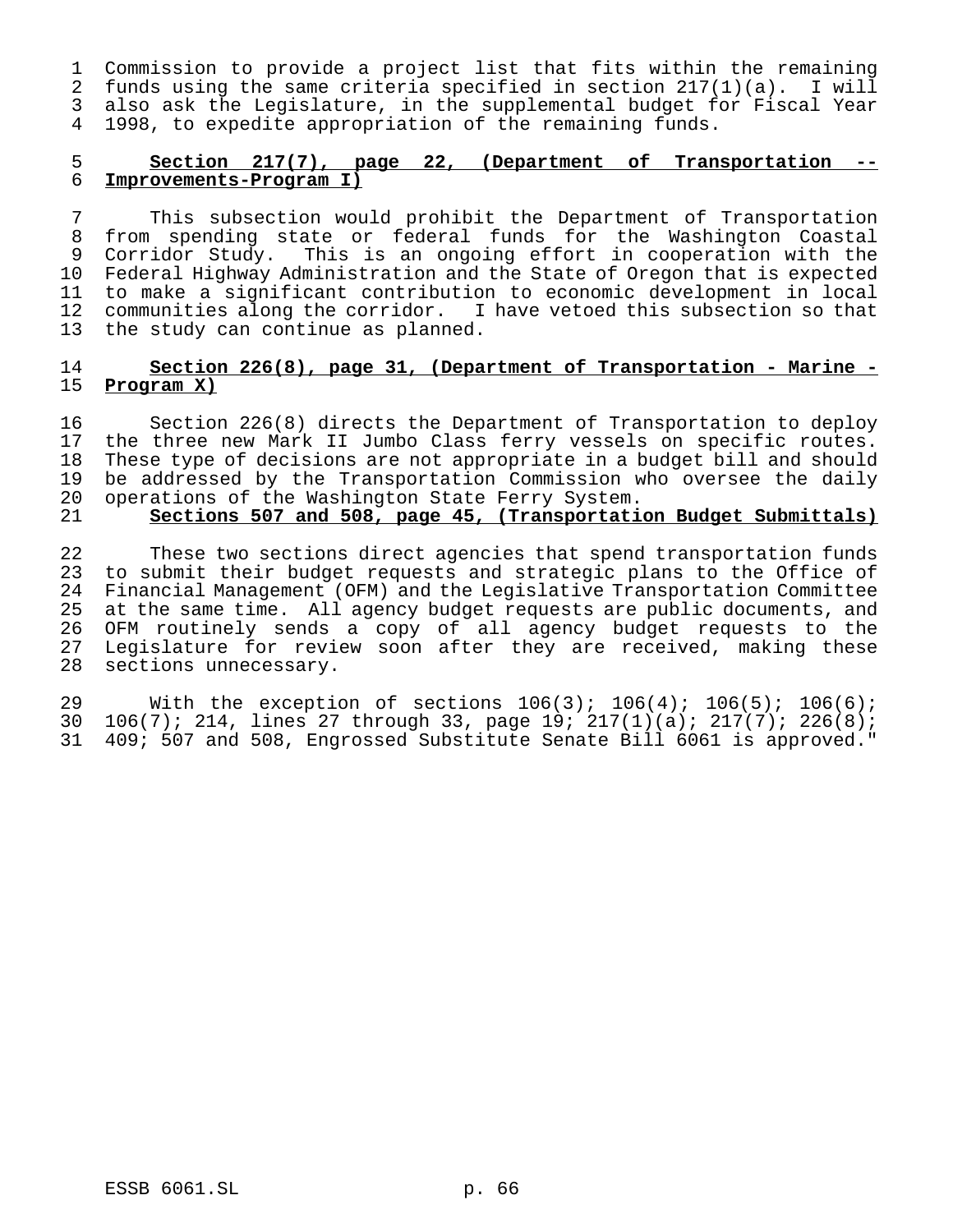Commission to provide a project list that fits within the remaining funds using the same criteria specified in section 217(1)(a). I will also ask the Legislature, in the supplemental budget for Fiscal Year 1998, to expedite appropriation of the remaining funds.

**Section 217(7), page 22, (Department of Transportation -- Improvements-Program I)**

This subsection would prohibit the Department of Transportation from spending state or federal funds for the Washington Coastal Corridor Study. This is an ongoing effort in cooperation with the Federal Highway Administration and the State of Oregon that is expected to make a significant contribution to economic development in local communities along the corridor. I have vetoed this subsection so that the study can continue as planned.

**Section 226(8), page 31, (Department of Transportation - Marine - Program X)**

Section 226(8) directs the Department of Transportation to deploy the three new Mark II Jumbo Class ferry vessels on specific routes. These type of decisions are not appropriate in a budget bill and should be addressed by the Transportation Commission who oversee the daily operations of the Washington State Ferry System.

**Sections 507 and 508, page 45, (Transportation Budget Submittals)**

These two sections direct agencies that spend transportation funds to submit their budget requests and strategic plans to the Office of Financial Management (OFM) and the Legislative Transportation Committee at the same time. All agency budget requests are public documents, and OFM routinely sends a copy of all agency budget requests to the Legislature for review soon after they are received, making these sections unnecessary.

With the exception of sections 106(3); 106(4); 106(5); 106(6); 106(7); 214, lines 27 through 33, page 19; 217(1)(a); 217(7); 226(8); 409; 507 and 508, Engrossed Substitute Senate Bill 6061 is approved."